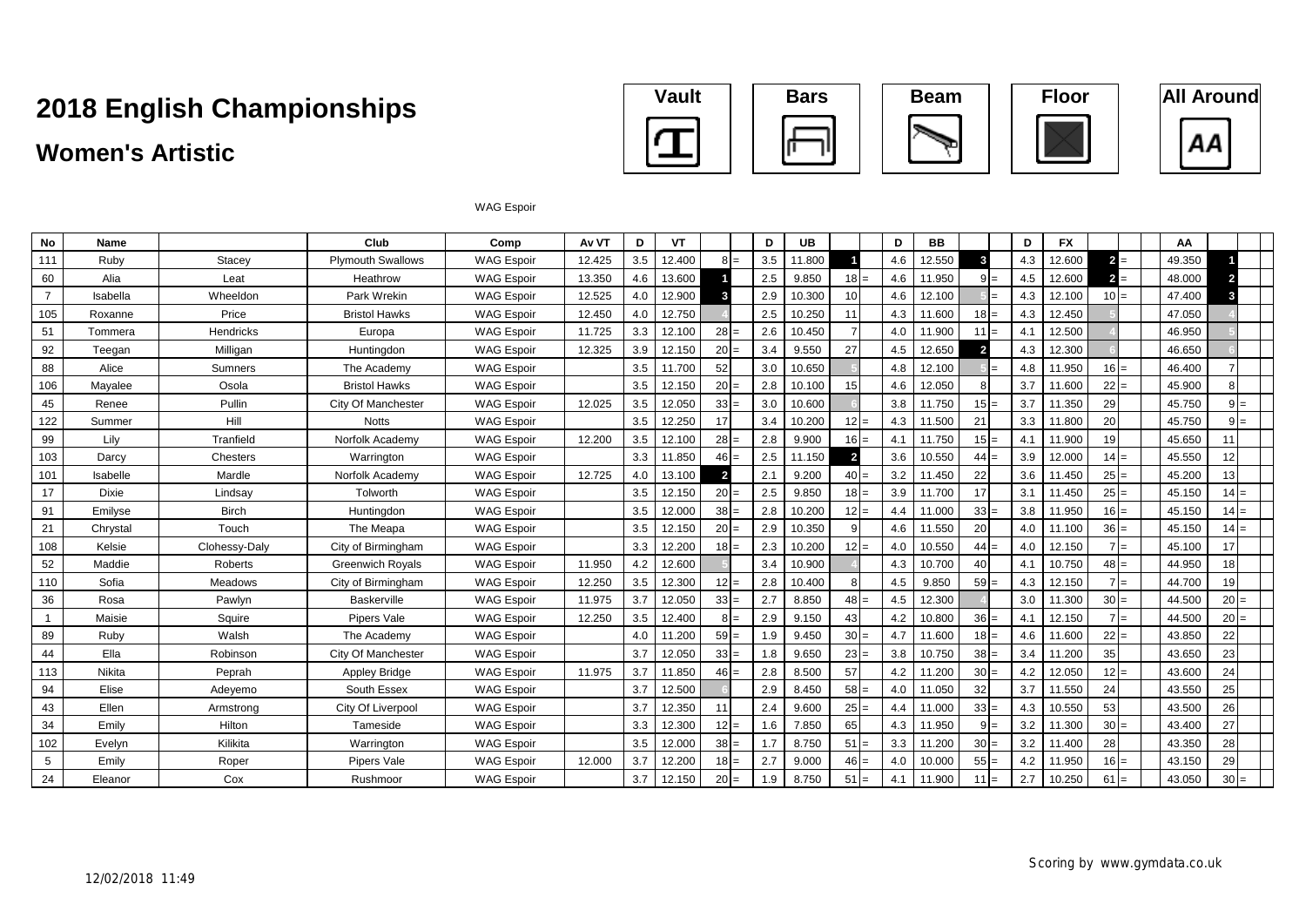# 2018 English Championships

## Women's Artistic

Vault | Bars | Beam | Floor | All Around

WAG Espoir

| No | Name | | Club | Comp | Av VT | D | VT | | | D | UB | | | D | BB | | | D | FX | | | AA | | |
|---|---|---|---|---|---|---|---|---|---|---|---|---|---|---|---|---|---|---|---|---|---|---|---|---|
| 111 | Ruby | Stacey | Plymouth Swallows | WAG Espoir | 12.425 | 3.5 | 12.400 | 8 | = | 3.5 | 11.800 | 1 | | 4.6 | 12.550 | 3 | | 4.3 | 12.600 | 2 | = | 49.350 | 1 | |
| 60 | Alia | Leat | Heathrow | WAG Espoir | 13.350 | 4.6 | 13.600 | 1 | | 2.5 | 9.850 | 18 | = | 4.6 | 11.950 | 9 | = | 4.5 | 12.600 | 2 | = | 48.000 | 2 | |
| 7 | Isabella | Wheeldon | Park Wrekin | WAG Espoir | 12.525 | 4.0 | 12.900 | 3 | | 2.9 | 10.300 | 10 | | 4.6 | 12.100 | 5 | = | 4.3 | 12.100 | 10 | = | 47.400 | 3 | |
| 105 | Roxanne | Price | Bristol Hawks | WAG Espoir | 12.450 | 4.0 | 12.750 | 4 | | 2.5 | 10.250 | 11 | | 4.3 | 11.600 | 18 | = | 4.3 | 12.450 | 5 | | 47.050 | 4 | |
| 51 | Tommera | Hendricks | Europa | WAG Espoir | 11.725 | 3.3 | 12.100 | 28 | = | 2.6 | 10.450 | 7 | | 4.0 | 11.900 | 11 | = | 4.1 | 12.500 | 4 | | 46.950 | 5 | |
| 92 | Teegan | Milligan | Huntingdon | WAG Espoir | 12.325 | 3.9 | 12.150 | 20 | = | 3.4 | 9.550 | 27 | | 4.5 | 12.650 | 2 | | 4.3 | 12.300 | 6 | | 46.650 | 6 | |
| 88 | Alice | Sumners | The Academy | WAG Espoir | | 3.5 | 11.700 | 52 | | 3.0 | 10.650 | 5 | | 4.8 | 12.100 | 5 | = | 4.8 | 11.950 | 16 | = | 46.400 | 7 | |
| 106 | Mayalee | Osola | Bristol Hawks | WAG Espoir | | 3.5 | 12.150 | 20 | = | 2.8 | 10.100 | 15 | | 4.6 | 12.050 | 8 | | 3.7 | 11.600 | 22 | = | 45.900 | 8 | |
| 45 | Renee | Pullin | City Of Manchester | WAG Espoir | 12.025 | 3.5 | 12.050 | 33 | = | 3.0 | 10.600 | 6 | | 3.8 | 11.750 | 15 | = | 3.7 | 11.350 | 29 | | 45.750 | 9 | = |
| 122 | Summer | Hill | Notts | WAG Espoir | | 3.5 | 12.250 | 17 | | 3.4 | 10.200 | 12 | = | 4.3 | 11.500 | 21 | | 3.3 | 11.800 | 20 | | 45.750 | 9 | = |
| 99 | Lily | Tranfield | Norfolk Academy | WAG Espoir | 12.200 | 3.5 | 12.100 | 28 | = | 2.8 | 9.900 | 16 | = | 4.1 | 11.750 | 15 | = | 4.1 | 11.900 | 19 | | 45.650 | 11 | |
| 103 | Darcy | Chesters | Warrington | WAG Espoir | | 3.3 | 11.850 | 46 | = | 2.5 | 11.150 | 2 | | 3.6 | 10.550 | 44 | = | 3.9 | 12.000 | 14 | = | 45.550 | 12 | |
| 101 | Isabelle | Mardle | Norfolk Academy | WAG Espoir | 12.725 | 4.0 | 13.100 | 2 | | 2.1 | 9.200 | 40 | = | 3.2 | 11.450 | 22 | | 3.6 | 11.450 | 25 | = | 45.200 | 13 | |
| 17 | Dixie | Lindsay | Tolworth | WAG Espoir | | 3.5 | 12.150 | 20 | = | 2.5 | 9.850 | 18 | = | 3.9 | 11.700 | 17 | | 3.1 | 11.450 | 25 | = | 45.150 | 14 | = |
| 91 | Emilyse | Birch | Huntingdon | WAG Espoir | | 3.5 | 12.000 | 38 | = | 2.8 | 10.200 | 12 | = | 4.4 | 11.000 | 33 | = | 3.8 | 11.950 | 16 | = | 45.150 | 14 | = |
| 21 | Chrystal | Touch | The Meapa | WAG Espoir | | 3.5 | 12.150 | 20 | = | 2.9 | 10.350 | 9 | | 4.6 | 11.550 | 20 | | 4.0 | 11.100 | 36 | = | 45.150 | 14 | = |
| 108 | Kelsie | Clohessy-Daly | City of Birmingham | WAG Espoir | | 3.3 | 12.200 | 18 | = | 2.3 | 10.200 | 12 | = | 4.0 | 10.550 | 44 | = | 4.0 | 12.150 | 7 | = | 45.100 | 17 | |
| 52 | Maddie | Roberts | Greenwich Royals | WAG Espoir | 11.950 | 4.2 | 12.600 | 5 | | 3.4 | 10.900 | 4 | | 4.3 | 10.700 | 40 | | 4.1 | 10.750 | 48 | = | 44.950 | 18 | |
| 110 | Sofia | Meadows | City of Birmingham | WAG Espoir | 12.250 | 3.5 | 12.300 | 12 | = | 2.8 | 10.400 | 8 | | 4.5 | 9.850 | 59 | = | 4.3 | 12.150 | 7 | = | 44.700 | 19 | |
| 36 | Rosa | Pawlyn | Baskerville | WAG Espoir | 11.975 | 3.7 | 12.050 | 33 | = | 2.7 | 8.850 | 48 | = | 4.5 | 12.300 | 4 | | 3.0 | 11.300 | 30 | = | 44.500 | 20 | = |
| 1 | Maisie | Squire | Pipers Vale | WAG Espoir | 12.250 | 3.5 | 12.400 | 8 | = | 2.9 | 9.150 | 43 | | 4.2 | 10.800 | 36 | = | 4.1 | 12.150 | 7 | = | 44.500 | 20 | = |
| 89 | Ruby | Walsh | The Academy | WAG Espoir | | 4.0 | 11.200 | 59 | = | 1.9 | 9.450 | 30 | = | 4.7 | 11.600 | 18 | = | 4.6 | 11.600 | 22 | = | 43.850 | 22 | |
| 44 | Ella | Robinson | City Of Manchester | WAG Espoir | | 3.7 | 12.050 | 33 | = | 1.8 | 9.650 | 23 | = | 3.8 | 10.750 | 38 | = | 3.4 | 11.200 | 35 | | 43.650 | 23 | |
| 113 | Nikita | Peprah | Appley Bridge | WAG Espoir | 11.975 | 3.7 | 11.850 | 46 | = | 2.8 | 8.500 | 57 | | 4.2 | 11.200 | 30 | = | 4.2 | 12.050 | 12 | = | 43.600 | 24 | |
| 94 | Elise | Adeyemo | South Essex | WAG Espoir | | 3.7 | 12.500 | 6 | | 2.9 | 8.450 | 58 | = | 4.0 | 11.050 | 32 | | 3.7 | 11.550 | 24 | | 43.550 | 25 | |
| 43 | Ellen | Armstrong | City Of Liverpool | WAG Espoir | | 3.7 | 12.350 | 11 | | 2.4 | 9.600 | 25 | = | 4.4 | 11.000 | 33 | = | 4.3 | 10.550 | 53 | | 43.500 | 26 | |
| 34 | Emily | Hilton | Tameside | WAG Espoir | | 3.3 | 12.300 | 12 | = | 1.6 | 7.850 | 65 | | 4.3 | 11.950 | 9 | = | 3.2 | 11.300 | 30 | = | 43.400 | 27 | |
| 102 | Evelyn | Kilikita | Warrington | WAG Espoir | | 3.5 | 12.000 | 38 | = | 1.7 | 8.750 | 51 | = | 3.3 | 11.200 | 30 | = | 3.2 | 11.400 | 28 | | 43.350 | 28 | |
| 5 | Emily | Roper | Pipers Vale | WAG Espoir | 12.000 | 3.7 | 12.200 | 18 | = | 2.7 | 9.000 | 46 | = | 4.0 | 10.000 | 55 | = | 4.2 | 11.950 | 16 | = | 43.150 | 29 | |
| 24 | Eleanor | Cox | Rushmoor | WAG Espoir | | 3.7 | 12.150 | 20 | = | 1.9 | 8.750 | 51 | = | 4.1 | 11.900 | 11 | = | 2.7 | 10.250 | 61 | = | 43.050 | 30 | = |

12/02/2018 11:49

Scoring by www.gymdata.co.uk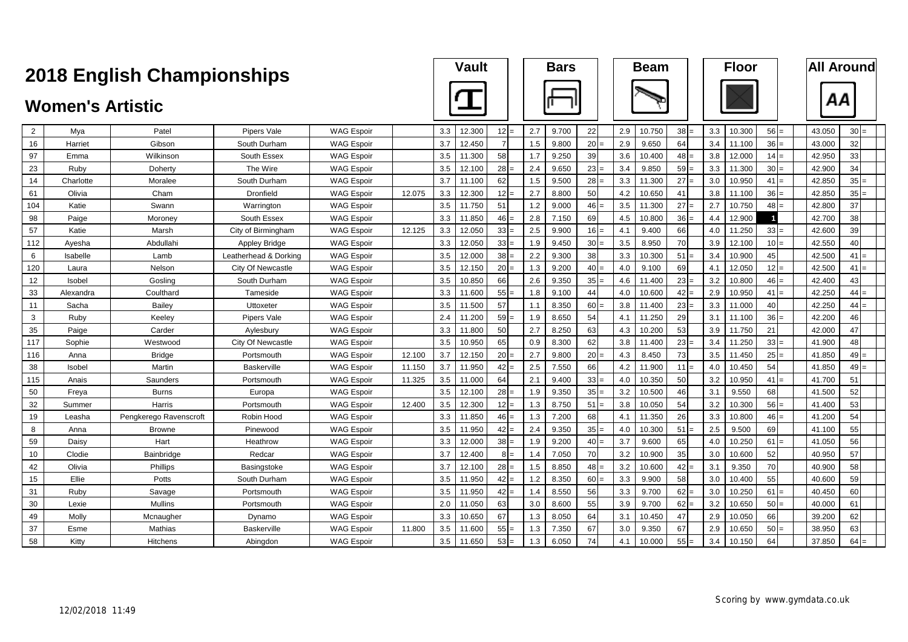# 2018 English Championships

## Women's Artistic

| | | | | | | Vault | | | | Bars | | | | Beam | | | | Floor | | | | All Around | | |
|---|---|---|---|---|---|---|---|---|---|---|---|---|---|---|---|---|---|---|---|---|---|---|---|---|
| 2 | Mya | Patel | Pipers Vale | WAG Espoir | | 3.3 | 12.300 | 12 | = | 2.7 | 9.700 | 22 | | 2.9 | 10.750 | 38 | = | 3.3 | 10.300 | 56 | = | 43.050 | 30 | = |
| 16 | Harriet | Gibson | South Durham | WAG Espoir | | 3.7 | 12.450 | 7 | | 1.5 | 9.800 | 20 | = | 2.9 | 9.650 | 64 | | 3.4 | 11.100 | 36 | = | 43.000 | 32 | |
| 97 | Emma | Wilkinson | South Essex | WAG Espoir | | 3.5 | 11.300 | 58 | | 1.7 | 9.250 | 39 | | 3.6 | 10.400 | 48 | = | 3.8 | 12.000 | 14 | = | 42.950 | 33 | |
| 23 | Ruby | Doherty | The Wire | WAG Espoir | | 3.5 | 12.100 | 28 | = | 2.4 | 9.650 | 23 | = | 3.4 | 9.850 | 59 | = | 3.3 | 11.300 | 30 | = | 42.900 | 34 | |
| 14 | Charlotte | Moralee | South Durham | WAG Espoir | | 3.7 | 11.100 | 62 | | 1.5 | 9.500 | 28 | = | 3.3 | 11.300 | 27 | = | 3.0 | 10.950 | 41 | = | 42.850 | 35 | = |
| 61 | Olivia | Cham | Dronfield | WAG Espoir | 12.075 | 3.3 | 12.300 | 12 | = | 2.7 | 8.800 | 50 | | 4.2 | 10.650 | 41 | | 3.8 | 11.100 | 36 | = | 42.850 | 35 | = |
| 104 | Katie | Swann | Warrington | WAG Espoir | | 3.5 | 11.750 | 51 | | 1.2 | 9.000 | 46 | = | 3.5 | 11.300 | 27 | = | 2.7 | 10.750 | 48 | = | 42.800 | 37 | |
| 98 | Paige | Moroney | South Essex | WAG Espoir | | 3.3 | 11.850 | 46 | = | 2.8 | 7.150 | 69 | | 4.5 | 10.800 | 36 | = | 4.4 | 12.900 | 1 | | 42.700 | 38 | |
| 57 | Katie | Marsh | City of Birmingham | WAG Espoir | 12.125 | 3.3 | 12.050 | 33 | = | 2.5 | 9.900 | 16 | = | 4.1 | 9.400 | 66 | | 4.0 | 11.250 | 33 | = | 42.600 | 39 | |
| 112 | Ayesha | Abdullahi | Appley Bridge | WAG Espoir | | 3.3 | 12.050 | 33 | = | 1.9 | 9.450 | 30 | = | 3.5 | 8.950 | 70 | | 3.9 | 12.100 | 10 | = | 42.550 | 40 | |
| 6 | Isabelle | Lamb | Leatherhead & Dorking | WAG Espoir | | 3.5 | 12.000 | 38 | = | 2.2 | 9.300 | 38 | | 3.3 | 10.300 | 51 | = | 3.4 | 10.900 | 45 | | 42.500 | 41 | = |
| 120 | Laura | Nelson | City Of Newcastle | WAG Espoir | | 3.5 | 12.150 | 20 | = | 1.3 | 9.200 | 40 | = | 4.0 | 9.100 | 69 | | 4.1 | 12.050 | 12 | = | 42.500 | 41 | = |
| 12 | Isobel | Gosling | South Durham | WAG Espoir | | 3.5 | 10.850 | 66 | | 2.6 | 9.350 | 35 | = | 4.6 | 11.400 | 23 | = | 3.2 | 10.800 | 46 | = | 42.400 | 43 | |
| 33 | Alexandra | Coulthard | Tameside | WAG Espoir | | 3.3 | 11.600 | 55 | = | 1.8 | 9.100 | 44 | | 4.0 | 10.600 | 42 | = | 2.9 | 10.950 | 41 | = | 42.250 | 44 | = |
| 11 | Sacha | Bailey | Uttoxeter | WAG Espoir | | 3.5 | 11.500 | 57 | | 1.1 | 8.350 | 60 | = | 3.8 | 11.400 | 23 | = | 3.3 | 11.000 | 40 | | 42.250 | 44 | = |
| 3 | Ruby | Keeley | Pipers Vale | WAG Espoir | | 2.4 | 11.200 | 59 | = | 1.9 | 8.650 | 54 | | 4.1 | 11.250 | 29 | | 3.1 | 11.100 | 36 | = | 42.200 | 46 | |
| 35 | Paige | Carder | Aylesbury | WAG Espoir | | 3.3 | 11.800 | 50 | | 2.7 | 8.250 | 63 | | 4.3 | 10.200 | 53 | | 3.9 | 11.750 | 21 | | 42.000 | 47 | |
| 117 | Sophie | Westwood | City Of Newcastle | WAG Espoir | | 3.5 | 10.950 | 65 | | 0.9 | 8.300 | 62 | | 3.8 | 11.400 | 23 | = | 3.4 | 11.250 | 33 | = | 41.900 | 48 | |
| 116 | Anna | Bridge | Portsmouth | WAG Espoir | 12.100 | 3.7 | 12.150 | 20 | = | 2.7 | 9.800 | 20 | = | 4.3 | 8.450 | 73 | | 3.5 | 11.450 | 25 | = | 41.850 | 49 | = |
| 38 | Isobel | Martin | Baskerville | WAG Espoir | 11.150 | 3.7 | 11.950 | 42 | = | 2.5 | 7.550 | 66 | | 4.2 | 11.900 | 11 | = | 4.0 | 10.450 | 54 | | 41.850 | 49 | = |
| 115 | Anais | Saunders | Portsmouth | WAG Espoir | 11.325 | 3.5 | 11.000 | 64 | | 2.1 | 9.400 | 33 | = | 4.0 | 10.350 | 50 | | 3.2 | 10.950 | 41 | = | 41.700 | 51 | |
| 50 | Freya | Burns | Europa | WAG Espoir | | 3.5 | 12.100 | 28 | = | 1.9 | 9.350 | 35 | = | 3.2 | 10.500 | 46 | | 3.1 | 9.550 | 68 | | 41.500 | 52 | |
| 32 | Summer | Harris | Portsmouth | WAG Espoir | 12.400 | 3.5 | 12.300 | 12 | = | 1.3 | 8.750 | 51 | = | 3.8 | 10.050 | 54 | | 3.2 | 10.300 | 56 | = | 41.400 | 53 | |
| 19 | Leasha | Pengkerego Ravenscroft | Robin Hood | WAG Espoir | | 3.3 | 11.850 | 46 | = | 1.3 | 7.200 | 68 | | 4.1 | 11.350 | 26 | | 3.3 | 10.800 | 46 | = | 41.200 | 54 | |
| 8 | Anna | Browne | Pinewood | WAG Espoir | | 3.5 | 11.950 | 42 | = | 2.4 | 9.350 | 35 | = | 4.0 | 10.300 | 51 | = | 2.5 | 9.500 | 69 | | 41.100 | 55 | |
| 59 | Daisy | Hart | Heathrow | WAG Espoir | | 3.3 | 12.000 | 38 | = | 1.9 | 9.200 | 40 | = | 3.7 | 9.600 | 65 | | 4.0 | 10.250 | 61 | = | 41.050 | 56 | |
| 10 | Clodie | Bainbridge | Redcar | WAG Espoir | | 3.7 | 12.400 | 8 | = | 1.4 | 7.050 | 70 | | 3.2 | 10.900 | 35 | | 3.0 | 10.600 | 52 | | 40.950 | 57 | |
| 42 | Olivia | Phillips | Basingstoke | WAG Espoir | | 3.7 | 12.100 | 28 | = | 1.5 | 8.850 | 48 | = | 3.2 | 10.600 | 42 | = | 3.1 | 9.350 | 70 | | 40.900 | 58 | |
| 15 | Ellie | Potts | South Durham | WAG Espoir | | 3.5 | 11.950 | 42 | = | 1.2 | 8.350 | 60 | = | 3.3 | 9.900 | 58 | | 3.0 | 10.400 | 55 | | 40.600 | 59 | |
| 31 | Ruby | Savage | Portsmouth | WAG Espoir | | 3.5 | 11.950 | 42 | = | 1.4 | 8.550 | 56 | | 3.3 | 9.700 | 62 | = | 3.0 | 10.250 | 61 | = | 40.450 | 60 | |
| 30 | Lexie | Mullins | Portsmouth | WAG Espoir | | 2.0 | 11.050 | 63 | | 3.0 | 8.600 | 55 | | 3.9 | 9.700 | 62 | = | 3.2 | 10.650 | 50 | = | 40.000 | 61 | |
| 49 | Molly | Mcnaugher | Dynamo | WAG Espoir | | 3.3 | 10.650 | 67 | | 1.3 | 8.050 | 64 | | 3.1 | 10.450 | 47 | | 2.9 | 10.050 | 66 | | 39.200 | 62 | |
| 37 | Esme | Mathias | Baskerville | WAG Espoir | 11.800 | 3.5 | 11.600 | 55 | = | 1.3 | 7.350 | 67 | | 3.0 | 9.350 | 67 | | 2.9 | 10.650 | 50 | = | 38.950 | 63 | |
| 58 | Kitty | Hitchens | Abingdon | WAG Espoir | | 3.5 | 11.650 | 53 | = | 1.3 | 6.050 | 74 | | 4.1 | 10.000 | 55 | = | 3.4 | 10.150 | 64 | | 37.850 | 64 | = |

12/02/2018 11:49

Scoring by www.gymdata.co.uk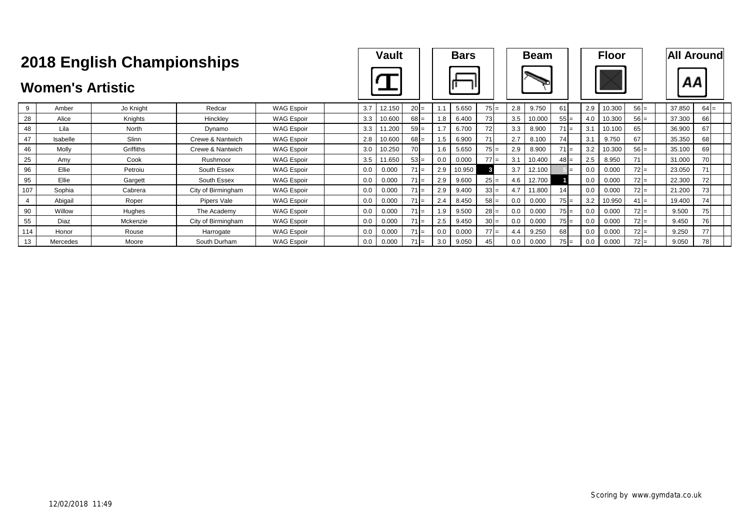# 2018 English Championships

## Women's Artistic

| No. | First Name | Surname | Club | Category | | Vault D | Vault Score | Vault Rank | | Bars D | Bars Score | Bars Rank | | Beam D | Beam Score | Beam Rank | | Floor D | Floor Score | Floor Rank | | All Around | AA Rank | |
|---|---|---|---|---|---|---|---|---|---|---|---|---|---|---|---|---|---|---|---|---|---|---|---|---|---|
| 9 | Amber | Jo Knight | Redcar | WAG Espoir | | 3.7 | 12.150 | 20 | = | 1.1 | 5.650 | 75 | = | 2.8 | 9.750 | 61 | | 2.9 | 10.300 | 56 | = | 37.850 | 64 | = |
| 28 | Alice | Knights | Hinckley | WAG Espoir | | 3.3 | 10.600 | 68 | = | 1.8 | 6.400 | 73 | | 3.5 | 10.000 | 55 | = | 4.0 | 10.300 | 56 | = | 37.300 | 66 | |
| 48 | Lila | North | Dynamo | WAG Espoir | | 3.3 | 11.200 | 59 | = | 1.7 | 6.700 | 72 | | 3.3 | 8.900 | 71 | = | 3.1 | 10.100 | 65 | | 36.900 | 67 | |
| 47 | Isabelle | Slinn | Crewe & Nantwich | WAG Espoir | | 2.8 | 10.600 | 68 | = | 1.5 | 6.900 | 71 | | 2.7 | 8.100 | 74 | | 3.1 | 9.750 | 67 | | 35.350 | 68 | |
| 46 | Molly | Griffiths | Crewe & Nantwich | WAG Espoir | | 3.0 | 10.250 | 70 | | 1.6 | 5.650 | 75 | = | 2.9 | 8.900 | 71 | = | 3.2 | 10.300 | 56 | = | 35.100 | 69 | |
| 25 | Amy | Cook | Rushmoor | WAG Espoir | | 3.5 | 11.650 | 53 | = | 0.0 | 0.000 | 77 | = | 3.1 | 10.400 | 48 | = | 2.5 | 8.950 | 71 | | 31.000 | 70 | |
| 96 | Ellie | Petroiu | South Essex | WAG Espoir | | 0.0 | 0.000 | 71 | = | 2.9 | 10.950 | 3 | | 3.7 | 12.100 | 5 | = | 0.0 | 0.000 | 72 | = | 23.050 | 71 | |
| 95 | Ellie | Gargett | South Essex | WAG Espoir | | 0.0 | 0.000 | 71 | = | 2.9 | 9.600 | 25 | = | 4.6 | 12.700 | 1 | | 0.0 | 0.000 | 72 | = | 22.300 | 72 | |
| 107 | Sophia | Cabrera | City of Birmingham | WAG Espoir | | 0.0 | 0.000 | 71 | = | 2.9 | 9.400 | 33 | = | 4.7 | 11.800 | 14 | | 0.0 | 0.000 | 72 | = | 21.200 | 73 | |
| 4 | Abigail | Roper | Pipers Vale | WAG Espoir | | 0.0 | 0.000 | 71 | = | 2.4 | 8.450 | 58 | = | 0.0 | 0.000 | 75 | = | 3.2 | 10.950 | 41 | = | 19.400 | 74 | |
| 90 | Willow | Hughes | The Academy | WAG Espoir | | 0.0 | 0.000 | 71 | = | 1.9 | 9.500 | 28 | = | 0.0 | 0.000 | 75 | = | 0.0 | 0.000 | 72 | = | 9.500 | 75 | |
| 55 | Diaz | Mckenzie | City of Birmingham | WAG Espoir | | 0.0 | 0.000 | 71 | = | 2.5 | 9.450 | 30 | = | 0.0 | 0.000 | 75 | = | 0.0 | 0.000 | 72 | = | 9.450 | 76 | |
| 114 | Honor | Rouse | Harrogate | WAG Espoir | | 0.0 | 0.000 | 71 | = | 0.0 | 0.000 | 77 | = | 4.4 | 9.250 | 68 | | 0.0 | 0.000 | 72 | = | 9.250 | 77 | |
| 13 | Mercedes | Moore | South Durham | WAG Espoir | | 0.0 | 0.000 | 71 | = | 3.0 | 9.050 | 45 | | 0.0 | 0.000 | 75 | = | 0.0 | 0.000 | 72 | = | 9.050 | 78 | |

12/02/2018 11:49

Scoring by www.gymdata.co.uk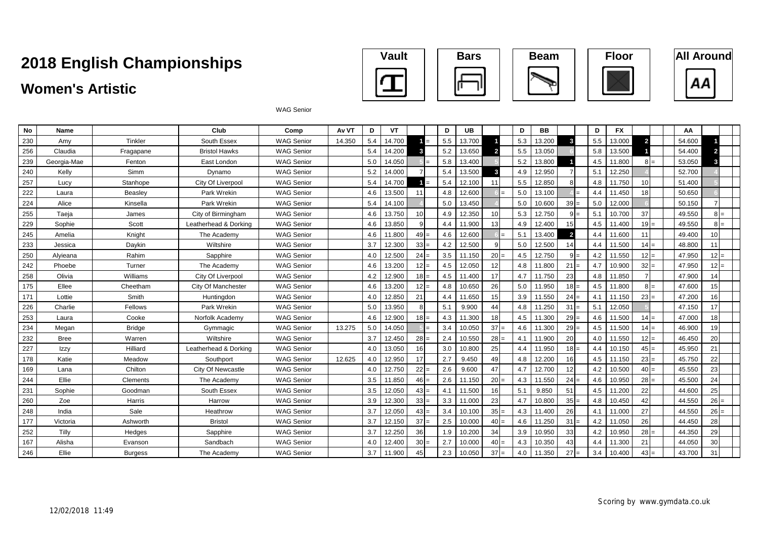# 2018 English Championships

## Women's Artistic

Vault | Bars | Beam | Floor | All Around

WAG Senior

| No | Name | | Club | Comp | Av VT | D | VT | | | D | UB | | | D | BB | | | D | FX | | | AA | | |
|---|---|---|---|---|---|---|---|---|---|---|---|---|---|---|---|---|---|---|---|---|---|---|---|---|
| 230 | Amy | Tinkler | South Essex | WAG Senior | 14.350 | 5.4 | 14.700 | 1 | = | 5.5 | 13.700 | 1 | | 5.3 | 13.200 | 3 | | 5.5 | 13.000 | 2 | | 54.600 | 1 | |
| 256 | Claudia | Fragapane | Bristol Hawks | WAG Senior | | 5.4 | 14.200 | 3 | | 5.2 | 13.650 | 2 | | 5.5 | 13.050 | 6 | | 5.8 | 13.500 | 1 | | 54.400 | 2 | |
| 239 | Georgia-Mae | Fenton | East London | WAG Senior | | 5.0 | 14.050 | 5 | = | 5.8 | 13.400 | 5 | | 5.2 | 13.800 | 1 | | 4.5 | 11.800 | 8 | = | 53.050 | 3 | |
| 240 | Kelly | Simm | Dynamo | WAG Senior | | 5.2 | 14.000 | 7 | | 5.4 | 13.500 | 3 | | 4.9 | 12.950 | 7 | | 5.1 | 12.250 | 4 | | 52.700 | 4 | |
| 257 | Lucy | Stanhope | City Of Liverpool | WAG Senior | | 5.4 | 14.700 | 1 | = | 5.4 | 12.100 | 11 | | 5.5 | 12.850 | 8 | | 4.8 | 11.750 | 10 | | 51.400 | 5 | |
| 222 | Laura | Beasley | Park Wrekin | WAG Senior | | 4.6 | 13.500 | 11 | | 4.8 | 12.600 | 6 | = | 5.0 | 13.100 | 4 | = | 4.4 | 11.450 | 18 | | 50.650 | 6 | |
| 224 | Alice | Kinsella | Park Wrekin | WAG Senior | | 5.4 | 14.100 | 4 | | 5.0 | 13.450 | 4 | | 5.0 | 10.600 | 39 | = | 5.0 | 12.000 | 6 | | 50.150 | 7 | |
| 255 | Taeja | James | City of Birmingham | WAG Senior | | 4.6 | 13.750 | 10 | | 4.9 | 12.350 | 10 | | 5.3 | 12.750 | 9 | = | 5.1 | 10.700 | 37 | | 49.550 | 8 | = |
| 229 | Sophie | Scott | Leatherhead & Dorking | WAG Senior | | 4.6 | 13.850 | 9 | | 4.4 | 11.900 | 13 | | 4.9 | 12.400 | 15 | | 4.5 | 11.400 | 19 | = | 49.550 | 8 | = |
| 245 | Amelia | Knight | The Academy | WAG Senior | | 4.6 | 11.800 | 49 | = | 4.6 | 12.600 | 6 | = | 5.1 | 13.400 | 2 | | 4.4 | 11.600 | 11 | | 49.400 | 10 | |
| 233 | Jessica | Daykin | Wiltshire | WAG Senior | | 3.7 | 12.300 | 33 | = | 4.2 | 12.500 | 9 | | 5.0 | 12.500 | 14 | | 4.4 | 11.500 | 14 | = | 48.800 | 11 | |
| 250 | Alyieana | Rahim | Sapphire | WAG Senior | | 4.0 | 12.500 | 24 | = | 3.5 | 11.150 | 20 | = | 4.5 | 12.750 | 9 | = | 4.2 | 11.550 | 12 | = | 47.950 | 12 | = |
| 242 | Phoebe | Turner | The Academy | WAG Senior | | 4.6 | 13.200 | 12 | = | 4.5 | 12.050 | 12 | | 4.8 | 11.800 | 21 | = | 4.7 | 10.900 | 32 | = | 47.950 | 12 | = |
| 258 | Olivia | Williams | City Of Liverpool | WAG Senior | | 4.2 | 12.900 | 18 | = | 4.5 | 11.400 | 17 | | 4.7 | 11.750 | 23 | | 4.8 | 11.850 | 7 | | 47.900 | 14 | |
| 175 | Ellee | Cheetham | City Of Manchester | WAG Senior | | 4.6 | 13.200 | 12 | = | 4.8 | 10.650 | 26 | | 5.0 | 11.950 | 18 | = | 4.5 | 11.800 | 8 | = | 47.600 | 15 | |
| 171 | Lottie | Smith | Huntingdon | WAG Senior | | 4.0 | 12.850 | 21 | | 4.4 | 11.650 | 15 | | 3.9 | 11.550 | 24 | = | 4.1 | 11.150 | 23 | = | 47.200 | 16 | |
| 226 | Charlie | Fellows | Park Wrekin | WAG Senior | | 5.0 | 13.950 | 8 | | 5.1 | 9.900 | 44 | | 4.8 | 11.250 | 31 | = | 5.1 | 12.050 | 5 | | 47.150 | 17 | |
| 253 | Laura | Cooke | Norfolk Academy | WAG Senior | | 4.6 | 12.900 | 18 | = | 4.3 | 11.300 | 18 | | 4.5 | 11.300 | 29 | = | 4.6 | 11.500 | 14 | = | 47.000 | 18 | |
| 234 | Megan | Bridge | Gymmagic | WAG Senior | 13.275 | 5.0 | 14.050 | 5 | = | 3.4 | 10.050 | 37 | = | 4.6 | 11.300 | 29 | = | 4.5 | 11.500 | 14 | = | 46.900 | 19 | |
| 232 | Bree | Warren | Wiltshire | WAG Senior | | 3.7 | 12.450 | 28 | = | 2.4 | 10.550 | 28 | = | 4.1 | 11.900 | 20 | | 4.0 | 11.550 | 12 | = | 46.450 | 20 | |
| 227 | Izzy | Hilliard | Leatherhead & Dorking | WAG Senior | | 4.0 | 13.050 | 16 | | 3.0 | 10.800 | 25 | | 4.4 | 11.950 | 18 | = | 4.4 | 10.150 | 45 | = | 45.950 | 21 | |
| 178 | Katie | Meadow | Southport | WAG Senior | 12.625 | 4.0 | 12.950 | 17 | | 2.7 | 9.450 | 49 | | 4.8 | 12.200 | 16 | | 4.5 | 11.150 | 23 | = | 45.750 | 22 | |
| 169 | Lana | Chilton | City Of Newcastle | WAG Senior | | 4.0 | 12.750 | 22 | = | 2.6 | 9.600 | 47 | | 4.7 | 12.700 | 12 | | 4.2 | 10.500 | 40 | = | 45.550 | 23 | |
| 244 | Ellie | Clements | The Academy | WAG Senior | | 3.5 | 11.850 | 46 | = | 2.6 | 11.150 | 20 | = | 4.3 | 11.550 | 24 | = | 4.6 | 10.950 | 28 | = | 45.500 | 24 | |
| 231 | Sophie | Goodman | South Essex | WAG Senior | | 3.5 | 12.050 | 43 | = | 4.1 | 11.500 | 16 | | 5.1 | 9.850 | 51 | | 4.5 | 11.200 | 22 | | 44.600 | 25 | |
| 260 | Zoe | Harris | Harrow | WAG Senior | | 3.9 | 12.300 | 33 | = | 3.3 | 11.000 | 23 | | 4.7 | 10.800 | 35 | = | 4.8 | 10.450 | 42 | | 44.550 | 26 | = |
| 248 | India | Sale | Heathrow | WAG Senior | | 3.7 | 12.050 | 43 | = | 3.4 | 10.100 | 35 | = | 4.3 | 11.400 | 26 | | 4.1 | 11.000 | 27 | | 44.550 | 26 | = |
| 177 | Victoria | Ashworth | Bristol | WAG Senior | | 3.7 | 12.150 | 37 | = | 2.5 | 10.000 | 40 | = | 4.6 | 11.250 | 31 | = | 4.2 | 11.050 | 26 | | 44.450 | 28 | |
| 252 | Tilly | Hedges | Sapphire | WAG Senior | | 3.7 | 12.250 | 36 | | 1.9 | 10.200 | 34 | | 3.9 | 10.950 | 33 | | 4.2 | 10.950 | 28 | = | 44.350 | 29 | |
| 167 | Alisha | Evanson | Sandbach | WAG Senior | | 4.0 | 12.400 | 30 | = | 2.7 | 10.000 | 40 | = | 4.3 | 10.350 | 43 | | 4.4 | 11.300 | 21 | | 44.050 | 30 | |
| 246 | Ellie | Burgess | The Academy | WAG Senior | | 3.7 | 11.900 | 45 | | 2.3 | 10.050 | 37 | = | 4.0 | 11.350 | 27 | = | 3.4 | 10.400 | 43 | = | 43.700 | 31 | |

12/02/2018 11:49

Scoring by www.gymdata.co.uk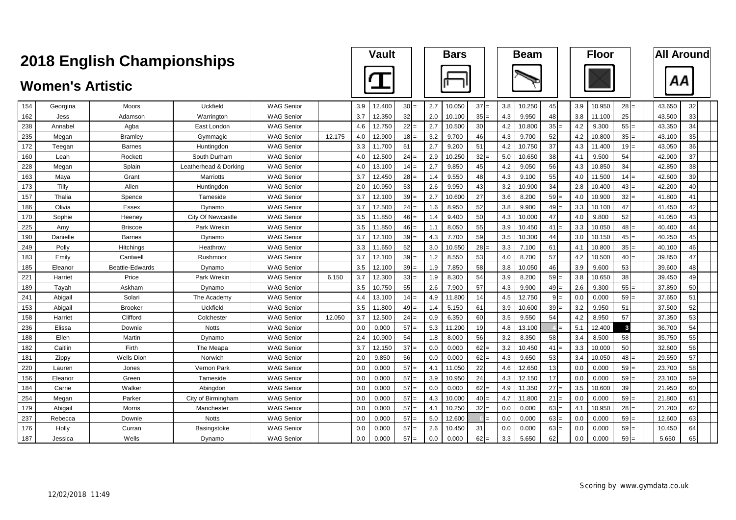# 2018 English Championships

## Women's Artistic

| No. | First Name | Surname | Club | Category | | Vault D | Vault Score | Vault Rank | | Bars D | Bars Score | Bars Rank | | Beam D | Beam Score | Beam Rank | | Floor D | Floor Score | Floor Rank | | All Around | AA Rank |
|---|---|---|---|---|---|---|---|---|---|---|---|---|---|---|---|---|---|---|---|---|---|---|---|
| 154 | Georgina | Moors | Uckfield | WAG Senior | | 3.9 | 12.400 | 30 | = | 2.7 | 10.050 | 37 | = | 3.8 | 10.250 | 45 | | 3.9 | 10.950 | 28 | = | 43.650 | 32 |
| 162 | Jess | Adamson | Warrington | WAG Senior | | 3.7 | 12.350 | 32 | | 2.0 | 10.100 | 35 | = | 4.3 | 9.950 | 48 | | 3.8 | 11.100 | 25 | | 43.500 | 33 |
| 238 | Annabel | Agba | East London | WAG Senior | | 4.6 | 12.750 | 22 | = | 2.7 | 10.500 | 30 | | 4.2 | 10.800 | 35 | = | 4.2 | 9.300 | 55 | = | 43.350 | 34 |
| 235 | Megan | Bramley | Gymmagic | WAG Senior | 12.175 | 4.0 | 12.900 | 18 | = | 3.2 | 9.700 | 46 | | 4.3 | 9.700 | 52 | | 4.2 | 10.800 | 35 | = | 43.100 | 35 |
| 172 | Teegan | Barnes | Huntingdon | WAG Senior | | 3.3 | 11.700 | 51 | | 2.7 | 9.200 | 51 | | 4.2 | 10.750 | 37 | | 4.3 | 11.400 | 19 | = | 43.050 | 36 |
| 160 | Leah | Rockett | South Durham | WAG Senior | | 4.0 | 12.500 | 24 | = | 2.9 | 10.250 | 32 | = | 5.0 | 10.650 | 38 | | 4.1 | 9.500 | 54 | | 42.900 | 37 |
| 228 | Megan | Splain | Leatherhead & Dorking | WAG Senior | | 4.0 | 13.100 | 14 | = | 2.7 | 9.850 | 45 | | 4.2 | 9.050 | 56 | | 4.3 | 10.850 | 34 | | 42.850 | 38 |
| 163 | Maya | Grant | Marriotts | WAG Senior | | 3.7 | 12.450 | 28 | = | 1.4 | 9.550 | 48 | | 4.3 | 9.100 | 55 | | 4.0 | 11.500 | 14 | = | 42.600 | 39 |
| 173 | Tilly | Allen | Huntingdon | WAG Senior | | 2.0 | 10.950 | 53 | | 2.6 | 9.950 | 43 | | 3.2 | 10.900 | 34 | | 2.8 | 10.400 | 43 | = | 42.200 | 40 |
| 157 | Thalia | Spence | Tameside | WAG Senior | | 3.7 | 12.100 | 39 | = | 2.7 | 10.600 | 27 | | 3.6 | 8.200 | 59 | = | 4.0 | 10.900 | 32 | = | 41.800 | 41 |
| 186 | Olivia | Essex | Dynamo | WAG Senior | | 3.7 | 12.500 | 24 | = | 1.6 | 8.950 | 52 | | 3.8 | 9.900 | 49 | = | 3.3 | 10.100 | 47 | | 41.450 | 42 |
| 170 | Sophie | Heeney | City Of Newcastle | WAG Senior | | 3.5 | 11.850 | 46 | = | 1.4 | 9.400 | 50 | | 4.3 | 10.000 | 47 | | 4.0 | 9.800 | 52 | | 41.050 | 43 |
| 225 | Amy | Briscoe | Park Wrekin | WAG Senior | | 3.5 | 11.850 | 46 | = | 1.1 | 8.050 | 55 | | 3.9 | 10.450 | 41 | = | 3.3 | 10.050 | 48 | = | 40.400 | 44 |
| 190 | Danielle | Barnes | Dynamo | WAG Senior | | 3.7 | 12.100 | 39 | = | 4.3 | 7.700 | 59 | | 3.5 | 10.300 | 44 | | 3.0 | 10.150 | 45 | = | 40.250 | 45 |
| 249 | Polly | Hitchings | Heathrow | WAG Senior | | 3.3 | 11.650 | 52 | | 3.0 | 10.550 | 28 | = | 3.3 | 7.100 | 61 | | 4.1 | 10.800 | 35 | = | 40.100 | 46 |
| 183 | Emily | Cantwell | Rushmoor | WAG Senior | | 3.7 | 12.100 | 39 | = | 1.2 | 8.550 | 53 | | 4.0 | 8.700 | 57 | | 4.2 | 10.500 | 40 | = | 39.850 | 47 |
| 185 | Eleanor | Beattie-Edwards | Dynamo | WAG Senior | | 3.5 | 12.100 | 39 | = | 1.9 | 7.850 | 58 | | 3.8 | 10.050 | 46 | | 3.9 | 9.600 | 53 | | 39.600 | 48 |
| 221 | Harriet | Price | Park Wrekin | WAG Senior | 6.150 | 3.7 | 12.300 | 33 | = | 1.9 | 8.300 | 54 | | 3.9 | 8.200 | 59 | = | 3.8 | 10.650 | 38 | | 39.450 | 49 |
| 189 | Tayah | Askham | Dynamo | WAG Senior | | 3.5 | 10.750 | 55 | | 2.6 | 7.900 | 57 | | 4.3 | 9.900 | 49 | = | 2.6 | 9.300 | 55 | = | 37.850 | 50 |
| 241 | Abigail | Solari | The Academy | WAG Senior | | 4.4 | 13.100 | 14 | = | 4.9 | 11.800 | 14 | | 4.5 | 12.750 | 9 | = | 0.0 | 0.000 | 59 | = | 37.650 | 51 |
| 153 | Abigail | Brooker | Uckfield | WAG Senior | | 3.5 | 11.800 | 49 | = | 1.4 | 5.150 | 61 | | 3.9 | 10.600 | 39 | = | 3.2 | 9.950 | 51 | | 37.500 | 52 |
| 158 | Harriet | Clifford | Colchester | WAG Senior | 12.050 | 3.7 | 12.500 | 24 | = | 0.9 | 6.350 | 60 | | 3.5 | 9.550 | 54 | | 4.2 | 8.950 | 57 | | 37.350 | 53 |
| 236 | Elissa | Downie | Notts | WAG Senior | | 0.0 | 0.000 | 57 | = | 5.3 | 11.200 | 19 | | 4.8 | 13.100 | 4 | = | 5.1 | 12.400 | 3 | | 36.700 | 54 |
| 188 | Ellen | Martin | Dynamo | WAG Senior | | 2.4 | 10.900 | 54 | | 1.8 | 8.000 | 56 | | 3.2 | 8.350 | 58 | | 3.4 | 8.500 | 58 | | 35.750 | 55 |
| 182 | Caitlin | Firth | The Meapa | WAG Senior | | 3.7 | 12.150 | 37 | = | 0.0 | 0.000 | 62 | = | 3.2 | 10.450 | 41 | = | 3.3 | 10.000 | 50 | | 32.600 | 56 |
| 181 | Zippy | Wells Dion | Norwich | WAG Senior | | 2.0 | 9.850 | 56 | | 0.0 | 0.000 | 62 | = | 4.3 | 9.650 | 53 | | 3.4 | 10.050 | 48 | = | 29.550 | 57 |
| 220 | Lauren | Jones | Vernon Park | WAG Senior | | 0.0 | 0.000 | 57 | = | 4.1 | 11.050 | 22 | | 4.6 | 12.650 | 13 | | 0.0 | 0.000 | 59 | = | 23.700 | 58 |
| 156 | Eleanor | Green | Tameside | WAG Senior | | 0.0 | 0.000 | 57 | = | 3.9 | 10.950 | 24 | | 4.3 | 12.150 | 17 | | 0.0 | 0.000 | 59 | = | 23.100 | 59 |
| 184 | Carrie | Walker | Abingdon | WAG Senior | | 0.0 | 0.000 | 57 | = | 0.0 | 0.000 | 62 | = | 4.9 | 11.350 | 27 | = | 3.5 | 10.600 | 39 | | 21.950 | 60 |
| 254 | Megan | Parker | City of Birmingham | WAG Senior | | 0.0 | 0.000 | 57 | = | 4.3 | 10.000 | 40 | = | 4.7 | 11.800 | 21 | = | 0.0 | 0.000 | 59 | = | 21.800 | 61 |
| 179 | Abigail | Morris | Manchester | WAG Senior | | 0.0 | 0.000 | 57 | = | 4.1 | 10.250 | 32 | = | 0.0 | 0.000 | 63 | = | 4.1 | 10.950 | 28 | = | 21.200 | 62 |
| 237 | Rebecca | Downie | Notts | WAG Senior | | 0.0 | 0.000 | 57 | = | 5.0 | 12.600 | 6 | = | 0.0 | 0.000 | 63 | = | 0.0 | 0.000 | 59 | = | 12.600 | 63 |
| 176 | Holly | Curran | Basingstoke | WAG Senior | | 0.0 | 0.000 | 57 | = | 2.6 | 10.450 | 31 | | 0.0 | 0.000 | 63 | = | 0.0 | 0.000 | 59 | = | 10.450 | 64 |
| 187 | Jessica | Wells | Dynamo | WAG Senior | | 0.0 | 0.000 | 57 | = | 0.0 | 0.000 | 62 | = | 3.3 | 5.650 | 62 | | 0.0 | 0.000 | 59 | = | 5.650 | 65 |

12/02/2018 11:49

Scoring by www.gymdata.co.uk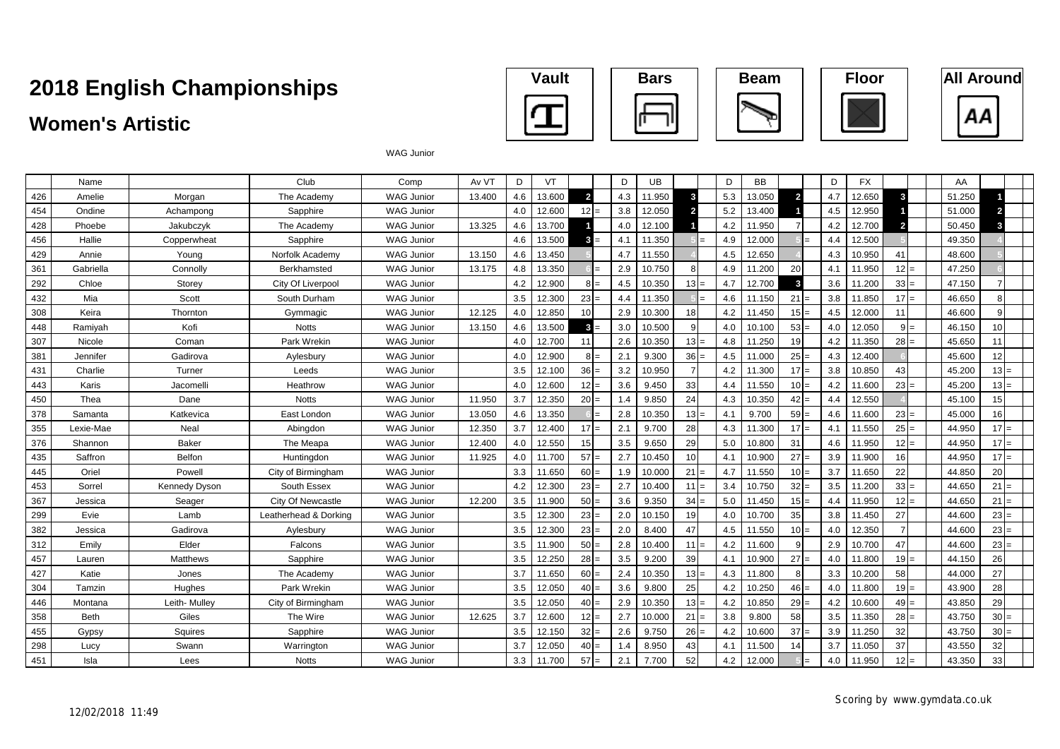# 2018 English Championships

## Women's Artistic

**Vault** **Bars** **Beam** **Floor** **All Around**

WAG Junior

| | Name | | Club | Comp | Av VT | D | VT | | | D | UB | | | D | BB | | | D | FX | | | AA | | |
|---|---|---|---|---|---|---|---|---|---|---|---|---|---|---|---|---|---|---|---|---|---|---|---|---|
| 426 | Amelie | Morgan | The Academy | WAG Junior | 13.400 | 4.6 | 13.600 | 2 | | 4.3 | 11.950 | 3 | | 5.3 | 13.050 | 2 | | 4.7 | 12.650 | 3 | | 51.250 | 1 | |
| 454 | Ondine | Achampong | Sapphire | WAG Junior | | 4.0 | 12.600 | 12 | = | 3.8 | 12.050 | 2 | | 5.2 | 13.400 | 1 | | 4.5 | 12.950 | 1 | | 51.000 | 2 | |
| 428 | Phoebe | Jakubczyk | The Academy | WAG Junior | 13.325 | 4.6 | 13.700 | 1 | | 4.0 | 12.100 | 1 | | 4.2 | 11.950 | 7 | | 4.2 | 12.700 | 2 | | 50.450 | 3 | |
| 456 | Hallie | Copperwheat | Sapphire | WAG Junior | | 4.6 | 13.500 | 3 | = | 4.1 | 11.350 | 5 | = | 4.9 | 12.000 | 5 | = | 4.4 | 12.500 | 5 | | 49.350 | 4 | |
| 429 | Annie | Young | Norfolk Academy | WAG Junior | 13.150 | 4.6 | 13.450 | 5 | | 4.7 | 11.550 | 4 | | 4.5 | 12.650 | 4 | | 4.3 | 10.950 | 41 | | 48.600 | 5 | |
| 361 | Gabriella | Connolly | Berkhamsted | WAG Junior | 13.175 | 4.8 | 13.350 | 6 | = | 2.9 | 10.750 | 8 | | 4.9 | 11.200 | 20 | | 4.1 | 11.950 | 12 | = | 47.250 | 6 | |
| 292 | Chloe | Storey | City Of Liverpool | WAG Junior | | 4.2 | 12.900 | 8 | = | 4.5 | 10.350 | 13 | = | 4.7 | 12.700 | 3 | | 3.6 | 11.200 | 33 | = | 47.150 | 7 | |
| 432 | Mia | Scott | South Durham | WAG Junior | | 3.5 | 12.300 | 23 | = | 4.4 | 11.350 | 5 | = | 4.6 | 11.150 | 21 | = | 3.8 | 11.850 | 17 | = | 46.650 | 8 | |
| 308 | Keira | Thornton | Gymmagic | WAG Junior | 12.125 | 4.0 | 12.850 | 10 | | 2.9 | 10.300 | 18 | | 4.2 | 11.450 | 15 | = | 4.5 | 12.000 | 11 | | 46.600 | 9 | |
| 448 | Ramiyah | Kofi | Notts | WAG Junior | 13.150 | 4.6 | 13.500 | 3 | = | 3.0 | 10.500 | 9 | | 4.0 | 10.100 | 53 | = | 4.0 | 12.050 | 9 | = | 46.150 | 10 | |
| 307 | Nicole | Coman | Park Wrekin | WAG Junior | | 4.0 | 12.700 | 11 | | 2.6 | 10.350 | 13 | = | 4.8 | 11.250 | 19 | | 4.2 | 11.350 | 28 | = | 45.650 | 11 | |
| 381 | Jennifer | Gadirova | Aylesbury | WAG Junior | | 4.0 | 12.900 | 8 | = | 2.1 | 9.300 | 36 | = | 4.5 | 11.000 | 25 | = | 4.3 | 12.400 | 6 | | 45.600 | 12 | |
| 431 | Charlie | Turner | Leeds | WAG Junior | | 3.5 | 12.100 | 36 | = | 3.2 | 10.950 | 7 | | 4.2 | 11.300 | 17 | = | 3.8 | 10.850 | 43 | | 45.200 | 13 | = |
| 443 | Karis | Jacomelli | Heathrow | WAG Junior | | 4.0 | 12.600 | 12 | = | 3.6 | 9.450 | 33 | | 4.4 | 11.550 | 10 | = | 4.2 | 11.600 | 23 | = | 45.200 | 13 | = |
| 450 | Thea | Dane | Notts | WAG Junior | 11.950 | 3.7 | 12.350 | 20 | = | 1.4 | 9.850 | 24 | | 4.3 | 10.350 | 42 | = | 4.4 | 12.550 | 4 | | 45.100 | 15 | |
| 378 | Samanta | Katkevica | East London | WAG Junior | 13.050 | 4.6 | 13.350 | 6 | = | 2.8 | 10.350 | 13 | = | 4.1 | 9.700 | 59 | = | 4.6 | 11.600 | 23 | = | 45.000 | 16 | |
| 355 | Lexie-Mae | Neal | Abingdon | WAG Junior | 12.350 | 3.7 | 12.400 | 17 | = | 2.1 | 9.700 | 28 | | 4.3 | 11.300 | 17 | = | 4.1 | 11.550 | 25 | = | 44.950 | 17 | = |
| 376 | Shannon | Baker | The Meapa | WAG Junior | 12.400 | 4.0 | 12.550 | 15 | | 3.5 | 9.650 | 29 | | 5.0 | 10.800 | 31 | | 4.6 | 11.950 | 12 | = | 44.950 | 17 | = |
| 435 | Saffron | Belfon | Huntingdon | WAG Junior | 11.925 | 4.0 | 11.700 | 57 | = | 2.7 | 10.450 | 10 | | 4.1 | 10.900 | 27 | = | 3.9 | 11.900 | 16 | | 44.950 | 17 | = |
| 445 | Oriel | Powell | City of Birmingham | WAG Junior | | 3.3 | 11.650 | 60 | = | 1.9 | 10.000 | 21 | = | 4.7 | 11.550 | 10 | = | 3.7 | 11.650 | 22 | | 44.850 | 20 | |
| 453 | Sorrel | Kennedy Dyson | South Essex | WAG Junior | | 4.2 | 12.300 | 23 | = | 2.7 | 10.400 | 11 | = | 3.4 | 10.750 | 32 | = | 3.5 | 11.200 | 33 | = | 44.650 | 21 | = |
| 367 | Jessica | Seager | City Of Newcastle | WAG Junior | 12.200 | 3.5 | 11.900 | 50 | = | 3.6 | 9.350 | 34 | = | 5.0 | 11.450 | 15 | = | 4.4 | 11.950 | 12 | = | 44.650 | 21 | = |
| 299 | Evie | Lamb | Leatherhead & Dorking | WAG Junior | | 3.5 | 12.300 | 23 | = | 2.0 | 10.150 | 19 | | 4.0 | 10.700 | 35 | | 3.8 | 11.450 | 27 | | 44.600 | 23 | = |
| 382 | Jessica | Gadirova | Aylesbury | WAG Junior | | 3.5 | 12.300 | 23 | = | 2.0 | 8.400 | 47 | | 4.5 | 11.550 | 10 | = | 4.0 | 12.350 | 7 | | 44.600 | 23 | = |
| 312 | Emily | Elder | Falcons | WAG Junior | | 3.5 | 11.900 | 50 | = | 2.8 | 10.400 | 11 | = | 4.2 | 11.600 | 9 | | 2.9 | 10.700 | 47 | | 44.600 | 23 | = |
| 457 | Lauren | Matthews | Sapphire | WAG Junior | | 3.5 | 12.250 | 28 | = | 3.5 | 9.200 | 39 | | 4.1 | 10.900 | 27 | = | 4.0 | 11.800 | 19 | = | 44.150 | 26 | |
| 427 | Katie | Jones | The Academy | WAG Junior | | 3.7 | 11.650 | 60 | = | 2.4 | 10.350 | 13 | = | 4.3 | 11.800 | 8 | | 3.3 | 10.200 | 58 | | 44.000 | 27 | |
| 304 | Tamzin | Hughes | Park Wrekin | WAG Junior | | 3.5 | 12.050 | 40 | = | 3.6 | 9.800 | 25 | | 4.2 | 10.250 | 46 | = | 4.0 | 11.800 | 19 | = | 43.900 | 28 | |
| 446 | Montana | Leith- Mulley | City of Birmingham | WAG Junior | | 3.5 | 12.050 | 40 | = | 2.9 | 10.350 | 13 | = | 4.2 | 10.850 | 29 | = | 4.2 | 10.600 | 49 | = | 43.850 | 29 | |
| 358 | Beth | Giles | The Wire | WAG Junior | 12.625 | 3.7 | 12.600 | 12 | = | 2.7 | 10.000 | 21 | = | 3.8 | 9.800 | 58 | | 3.5 | 11.350 | 28 | = | 43.750 | 30 | = |
| 455 | Gypsy | Squires | Sapphire | WAG Junior | | 3.5 | 12.150 | 32 | = | 2.6 | 9.750 | 26 | = | 4.2 | 10.600 | 37 | = | 3.9 | 11.250 | 32 | | 43.750 | 30 | = |
| 298 | Lucy | Swann | Warrington | WAG Junior | | 3.7 | 12.050 | 40 | = | 1.4 | 8.950 | 43 | | 4.1 | 11.500 | 14 | | 3.7 | 11.050 | 37 | | 43.550 | 32 | |
| 451 | Isla | Lees | Notts | WAG Junior | | 3.3 | 11.700 | 57 | = | 2.1 | 7.700 | 52 | | 4.2 | 12.000 | 5 | = | 4.0 | 11.950 | 12 | = | 43.350 | 33 | |

12/02/2018 11:49

Scoring by www.gymdata.co.uk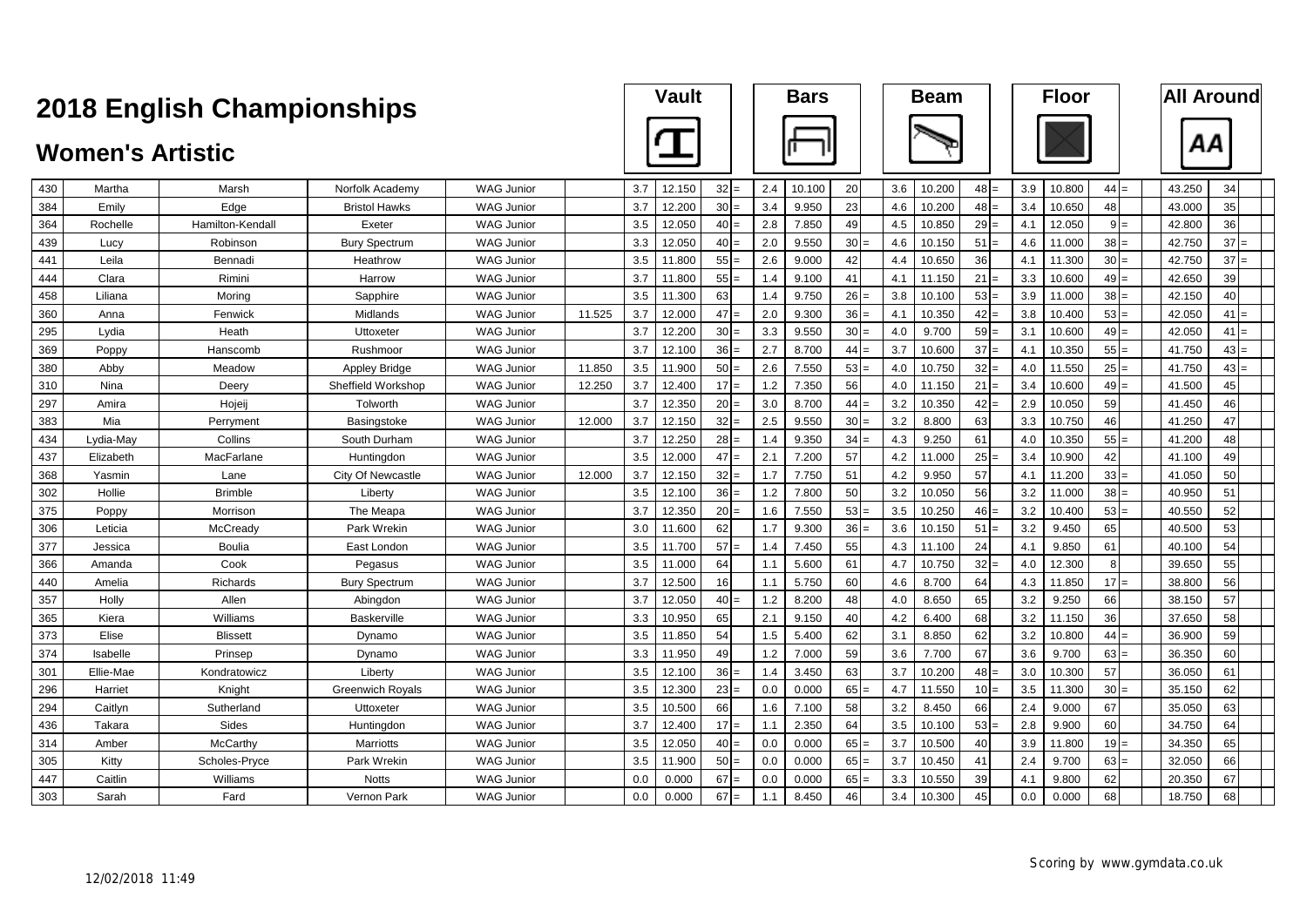# 2018 English Championships

## Women's Artistic

| No | First Name | Surname | Club | Level | | Vault D | Vault Score | Vault Rank | | Bars D | Bars Score | Bars Rank | | Beam D | Beam Score | Beam Rank | | Floor D | Floor Score | Floor Rank | | All Around | AA Rank | |
|---|---|---|---|---|---|---|---|---|---|---|---|---|---|---|---|---|---|---|---|---|---|---|---|---|
| 430 | Martha | Marsh | Norfolk Academy | WAG Junior | | 3.7 | 12.150 | 32 | = | 2.4 | 10.100 | 20 | | 3.6 | 10.200 | 48 | = | 3.9 | 10.800 | 44 | = | 43.250 | 34 | |
| 384 | Emily | Edge | Bristol Hawks | WAG Junior | | 3.7 | 12.200 | 30 | = | 3.4 | 9.950 | 23 | | 4.6 | 10.200 | 48 | = | 3.4 | 10.650 | 48 | | 43.000 | 35 | |
| 364 | Rochelle | Hamilton-Kendall | Exeter | WAG Junior | | 3.5 | 12.050 | 40 | = | 2.8 | 7.850 | 49 | | 4.5 | 10.850 | 29 | = | 4.1 | 12.050 | 9 | = | 42.800 | 36 | |
| 439 | Lucy | Robinson | Bury Spectrum | WAG Junior | | 3.3 | 12.050 | 40 | = | 2.0 | 9.550 | 30 | = | 4.6 | 10.150 | 51 | = | 4.6 | 11.000 | 38 | = | 42.750 | 37 | = |
| 441 | Leila | Bennadi | Heathrow | WAG Junior | | 3.5 | 11.800 | 55 | = | 2.6 | 9.000 | 42 | | 4.4 | 10.650 | 36 | | 4.1 | 11.300 | 30 | = | 42.750 | 37 | = |
| 444 | Clara | Rimini | Harrow | WAG Junior | | 3.7 | 11.800 | 55 | = | 1.4 | 9.100 | 41 | | 4.1 | 11.150 | 21 | = | 3.3 | 10.600 | 49 | = | 42.650 | 39 | |
| 458 | Liliana | Moring | Sapphire | WAG Junior | | 3.5 | 11.300 | 63 | | 1.4 | 9.750 | 26 | = | 3.8 | 10.100 | 53 | = | 3.9 | 11.000 | 38 | = | 42.150 | 40 | |
| 360 | Anna | Fenwick | Midlands | WAG Junior | 11.525 | 3.7 | 12.000 | 47 | = | 2.0 | 9.300 | 36 | = | 4.1 | 10.350 | 42 | = | 3.8 | 10.400 | 53 | = | 42.050 | 41 | = |
| 295 | Lydia | Heath | Uttoxeter | WAG Junior | | 3.7 | 12.200 | 30 | = | 3.3 | 9.550 | 30 | = | 4.0 | 9.700 | 59 | = | 3.1 | 10.600 | 49 | = | 42.050 | 41 | = |
| 369 | Poppy | Hanscomb | Rushmoor | WAG Junior | | 3.7 | 12.100 | 36 | = | 2.7 | 8.700 | 44 | = | 3.7 | 10.600 | 37 | = | 4.1 | 10.350 | 55 | = | 41.750 | 43 | = |
| 380 | Abby | Meadow | Appley Bridge | WAG Junior | 11.850 | 3.5 | 11.900 | 50 | = | 2.6 | 7.550 | 53 | = | 4.0 | 10.750 | 32 | = | 4.0 | 11.550 | 25 | = | 41.750 | 43 | = |
| 310 | Nina | Deery | Sheffield Workshop | WAG Junior | 12.250 | 3.7 | 12.400 | 17 | = | 1.2 | 7.350 | 56 | | 4.0 | 11.150 | 21 | = | 3.4 | 10.600 | 49 | = | 41.500 | 45 | |
| 297 | Amira | Hojeij | Tolworth | WAG Junior | | 3.7 | 12.350 | 20 | = | 3.0 | 8.700 | 44 | = | 3.2 | 10.350 | 42 | = | 2.9 | 10.050 | 59 | | 41.450 | 46 | |
| 383 | Mia | Perryment | Basingstoke | WAG Junior | 12.000 | 3.7 | 12.150 | 32 | = | 2.5 | 9.550 | 30 | = | 3.2 | 8.800 | 63 | | 3.3 | 10.750 | 46 | | 41.250 | 47 | |
| 434 | Lydia-May | Collins | South Durham | WAG Junior | | 3.7 | 12.250 | 28 | = | 1.4 | 9.350 | 34 | = | 4.3 | 9.250 | 61 | | 4.0 | 10.350 | 55 | = | 41.200 | 48 | |
| 437 | Elizabeth | MacFarlane | Huntingdon | WAG Junior | | 3.5 | 12.000 | 47 | = | 2.1 | 7.200 | 57 | | 4.2 | 11.000 | 25 | = | 3.4 | 10.900 | 42 | | 41.100 | 49 | |
| 368 | Yasmin | Lane | City Of Newcastle | WAG Junior | 12.000 | 3.7 | 12.150 | 32 | = | 1.7 | 7.750 | 51 | | 4.2 | 9.950 | 57 | | 4.1 | 11.200 | 33 | = | 41.050 | 50 | |
| 302 | Hollie | Brimble | Liberty | WAG Junior | | 3.5 | 12.100 | 36 | = | 1.2 | 7.800 | 50 | | 3.2 | 10.050 | 56 | | 3.2 | 11.000 | 38 | = | 40.950 | 51 | |
| 375 | Poppy | Morrison | The Meapa | WAG Junior | | 3.7 | 12.350 | 20 | = | 1.6 | 7.550 | 53 | = | 3.5 | 10.250 | 46 | = | 3.2 | 10.400 | 53 | = | 40.550 | 52 | |
| 306 | Leticia | McCready | Park Wrekin | WAG Junior | | 3.0 | 11.600 | 62 | | 1.7 | 9.300 | 36 | = | 3.6 | 10.150 | 51 | = | 3.2 | 9.450 | 65 | | 40.500 | 53 | |
| 377 | Jessica | Boulia | East London | WAG Junior | | 3.5 | 11.700 | 57 | = | 1.4 | 7.450 | 55 | | 4.3 | 11.100 | 24 | | 4.1 | 9.850 | 61 | | 40.100 | 54 | |
| 366 | Amanda | Cook | Pegasus | WAG Junior | | 3.5 | 11.000 | 64 | | 1.1 | 5.600 | 61 | | 4.7 | 10.750 | 32 | = | 4.0 | 12.300 | 8 | | 39.650 | 55 | |
| 440 | Amelia | Richards | Bury Spectrum | WAG Junior | | 3.7 | 12.500 | 16 | | 1.1 | 5.750 | 60 | | 4.6 | 8.700 | 64 | | 4.3 | 11.850 | 17 | = | 38.800 | 56 | |
| 357 | Holly | Allen | Abingdon | WAG Junior | | 3.7 | 12.050 | 40 | = | 1.2 | 8.200 | 48 | | 4.0 | 8.650 | 65 | | 3.2 | 9.250 | 66 | | 38.150 | 57 | |
| 365 | Kiera | Williams | Baskerville | WAG Junior | | 3.3 | 10.950 | 65 | | 2.1 | 9.150 | 40 | | 4.2 | 6.400 | 68 | | 3.2 | 11.150 | 36 | | 37.650 | 58 | |
| 373 | Elise | Blissett | Dynamo | WAG Junior | | 3.5 | 11.850 | 54 | | 1.5 | 5.400 | 62 | | 3.1 | 8.850 | 62 | | 3.2 | 10.800 | 44 | = | 36.900 | 59 | |
| 374 | Isabelle | Prinsep | Dynamo | WAG Junior | | 3.3 | 11.950 | 49 | | 1.2 | 7.000 | 59 | | 3.6 | 7.700 | 67 | | 3.6 | 9.700 | 63 | = | 36.350 | 60 | |
| 301 | Ellie-Mae | Kondratowicz | Liberty | WAG Junior | | 3.5 | 12.100 | 36 | = | 1.4 | 3.450 | 63 | | 3.7 | 10.200 | 48 | = | 3.0 | 10.300 | 57 | | 36.050 | 61 | |
| 296 | Harriet | Knight | Greenwich Royals | WAG Junior | | 3.5 | 12.300 | 23 | = | 0.0 | 0.000 | 65 | = | 4.7 | 11.550 | 10 | = | 3.5 | 11.300 | 30 | = | 35.150 | 62 | |
| 294 | Caitlyn | Sutherland | Uttoxeter | WAG Junior | | 3.5 | 10.500 | 66 | | 1.6 | 7.100 | 58 | | 3.2 | 8.450 | 66 | | 2.4 | 9.000 | 67 | | 35.050 | 63 | |
| 436 | Takara | Sides | Huntingdon | WAG Junior | | 3.7 | 12.400 | 17 | = | 1.1 | 2.350 | 64 | | 3.5 | 10.100 | 53 | = | 2.8 | 9.900 | 60 | | 34.750 | 64 | |
| 314 | Amber | McCarthy | Marriotts | WAG Junior | | 3.5 | 12.050 | 40 | = | 0.0 | 0.000 | 65 | = | 3.7 | 10.500 | 40 | | 3.9 | 11.800 | 19 | = | 34.350 | 65 | |
| 305 | Kitty | Scholes-Pryce | Park Wrekin | WAG Junior | | 3.5 | 11.900 | 50 | = | 0.0 | 0.000 | 65 | = | 3.7 | 10.450 | 41 | | 2.4 | 9.700 | 63 | = | 32.050 | 66 | |
| 447 | Caitlin | Williams | Notts | WAG Junior | | 0.0 | 0.000 | 67 | = | 0.0 | 0.000 | 65 | = | 3.3 | 10.550 | 39 | | 4.1 | 9.800 | 62 | | 20.350 | 67 | |
| 303 | Sarah | Fard | Vernon Park | WAG Junior | | 0.0 | 0.000 | 67 | = | 1.1 | 8.450 | 46 | | 3.4 | 10.300 | 45 | | 0.0 | 0.000 | 68 | | 18.750 | 68 | |

12/02/2018 11:49

Scoring by www.gymdata.co.uk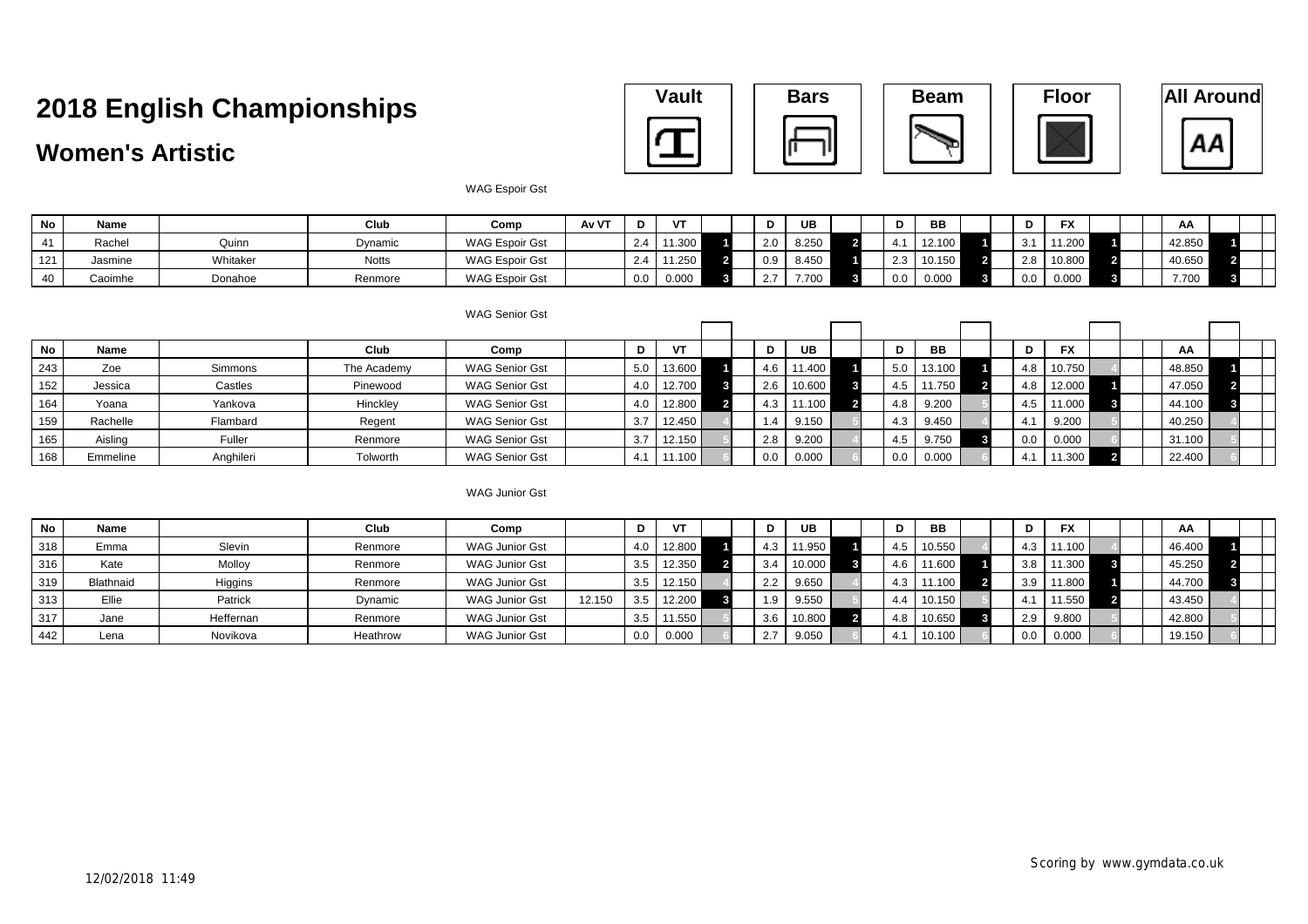# 2018 English Championships

## Women's Artistic

Vault | Bars | Beam | Floor | All Around

WAG Espoir Gst

| No | Name | | Club | Comp | Av VT | D | VT | | D | UB | | D | BB | | D | FX | | AA | |
|---|---|---|---|---|---|---|---|---|---|---|---|---|---|---|---|---|---|---|---|
| 41 | Rachel | Quinn | Dynamic | WAG Espoir Gst | | 2.4 | 11.300 | 1 | 2.0 | 8.250 | 2 | 4.1 | 12.100 | 1 | 3.1 | 11.200 | 1 | 42.850 | 1 |
| 121 | Jasmine | Whitaker | Notts | WAG Espoir Gst | | 2.4 | 11.250 | 2 | 0.9 | 8.450 | 1 | 2.3 | 10.150 | 2 | 2.8 | 10.800 | 2 | 40.650 | 2 |
| 40 | Caoimhe | Donahoe | Renmore | WAG Espoir Gst | | 0.0 | 0.000 | 3 | 2.7 | 7.700 | 3 | 0.0 | 0.000 | 3 | 0.0 | 0.000 | 3 | 7.700 | 3 |

WAG Senior Gst

| No | Name | | Club | Comp | | D | VT | | D | UB | | D | BB | | D | FX | | AA | |
|---|---|---|---|---|---|---|---|---|---|---|---|---|---|---|---|---|---|---|---|
| 243 | Zoe | Simmons | The Academy | WAG Senior Gst | | 5.0 | 13.600 | 1 | 4.6 | 11.400 | 1 | 5.0 | 13.100 | 1 | 4.8 | 10.750 | 4 | 48.850 | 1 |
| 152 | Jessica | Castles | Pinewood | WAG Senior Gst | | 4.0 | 12.700 | 3 | 2.6 | 10.600 | 3 | 4.5 | 11.750 | 2 | 4.8 | 12.000 | 1 | 47.050 | 2 |
| 164 | Yoana | Yankova | Hinckley | WAG Senior Gst | | 4.0 | 12.800 | 2 | 4.3 | 11.100 | 2 | 4.8 | 9.200 | 5 | 4.5 | 11.000 | 3 | 44.100 | 3 |
| 159 | Rachelle | Flambard | Regent | WAG Senior Gst | | 3.7 | 12.450 | 4 | 1.4 | 9.150 | 5 | 4.3 | 9.450 | 4 | 4.1 | 9.200 | 5 | 40.250 | 4 |
| 165 | Aisling | Fuller | Renmore | WAG Senior Gst | | 3.7 | 12.150 | 5 | 2.8 | 9.200 | 4 | 4.5 | 9.750 | 3 | 0.0 | 0.000 | 6 | 31.100 | 5 |
| 168 | Emmeline | Anghileri | Tolworth | WAG Senior Gst | | 4.1 | 11.100 | 6 | 0.0 | 0.000 | 6 | 0.0 | 0.000 | 6 | 4.1 | 11.300 | 2 | 22.400 | 6 |

WAG Junior Gst

| No | Name | | Club | Comp | | D | VT | | D | UB | | D | BB | | D | FX | | AA | |
|---|---|---|---|---|---|---|---|---|---|---|---|---|---|---|---|---|---|---|---|
| 318 | Emma | Slevin | Renmore | WAG Junior Gst | | 4.0 | 12.800 | 1 | 4.3 | 11.950 | 1 | 4.5 | 10.550 | 4 | 4.3 | 11.100 | 4 | 46.400 | 1 |
| 316 | Kate | Molloy | Renmore | WAG Junior Gst | | 3.5 | 12.350 | 2 | 3.4 | 10.000 | 3 | 4.6 | 11.600 | 1 | 3.8 | 11.300 | 3 | 45.250 | 2 |
| 319 | Blathnaid | Higgins | Renmore | WAG Junior Gst | | 3.5 | 12.150 | 4 | 2.2 | 9.650 | 4 | 4.3 | 11.100 | 2 | 3.9 | 11.800 | 1 | 44.700 | 3 |
| 313 | Ellie | Patrick | Dynamic | WAG Junior Gst | 12.150 | 3.5 | 12.200 | 3 | 1.9 | 9.550 | 5 | 4.4 | 10.150 | 5 | 4.1 | 11.550 | 2 | 43.450 | 4 |
| 317 | Jane | Heffernan | Renmore | WAG Junior Gst | | 3.5 | 11.550 | 5 | 3.6 | 10.800 | 2 | 4.8 | 10.650 | 3 | 2.9 | 9.800 | 5 | 42.800 | 5 |
| 442 | Lena | Novikova | Heathrow | WAG Junior Gst | | 0.0 | 0.000 | 6 | 2.7 | 9.050 | 6 | 4.1 | 10.100 | 6 | 0.0 | 0.000 | 6 | 19.150 | 6 |

12/02/2018 11:49

Scoring by www.gymdata.co.uk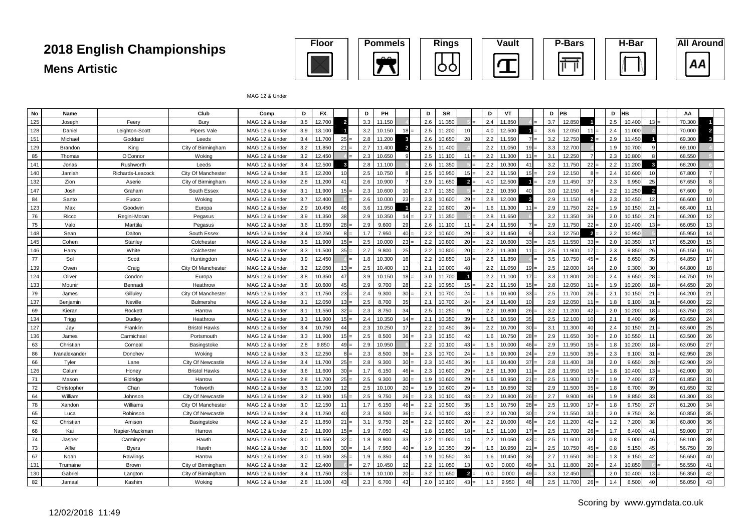# 2018 English Championships

## Mens Artistic

Floor | Pommels | Rings | Vault | P-Bars | H-Bar | All Around

MAG 12 & Under

| No | Name | | Club | Comp | D | FX | | D | PH | | D | SR | | D | VT | | D | PB | | D | HB | | AA | |
|---|---|---|---|---|---|---|---|---|---|---|---|---|---|---|---|---|---|---|---|---|---|---|---|---|
| 125 | Joseph | Feery | Bury | MAG 12 & Under | 3.5 | 12.700 | 2 | 3.3 | 11.150 | 4 | 2.6 | 11.350 | 5 = | 2.4 | 11.850 | 4 = | 3.7 | 12.850 | 1 | 2.5 | 10.400 | 13 = | 70.300 | 1 |
| 128 | Daniel | Leighton-Scott | Pipers Vale | MAG 12 & Under | 3.9 | 13.100 | 1 | 3.2 | 10.150 | 18 = | 2.5 | 11.200 | 10 | 4.0 | 12.500 | 1 = | 3.6 | 12.050 | 11 = | 2.4 | 11.000 | 4 | 70.000 | 2 |
| 151 | Michael | Goddard | Leeds | MAG 12 & Under | 3.4 | 11.700 | 25 = | 2.8 | 11.200 | 3 | 2.6 | 10.650 | 28 | 2.2 | 11.550 | 7 = | 3.2 | 12.750 | 2 = | 2.9 | 11.450 | 1 | 69.300 | 3 |
| 129 | Brandon | King | City of Birmingham | MAG 12 & Under | 3.2 | 11.850 | 21 = | 2.7 | 11.400 | 2 | 2.5 | 11.400 | 4 | 2.2 | 11.050 | 19 = | 3.3 | 12.700 | 4 | 1.9 | 10.700 | 9 | 69.100 | 4 |
| 85 | Thomas | O'Connor | Woking | MAG 12 & Under | 3.2 | 12.450 | 4 = | 2.3 | 10.650 | 9 | 2.5 | 11.100 | 11 = | 2.2 | 11.300 | 11 = | 3.1 | 12.250 | 7 | 2.3 | 10.800 | 8 | 68.550 | 5 |
| 141 | Jonas | Rushworth | Leeds | MAG 12 & Under | 3.4 | 12.500 | 3 | 2.8 | 11.100 | 5 | 2.6 | 11.350 | 5 = | 2.2 | 10.300 | 41 | 3.2 | 11.750 | 22 = | 2.2 | 11.200 | 3 | 68.200 | 6 |
| 140 | Jamiah | Richards-Leacock | City Of Manchester | MAG 12 & Under | 3.5 | 12.200 | 10 | 2.5 | 10.750 | 8 | 2.5 | 10.950 | 15 = | 2.2 | 11.150 | 15 = | 2.9 | 12.150 | 8 = | 2.4 | 10.600 | 10 | 67.800 | 7 |
| 132 | Zion | Aserie | City of Birmingham | MAG 12 & Under | 2.8 | 11.200 | 41 | 2.6 | 10.900 | 7 | 2.9 | 11.650 | 2 = | 4.0 | 12.500 | 1 = | 2.9 | 11.450 | 37 | 2.3 | 9.950 | 25 | 67.650 | 8 |
| 147 | Josh | Graham | South Essex | MAG 12 & Under | 3.1 | 11.900 | 15 = | 2.3 | 10.600 | 10 | 2.7 | 11.350 | 5 = | 2.2 | 10.350 | 40 | 3.0 | 12.150 | 8 = | 2.2 | 11.250 | 2 | 67.600 | 9 |
| 84 | Santo | Fuoco | Woking | MAG 12 & Under | 3.7 | 12.400 | 6 = | 2.6 | 10.000 | 23 = | 2.3 | 10.600 | 29 = | 2.8 | 12.000 | 3 | 2.9 | 11.150 | 44 | 2.3 | 10.450 | 12 | 66.600 | 10 |
| 123 | Max | Goodwin | Europa | MAG 12 & Under | 2.9 | 10.450 | 46 | 3.6 | 11.950 | 1 | 2.2 | 10.800 | 20 = | 1.6 | 11.300 | 11 = | 2.9 | 11.750 | 22 = | 1.9 | 10.150 | 21 = | 66.400 | 11 |
| 76 | Ricco | Regini-Moran | Pegasus | MAG 12 & Under | 3.9 | 11.350 | 38 | 2.9 | 10.350 | 14 = | 2.7 | 11.350 | 5 = | 2.8 | 11.650 | 6 | 3.2 | 11.350 | 39 | 2.0 | 10.150 | 21 = | 66.200 | 12 |
| 75 | Valo | Marttila | Pegasus | MAG 12 & Under | 3.6 | 11.650 | 28 = | 2.9 | 9.600 | 29 | 2.6 | 11.100 | 11 = | 2.4 | 11.550 | 7 = | 2.9 | 11.750 | 22 = | 2.0 | 10.400 | 13 = | 66.050 | 13 |
| 148 | Sean | Dalton | South Essex | MAG 12 & Under | 3.4 | 12.250 | 8 = | 1.7 | 7.950 | 40 = | 2.2 | 10.600 | 29 = | 3.2 | 11.450 | 9 | 3.3 | 12.750 | 2 = | 2.2 | 10.950 | 5 | 65.950 | 14 |
| 145 | Cohen | Stanley | Colchester | MAG 12 & Under | 3.5 | 11.900 | 15 = | 2.5 | 10.000 | 23 = | 2.2 | 10.800 | 20 = | 2.2 | 10.600 | 33 = | 2.5 | 11.550 | 33 = | 2.0 | 10.350 | 17 | 65.200 | 15 |
| 146 | Harry | White | Colchester | MAG 12 & Under | 3.3 | 11.500 | 35 = | 2.7 | 9.800 | 25 | 2.2 | 10.800 | 20 = | 2.2 | 11.300 | 11 = | 2.5 | 11.900 | 17 = | 2.3 | 9.850 | 26 | 65.150 | 16 |
| 77 | Sol | Scott | Huntingdon | MAG 12 & Under | 3.9 | 12.450 | 4 = | 1.8 | 10.300 | 16 | 2.2 | 10.850 | 18 = | 2.8 | 11.850 | 4 = | 3.5 | 10.750 | 45 = | 2.6 | 8.650 | 35 | 64.850 | 17 |
| 139 | Owen | Craig | City Of Manchester | MAG 12 & Under | 3.2 | 12.050 | 13 = | 2.5 | 10.400 | 13 | 2.1 | 10.000 | 48 | 2.2 | 11.050 | 19 = | 2.5 | 12.000 | 14 | 2.0 | 9.300 | 30 | 64.800 | 18 |
| 124 | Oliver | Condon | Europa | MAG 12 & Under | 3.8 | 10.350 | 47 | 3.9 | 10.150 | 18 = | 3.0 | 11.700 | 1 | 2.2 | 11.100 | 17 = | 3.3 | 11.800 | 20 = | 2.4 | 9.650 | 28 = | 64.750 | 19 |
| 133 | Mounir | Bennadi | Heathrow | MAG 12 & Under | 3.8 | 10.600 | 45 | 2.9 | 9.700 | 28 | 2.2 | 10.950 | 15 = | 2.2 | 11.150 | 15 = | 2.8 | 12.050 | 11 = | 1.9 | 10.200 | 18 = | 64.650 | 20 |
| 79 | James | Gilluley | City Of Manchester | MAG 12 & Under | 3.1 | 11.750 | 23 = | 2.4 | 9.300 | 30 = | 2.1 | 10.700 | 24 = | 1.6 | 10.600 | 33 = | 2.5 | 11.700 | 26 = | 2.1 | 10.150 | 21 = | 64.200 | 21 |
| 137 | Benjamin | Neville | Bulmershe | MAG 12 & Under | 3.1 | 12.050 | 13 = | 2.5 | 8.700 | 35 | 2.1 | 10.700 | 24 = | 2.4 | 11.400 | 10 | 2.9 | 12.050 | 11 = | 1.8 | 9.100 | 31 = | 64.000 | 22 |
| 69 | Kieran | Rockett | Harrow | MAG 12 & Under | 3.1 | 11.550 | 32 = | 2.3 | 8.750 | 34 | 2.5 | 11.250 | 9 | 2.2 | 10.800 | 26 = | 3.2 | 11.200 | 42 = | 2.0 | 10.200 | 18 = | 63.750 | 23 |
| 134 | Trigg | Dudley | Heathrow | MAG 12 & Under | 3.3 | 11.900 | 15 = | 2.4 | 10.350 | 14 = | 2.1 | 10.350 | 39 = | 1.6 | 10.550 | 35 | 2.5 | 12.100 | 10 | 2.1 | 8.400 | 36 | 63.650 | 24 |
| 127 | Jay | Franklin | Bristol Hawks | MAG 12 & Under | 3.4 | 10.750 | 44 | 2.3 | 10.250 | 17 | 2.2 | 10.450 | 36 = | 2.2 | 10.700 | 30 = | 3.1 | 11.300 | 40 | 2.4 | 10.150 | 21 = | 63.600 | 25 |
| 136 | James | Carmichael | Portsmouth | MAG 12 & Under | 3.3 | 11.900 | 15 = | 2.5 | 8.500 | 36 = | 2.3 | 10.150 | 42 | 1.6 | 10.750 | 28 = | 2.9 | 11.650 | 30 = | 2.0 | 10.550 | 11 | 63.500 | 26 |
| 63 | Christian | Corneal | Basingstoke | MAG 12 & Under | 2.8 | 9.850 | 49 = | 2.9 | 10.950 | 6 | 2.2 | 10.100 | 43 = | 1.6 | 10.000 | 46 = | 2.9 | 11.950 | 15 = | 1.8 | 10.200 | 18 = | 63.050 | 27 |
| 86 | Ivanalexander | Donchev | Woking | MAG 12 & Under | 3.3 | 12.250 | 8 = | 2.3 | 8.500 | 36 = | 2.3 | 10.700 | 24 = | 1.6 | 10.900 | 24 = | 2.9 | 11.500 | 35 = | 2.3 | 9.100 | 31 = | 62.950 | 28 |
| 66 | Tyler | Lane | City Of Newcastle | MAG 12 & Under | 3.4 | 11.700 | 25 = | 2.8 | 9.300 | 30 = | 2.3 | 10.450 | 36 = | 1.6 | 10.400 | 37 = | 2.8 | 11.400 | 38 | 2.0 | 9.650 | 28 = | 62.900 | 29 |
| 126 | Calum | Honey | Bristol Hawks | MAG 12 & Under | 3.6 | 11.600 | 30 = | 1.7 | 6.150 | 46 = | 2.3 | 10.600 | 29 = | 2.8 | 11.300 | 11 = | 2.8 | 11.950 | 15 = | 1.8 | 10.400 | 13 = | 62.000 | 30 |
| 71 | Mason | Eldridge | Harrow | MAG 12 & Under | 2.8 | 11.700 | 25 = | 2.5 | 9.300 | 30 = | 1.9 | 10.600 | 29 = | 1.6 | 10.950 | 21 = | 2.5 | 11.900 | 17 = | 1.9 | 7.400 | 37 | 61.850 | 31 |
| 72 | Christopher | Chan | Tolworth | MAG 12 & Under | 3.3 | 12.100 | 12 | 2.5 | 10.100 | 20 = | 1.9 | 10.600 | 29 = | 1.6 | 10.650 | 32 | 2.9 | 11.500 | 35 = | 1.8 | 6.700 | 39 | 61.650 | 32 |
| 64 | William | Johnson | City Of Newcastle | MAG 12 & Under | 3.2 | 11.900 | 15 = | 2.5 | 9.750 | 26 = | 2.3 | 10.100 | 43 = | 2.2 | 10.800 | 26 = | 2.7 | 9.900 | 49 | 1.9 | 8.850 | 33 | 61.300 | 33 |
| 78 | Xandon | Williams | City Of Manchester | MAG 12 & Under | 3.0 | 12.150 | 11 | 1.7 | 6.150 | 46 = | 2.2 | 10.500 | 35 | 1.6 | 10.750 | 28 = | 2.5 | 11.900 | 17 = | 1.8 | 9.750 | 27 | 61.200 | 34 |
| 65 | Luca | Robinson | City Of Newcastle | MAG 12 & Under | 3.4 | 11.250 | 40 | 2.3 | 8.500 | 36 = | 2.4 | 10.100 | 43 = | 2.2 | 10.700 | 30 = | 2.9 | 11.550 | 33 = | 2.0 | 8.750 | 34 | 60.850 | 35 |
| 62 | Christian | Amison | Basingstoke | MAG 12 & Under | 2.9 | 11.850 | 21 = | 3.1 | 9.750 | 26 = | 2.2 | 10.800 | 20 = | 2.2 | 10.000 | 46 = | 2.6 | 11.200 | 42 = | 1.2 | 7.200 | 38 | 60.800 | 36 |
| 68 | Kai | Napier-Mackman | Harrow | MAG 12 & Under | 2.9 | 11.900 | 15 = | 1.9 | 7.050 | 42 | 1.8 | 10.850 | 18 = | 1.6 | 11.100 | 17 = | 2.5 | 11.700 | 26 = | 1.7 | 6.400 | 41 | 59.000 | 37 |
| 74 | Jasper | Carminger | Hawth | MAG 12 & Under | 3.0 | 11.550 | 32 = | 1.8 | 8.900 | 33 | 2.2 | 11.000 | 14 | 2.2 | 10.050 | 43 = | 2.5 | 11.600 | 32 | 0.8 | 5.000 | 46 | 58.100 | 38 |
| 73 | Alfie | Byers | Hawth | MAG 12 & Under | 3.0 | 11.600 | 30 = | 1.4 | 7.950 | 40 = | 1.9 | 10.350 | 39 = | 1.6 | 10.950 | 21 = | 2.5 | 10.750 | 45 = | 0.8 | 5.150 | 45 | 56.750 | 39 |
| 67 | Noah | Rawlings | Harrow | MAG 12 & Under | 3.0 | 11.500 | 35 = | 1.9 | 6.350 | 44 | 1.9 | 10.550 | 34 | 1.6 | 10.450 | 36 | 2.7 | 11.650 | 30 = | 1.3 | 6.150 | 42 | 56.650 | 40 |
| 131 | Trumaine | Brown | City of Birmingham | MAG 12 & Under | 3.2 | 12.400 | 6 = | 2.7 | 10.450 | 12 | 2.2 | 11.050 | 13 | 0.0 | 0.000 | 49 = | 3.1 | 11.800 | 20 = | 2.4 | 10.850 | 6 = | 56.550 | 41 |
| 130 | Gabriel | Langton | City of Birmingham | MAG 12 & Under | 3.4 | 11.750 | 23 = | 1.9 | 10.100 | 20 = | 3.2 | 11.650 | 2 = | 0.0 | 0.000 | 49 = | 3.3 | 12.450 | 6 | 2.0 | 10.400 | 13 = | 56.350 | 42 |
| 82 | Jamaal | Kashim | Woking | MAG 12 & Under | 2.8 | 11.100 | 43 | 2.3 | 6.700 | 43 | 2.0 | 10.100 | 43 = | 1.6 | 9.950 | 48 | 2.5 | 11.700 | 26 = | 1.4 | 6.500 | 40 | 56.050 | 43 |

Scoring by www.gymdata.co.uk

12/02/2018 11:49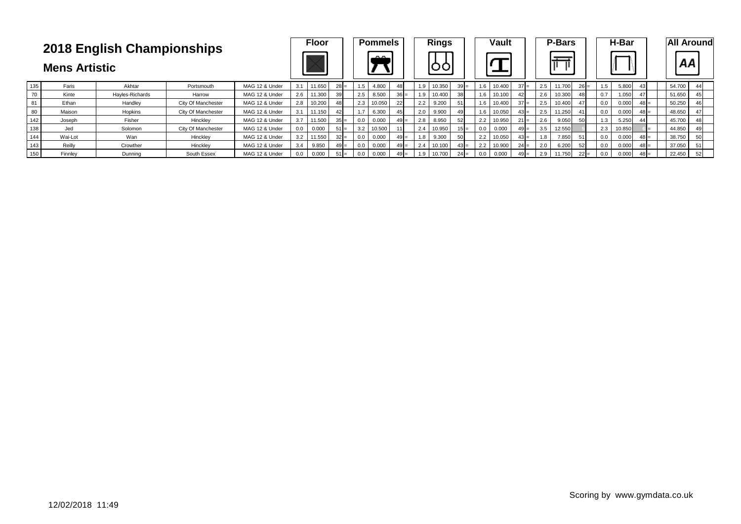# 2018 English Championships

## Mens Artistic

| | | | | | Floor | | | | Pommels | | | | Rings | | | | Vault | | | | P-Bars | | | | H-Bar | | | | All Around | |
|---|---|---|---|---|---|---|---|---|---|---|---|---|---|---|---|---|---|---|---|---|---|---|---|---|---|---|---|---|---|---|
| 135 | Faris | Akhtar | Portsmouth | MAG 12 & Under | 3.1 | 11.650 | 28 | = | 1.5 | 4.800 | 48 | | 1.9 | 10.350 | 39 | = | 1.6 | 10.400 | 37 | = | 2.5 | 11.700 | 26 | = | 1.5 | 5.800 | 43 | | 54.700 | 44 |
| 70 | Kinte | Hayles-Richards | Harrow | MAG 12 & Under | 2.6 | 11.300 | 39 | | 2.5 | 8.500 | 36 | = | 1.9 | 10.400 | 38 | | 1.6 | 10.100 | 42 | | 2.6 | 10.300 | 48 | | 0.7 | 1.050 | 47 | | 51.650 | 45 |
| 81 | Ethan | Handley | City Of Manchester | MAG 12 & Under | 2.8 | 10.200 | 48 | | 2.3 | 10.050 | 22 | | 2.2 | 9.200 | 51 | | 1.6 | 10.400 | 37 | = | 2.5 | 10.400 | 47 | | 0.0 | 0.000 | 48 | = | 50.250 | 46 |
| 80 | Maison | Hopkins | City Of Manchester | MAG 12 & Under | 3.1 | 11.150 | 42 | | 1.7 | 6.300 | 45 | | 2.0 | 9.900 | 49 | | 1.6 | 10.050 | 43 | = | 2.5 | 11.250 | 41 | | 0.0 | 0.000 | 48 | = | 48.650 | 47 |
| 142 | Joseph | Fisher | Hinckley | MAG 12 & Under | 3.7 | 11.500 | 35 | = | 0.0 | 0.000 | 49 | = | 2.8 | 8.950 | 52 | | 2.2 | 10.950 | 21 | = | 2.6 | 9.050 | 50 | | 1.3 | 5.250 | 44 | | 45.700 | 48 |
| 138 | Jed | Solomon | City Of Manchester | MAG 12 & Under | 0.0 | 0.000 | 51 | = | 3.2 | 10.500 | 11 | | 2.4 | 10.950 | 15 | = | 0.0 | 0.000 | 49 | = | 3.5 | 12.550 | 5 | | 2.3 | 10.850 | 6 | = | 44.850 | 49 |
| 144 | Wai-Lot | Wan | Hinckley | MAG 12 & Under | 3.2 | 11.550 | 32 | = | 0.0 | 0.000 | 49 | = | 1.8 | 9.300 | 50 | | 2.2 | 10.050 | 43 | = | 1.8 | 7.850 | 51 | | 0.0 | 0.000 | 48 | = | 38.750 | 50 |
| 143 | Reilly | Crowther | Hinckley | MAG 12 & Under | 3.4 | 9.850 | 49 | = | 0.0 | 0.000 | 49 | = | 2.4 | 10.100 | 43 | = | 2.2 | 10.900 | 24 | = | 2.0 | 6.200 | 52 | | 0.0 | 0.000 | 48 | = | 37.050 | 51 |
| 150 | Finnley | Dunning | South Essex | MAG 12 & Under | 0.0 | 0.000 | 51 | = | 0.0 | 0.000 | 49 | = | 1.9 | 10.700 | 24 | = | 0.0 | 0.000 | 49 | = | 2.9 | 11.750 | 22 | = | 0.0 | 0.000 | 48 | = | 22.450 | 52 |

12/02/2018 11:49

Scoring by www.gymdata.co.uk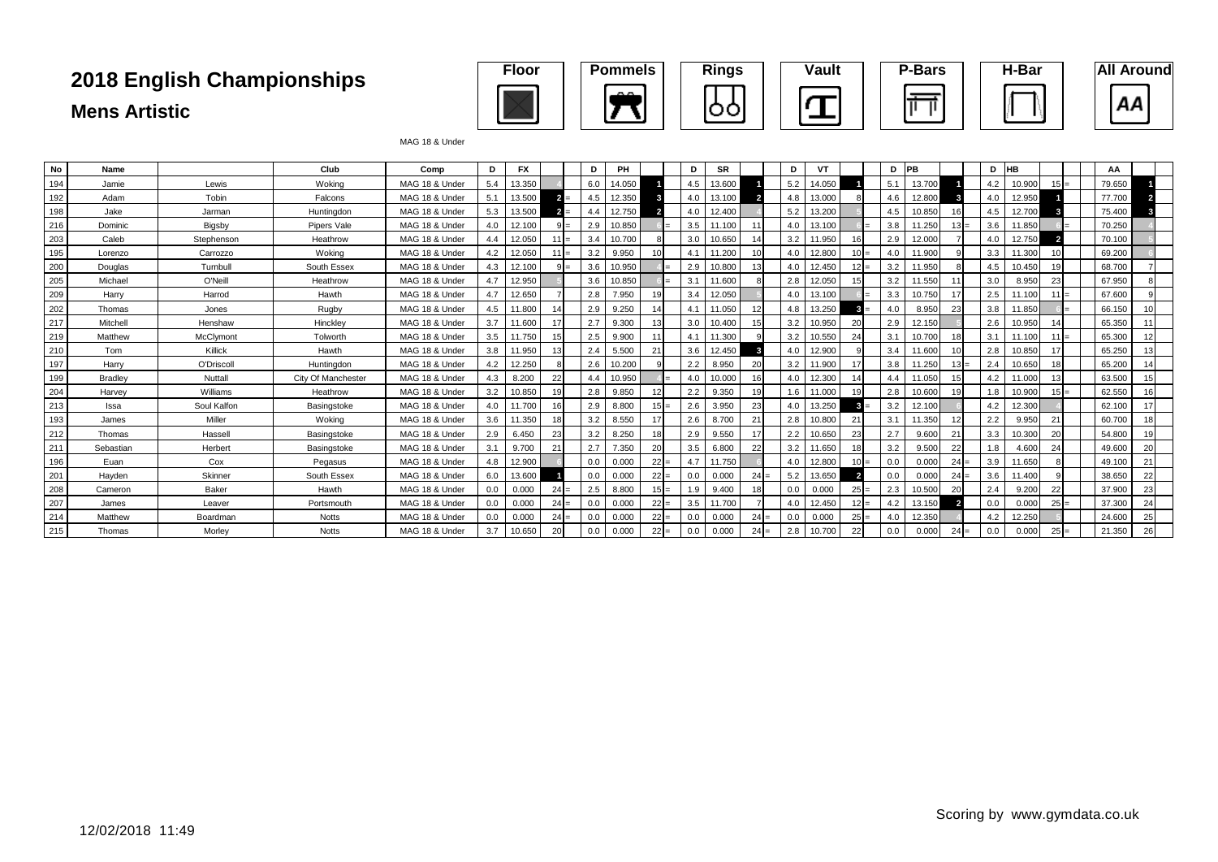# 2018 English Championships

## Mens Artistic

Floor | Pommels | Rings | Vault | P-Bars | H-Bar | All Around

MAG 18 & Under

| No | Name | | Club | Comp | D | FX | | | D | PH | | | D | SR | | | D | VT | | | D | PB | | | D | HB | | | AA | |
|---|---|---|---|---|---|---|---|---|---|---|---|---|---|---|---|---|---|---|---|---|---|---|---|---|---|---|---|---|---|---|
| 194 | Jamie | Lewis | Woking | MAG 18 & Under | 5.4 | 13.350 | 4 | | 6.0 | 14.050 | 1 | | 4.5 | 13.600 | 1 | | 5.2 | 14.050 | 1 | | 5.1 | 13.700 | 1 | | 4.2 | 10.900 | 15 | = | 79.650 | 1 |
| 192 | Adam | Tobin | Falcons | MAG 18 & Under | 5.1 | 13.500 | 2 | = | 4.5 | 12.350 | 3 | | 4.0 | 13.100 | 2 | | 4.8 | 13.000 | 8 | | 4.6 | 12.800 | 3 | | 4.0 | 12.950 | 1 | | 77.700 | 2 |
| 198 | Jake | Jarman | Huntingdon | MAG 18 & Under | 5.3 | 13.500 | 2 | = | 4.4 | 12.750 | 2 | | 4.0 | 12.400 | 4 | | 5.2 | 13.200 | 5 | | 4.5 | 10.850 | 16 | | 4.5 | 12.700 | 3 | | 75.400 | 3 |
| 216 | Dominic | Bigsby | Pipers Vale | MAG 18 & Under | 4.0 | 12.100 | 9 | = | 2.9 | 10.850 | 6 | = | 3.5 | 11.100 | 11 | | 4.0 | 13.100 | 6 | = | 3.8 | 11.250 | 13 | = | 3.6 | 11.850 | 6 | = | 70.250 | 4 |
| 203 | Caleb | Stephenson | Heathrow | MAG 18 & Under | 4.4 | 12.050 | 11 | = | 3.4 | 10.700 | 8 | | 3.0 | 10.650 | 14 | | 3.2 | 11.950 | 16 | | 2.9 | 12.000 | 7 | | 4.0 | 12.750 | 2 | | 70.100 | 5 |
| 195 | Lorenzo | Carrozzo | Woking | MAG 18 & Under | 4.2 | 12.050 | 11 | = | 3.2 | 9.950 | 10 | | 4.1 | 11.200 | 10 | | 4.0 | 12.800 | 10 | = | 4.0 | 11.900 | 9 | | 3.3 | 11.300 | 10 | | 69.200 | 6 |
| 200 | Douglas | Turnbull | South Essex | MAG 18 & Under | 4.3 | 12.100 | 9 | = | 3.6 | 10.950 | 4 | = | 2.9 | 10.800 | 13 | | 4.0 | 12.450 | 12 | = | 3.2 | 11.950 | 8 | | 4.5 | 10.450 | 19 | | 68.700 | 7 |
| 205 | Michael | O'Neill | Heathrow | MAG 18 & Under | 4.7 | 12.950 | 5 | | 3.6 | 10.850 | 6 | = | 3.1 | 11.600 | 8 | | 2.8 | 12.050 | 15 | | 3.2 | 11.550 | 11 | | 3.0 | 8.950 | 23 | | 67.950 | 8 |
| 209 | Harry | Harrod | Hawth | MAG 18 & Under | 4.7 | 12.650 | 7 | | 2.8 | 7.950 | 19 | | 3.4 | 12.050 | 5 | | 4.0 | 13.100 | 6 | = | 3.3 | 10.750 | 17 | | 2.5 | 11.100 | 11 | = | 67.600 | 9 |
| 202 | Thomas | Jones | Rugby | MAG 18 & Under | 4.5 | 11.800 | 14 | | 2.9 | 9.250 | 14 | | 4.1 | 11.050 | 12 | | 4.8 | 13.250 | 3 | = | 4.0 | 8.950 | 23 | | 3.8 | 11.850 | 6 | = | 66.150 | 10 |
| 217 | Mitchell | Henshaw | Hinckley | MAG 18 & Under | 3.7 | 11.600 | 17 | | 2.7 | 9.300 | 13 | | 3.0 | 10.400 | 15 | | 3.2 | 10.950 | 20 | | 2.9 | 12.150 | 5 | | 2.6 | 10.950 | 14 | | 65.350 | 11 |
| 219 | Matthew | McClymont | Tolworth | MAG 18 & Under | 3.5 | 11.750 | 15 | | 2.5 | 9.900 | 11 | | 4.1 | 11.300 | 9 | | 3.2 | 10.550 | 24 | | 3.1 | 10.700 | 18 | | 3.1 | 11.100 | 11 | = | 65.300 | 12 |
| 210 | Tom | Killick | Hawth | MAG 18 & Under | 3.8 | 11.950 | 13 | | 2.4 | 5.500 | 21 | | 3.6 | 12.450 | 3 | | 4.0 | 12.900 | 9 | | 3.4 | 11.600 | 10 | | 2.8 | 10.850 | 17 | | 65.250 | 13 |
| 197 | Harry | O'Driscoll | Huntingdon | MAG 18 & Under | 4.2 | 12.250 | 8 | | 2.6 | 10.200 | 9 | | 2.2 | 8.950 | 20 | | 3.2 | 11.900 | 17 | | 3.8 | 11.250 | 13 | = | 2.4 | 10.650 | 18 | | 65.200 | 14 |
| 199 | Bradley | Nuttall | City Of Manchester | MAG 18 & Under | 4.3 | 8.200 | 22 | | 4.4 | 10.950 | 4 | = | 4.0 | 10.000 | 16 | | 4.0 | 12.300 | 14 | | 4.4 | 11.050 | 15 | | 4.2 | 11.000 | 13 | | 63.500 | 15 |
| 204 | Harvey | Williams | Heathrow | MAG 18 & Under | 3.2 | 10.850 | 19 | | 2.8 | 9.850 | 12 | | 2.2 | 9.350 | 19 | | 1.6 | 11.000 | 19 | | 2.8 | 10.600 | 19 | | 1.8 | 10.900 | 15 | = | 62.550 | 16 |
| 213 | Issa | Soul Kalfon | Basingstoke | MAG 18 & Under | 4.0 | 11.700 | 16 | | 2.9 | 8.800 | 15 | = | 2.6 | 3.950 | 23 | | 4.0 | 13.250 | 3 | = | 3.2 | 12.100 | 6 | | 4.2 | 12.300 | 4 | | 62.100 | 17 |
| 193 | James | Miller | Woking | MAG 18 & Under | 3.6 | 11.350 | 18 | | 3.2 | 8.550 | 17 | | 2.6 | 8.700 | 21 | | 2.8 | 10.800 | 21 | | 3.1 | 11.350 | 12 | | 2.2 | 9.950 | 21 | | 60.700 | 18 |
| 212 | Thomas | Hassell | Basingstoke | MAG 18 & Under | 2.9 | 6.450 | 23 | | 3.2 | 8.250 | 18 | | 2.9 | 9.550 | 17 | | 2.2 | 10.650 | 23 | | 2.7 | 9.600 | 21 | | 3.3 | 10.300 | 20 | | 54.800 | 19 |
| 211 | Sebastian | Herbert | Basingstoke | MAG 18 & Under | 3.1 | 9.700 | 21 | | 2.7 | 7.350 | 20 | | 3.5 | 6.800 | 22 | | 3.2 | 11.650 | 18 | | 3.2 | 9.500 | 22 | | 1.8 | 4.600 | 24 | | 49.600 | 20 |
| 196 | Euan | Cox | Pegasus | MAG 18 & Under | 4.8 | 12.900 | 6 | | 0.0 | 0.000 | 22 | = | 4.7 | 11.750 | 6 | | 4.0 | 12.800 | 10 | = | 0.0 | 0.000 | 24 | = | 3.9 | 11.650 | 8 | | 49.100 | 21 |
| 201 | Hayden | Skinner | South Essex | MAG 18 & Under | 6.0 | 13.600 | 1 | | 0.0 | 0.000 | 22 | = | 0.0 | 0.000 | 24 | = | 5.2 | 13.650 | 2 | | 0.0 | 0.000 | 24 | = | 3.6 | 11.400 | 9 | | 38.650 | 22 |
| 208 | Cameron | Baker | Hawth | MAG 18 & Under | 0.0 | 0.000 | 24 | = | 2.5 | 8.800 | 15 | = | 1.9 | 9.400 | 18 | | 0.0 | 0.000 | 25 | = | 2.3 | 10.500 | 20 | | 2.4 | 9.200 | 22 | | 37.900 | 23 |
| 207 | James | Leaver | Portsmouth | MAG 18 & Under | 0.0 | 0.000 | 24 | = | 0.0 | 0.000 | 22 | = | 3.5 | 11.700 | 7 | | 4.0 | 12.450 | 12 | = | 4.2 | 13.150 | 2 | | 0.0 | 0.000 | 25 | = | 37.300 | 24 |
| 214 | Matthew | Boardman | Notts | MAG 18 & Under | 0.0 | 0.000 | 24 | = | 0.0 | 0.000 | 22 | = | 0.0 | 0.000 | 24 | = | 0.0 | 0.000 | 25 | = | 4.0 | 12.350 | 4 | | 4.2 | 12.250 | 5 | | 24.600 | 25 |
| 215 | Thomas | Morley | Notts | MAG 18 & Under | 3.7 | 10.650 | 20 | | 0.0 | 0.000 | 22 | = | 0.0 | 0.000 | 24 | = | 2.8 | 10.700 | 22 | | 0.0 | 0.000 | 24 | = | 0.0 | 0.000 | 25 | = | 21.350 | 26 |

12/02/2018 11:49

Scoring by www.gymdata.co.uk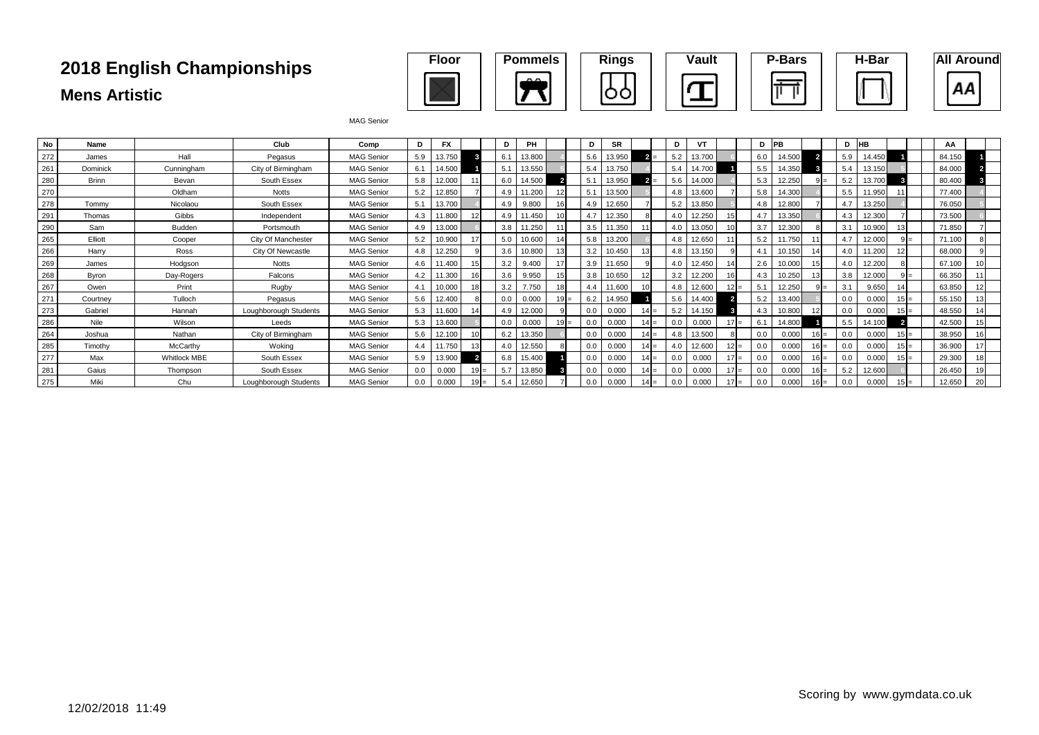# 2018 English Championships

## Mens Artistic

Floor | Pommels | Rings | Vault | P-Bars | H-Bar | All Around

MAG Senior

| No | Name | | Club | Comp | D | FX | | D | PH | | D | SR | | D | VT | | D | PB | | D | HB | | AA | |
|---|---|---|---|---|---|---|---|---|---|---|---|---|---|---|---|---|---|---|---|---|---|---|---|---|
| 272 | James | Hall | Pegasus | MAG Senior | 5.9 | 13.750 | 3 | 6.1 | 13.800 | 4 | 5.6 | 13.950 | 2 = | 5.2 | 13.700 | 6 | 6.0 | 14.500 | 2 | 5.9 | 14.450 | 1 | 84.150 | 1 |
| 261 | Dominick | Cunningham | City of Birmingham | MAG Senior | 6.1 | 14.500 | 1 | 5.1 | 13.550 | 5 | 5.4 | 13.750 | 4 | 5.4 | 14.700 | 1 | 5.5 | 14.350 | 3 | 5.4 | 13.150 | 5 | 84.000 | 2 |
| 280 | Brinn | Bevan | South Essex | MAG Senior | 5.8 | 12.000 | 11 | 6.0 | 14.500 | 2 | 5.1 | 13.950 | 2 = | 5.6 | 14.000 | 4 | 5.3 | 12.250 | 9 = | 5.2 | 13.700 | 3 | 80.400 | 3 |
| 270 | | Oldham | Notts | MAG Senior | 5.2 | 12.850 | 7 | 4.9 | 11.200 | 12 | 5.1 | 13.500 | 5 | 4.8 | 13.600 | 7 | 5.8 | 14.300 | 4 | 5.5 | 11.950 | 11 | 77.400 | 4 |
| 278 | Tommy | Nicolaou | South Essex | MAG Senior | 5.1 | 13.700 | 4 | 4.9 | 9.800 | 16 | 4.9 | 12.650 | 7 | 5.2 | 13.850 | 5 | 4.8 | 12.800 | 7 | 4.7 | 13.250 | 4 | 76.050 | 5 |
| 291 | Thomas | Gibbs | Independent | MAG Senior | 4.3 | 11.800 | 12 | 4.9 | 11.450 | 10 | 4.7 | 12.350 | 8 | 4.0 | 12.250 | 15 | 4.7 | 13.350 | 6 | 4.3 | 12.300 | 7 | 73.500 | 6 |
| 290 | Sam | Budden | Portsmouth | MAG Senior | 4.9 | 13.000 | 6 | 3.8 | 11.250 | 11 | 3.5 | 11.350 | 11 | 4.0 | 13.050 | 10 | 3.7 | 12.300 | 8 | 3.1 | 10.900 | 13 | 71.850 | 7 |
| 265 | Elliott | Cooper | City Of Manchester | MAG Senior | 5.2 | 10.900 | 17 | 5.0 | 10.600 | 14 | 5.8 | 13.200 | 6 | 4.8 | 12.650 | 11 | 5.2 | 11.750 | 11 | 4.7 | 12.000 | 9 = | 71.100 | 8 |
| 266 | Harry | Ross | City Of Newcastle | MAG Senior | 4.8 | 12.250 | 9 | 3.6 | 10.800 | 13 | 3.2 | 10.450 | 13 | 4.8 | 13.150 | 9 | 4.1 | 10.150 | 14 | 4.0 | 11.200 | 12 | 68.000 | 9 |
| 269 | James | Hodgson | Notts | MAG Senior | 4.6 | 11.400 | 15 | 3.2 | 9.400 | 17 | 3.9 | 11.650 | 9 | 4.0 | 12.450 | 14 | 2.6 | 10.000 | 15 | 4.0 | 12.200 | 8 | 67.100 | 10 |
| 268 | Byron | Day-Rogers | Falcons | MAG Senior | 4.2 | 11.300 | 16 | 3.6 | 9.950 | 15 | 3.8 | 10.650 | 12 | 3.2 | 12.200 | 16 | 4.3 | 10.250 | 13 | 3.8 | 12.000 | 9 = | 66.350 | 11 |
| 267 | Owen | Print | Rugby | MAG Senior | 4.1 | 10.000 | 18 | 3.2 | 7.750 | 18 | 4.4 | 11.600 | 10 | 4.8 | 12.600 | 12 = | 5.1 | 12.250 | 9 = | 3.1 | 9.650 | 14 | 63.850 | 12 |
| 271 | Courtney | Tulloch | Pegasus | MAG Senior | 5.6 | 12.400 | 8 | 0.0 | 0.000 | 19 = | 6.2 | 14.950 | 1 | 5.6 | 14.400 | 2 | 5.2 | 13.400 | 5 | 0.0 | 0.000 | 15 = | 55.150 | 13 |
| 273 | Gabriel | Hannah | Loughborough Students | MAG Senior | 5.3 | 11.600 | 14 | 4.9 | 12.000 | 9 | 0.0 | 0.000 | 14 = | 5.2 | 14.150 | 3 | 4.3 | 10.800 | 12 | 0.0 | 0.000 | 15 = | 48.550 | 14 |
| 286 | Nile | Wilson | Leeds | MAG Senior | 5.3 | 13.600 | 5 | 0.0 | 0.000 | 19 = | 0.0 | 0.000 | 14 = | 0.0 | 0.000 | 17 = | 6.1 | 14.800 | 1 | 5.5 | 14.100 | 2 | 42.500 | 15 |
| 264 | Joshua | Nathan | City of Birmingham | MAG Senior | 5.6 | 12.100 | 10 | 6.2 | 13.350 | 6 | 0.0 | 0.000 | 14 = | 4.8 | 13.500 | 8 | 0.0 | 0.000 | 16 = | 0.0 | 0.000 | 15 = | 38.950 | 16 |
| 285 | Timothy | McCarthy | Woking | MAG Senior | 4.4 | 11.750 | 13 | 4.0 | 12.550 | 8 | 0.0 | 0.000 | 14 = | 4.0 | 12.600 | 12 = | 0.0 | 0.000 | 16 = | 0.0 | 0.000 | 15 = | 36.900 | 17 |
| 277 | Max | Whitlock MBE | South Essex | MAG Senior | 5.9 | 13.900 | 2 | 6.8 | 15.400 | 1 | 0.0 | 0.000 | 14 = | 0.0 | 0.000 | 17 = | 0.0 | 0.000 | 16 = | 0.0 | 0.000 | 15 = | 29.300 | 18 |
| 281 | Gaius | Thompson | South Essex | MAG Senior | 0.0 | 0.000 | 19 = | 5.7 | 13.850 | 3 | 0.0 | 0.000 | 14 = | 0.0 | 0.000 | 17 = | 0.0 | 0.000 | 16 = | 5.2 | 12.600 | 6 | 26.450 | 19 |
| 275 | Miki | Chu | Loughborough Students | MAG Senior | 0.0 | 0.000 | 19 = | 5.4 | 12.650 | 7 | 0.0 | 0.000 | 14 = | 0.0 | 0.000 | 17 = | 0.0 | 0.000 | 16 = | 0.0 | 0.000 | 15 = | 12.650 | 20 |

12/02/2018 11:49

Scoring by www.gymdata.co.uk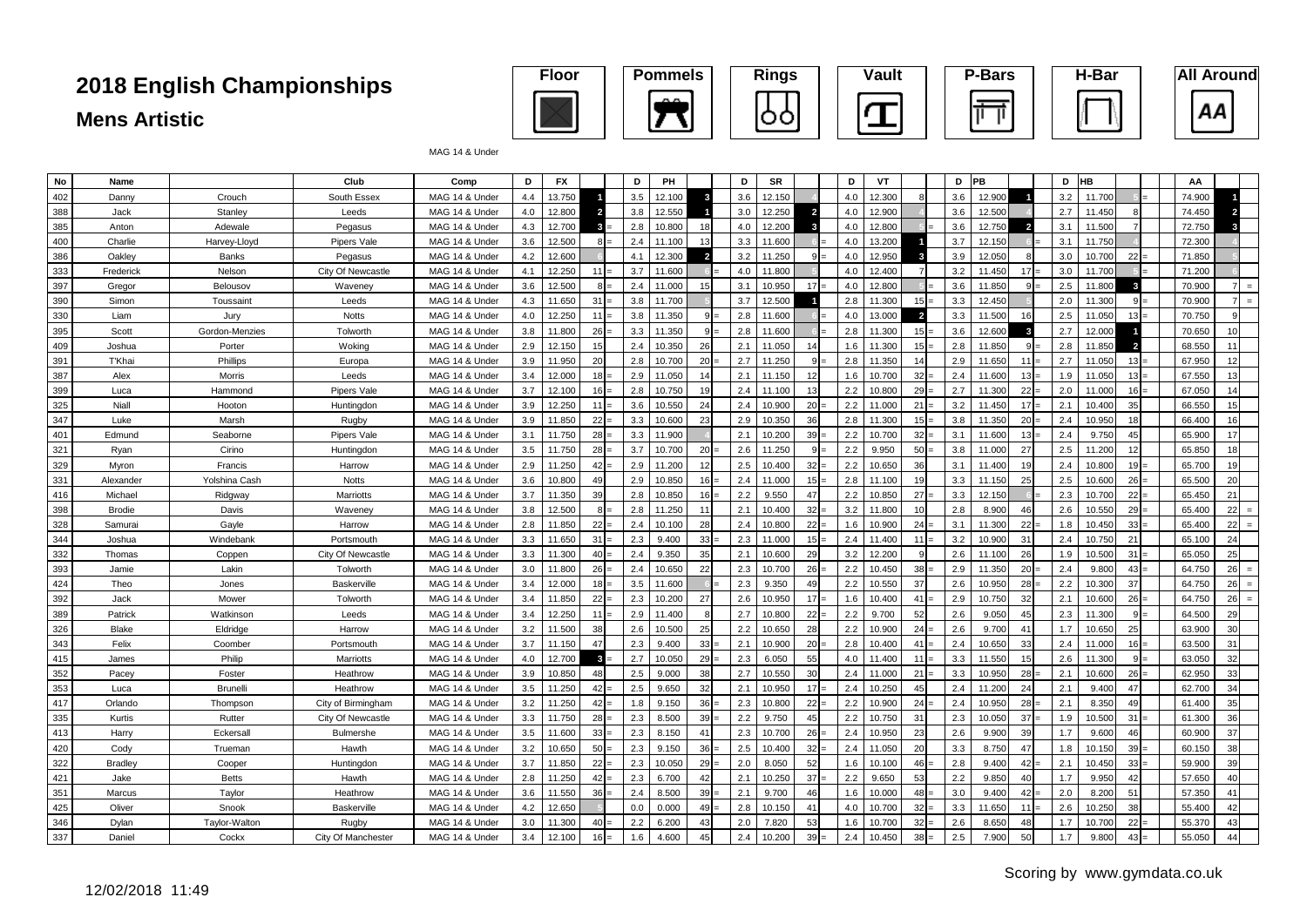# 2018 English Championships

## Mens Artistic

Floor | Pommels | Rings | Vault | P-Bars | H-Bar | All Around

MAG 14 & Under

| No | Name | | Club | Comp | D | FX | | | D | PH | | | D | SR | | | D | VT | | | D | PB | | | D | HB | | | AA | | |
|---|---|---|---|---|---|---|---|---|---|---|---|---|---|---|---|---|---|---|---|---|---|---|---|---|---|---|---|---|---|---|---|
| 402 | Danny | Crouch | South Essex | MAG 14 & Under | 4.4 | 13.750 | 1 | | 3.5 | 12.100 | 3 | | 3.6 | 12.150 | 4 | | 4.0 | 12.300 | 8 | | 3.6 | 12.900 | 1 | | 3.2 | 11.700 | 5 | = | 74.900 | 1 | |
| 388 | Jack | Stanley | Leeds | MAG 14 & Under | 4.0 | 12.800 | 2 | | 3.8 | 12.550 | 1 | | 3.0 | 12.250 | 2 | | 4.0 | 12.900 | 4 | | 3.6 | 12.500 | 4 | | 2.7 | 11.450 | 8 | | 74.450 | 2 | |
| 385 | Anton | Adewale | Pegasus | MAG 14 & Under | 4.3 | 12.700 | 3 | = | 2.8 | 10.800 | 18 | | 4.0 | 12.200 | 3 | | 4.0 | 12.800 | 5 | = | 3.6 | 12.750 | 2 | | 3.1 | 11.500 | 7 | | 72.750 | 3 | |
| 400 | Charlie | Harvey-Lloyd | Pipers Vale | MAG 14 & Under | 3.6 | 12.500 | 8 | = | 2.4 | 11.100 | 13 | | 3.3 | 11.600 | 6 | = | 4.0 | 13.200 | 1 | | 3.7 | 12.150 | 6 | = | 3.1 | 11.750 | 4 | | 72.300 | 4 | |
| 386 | Oakley | Banks | Pegasus | MAG 14 & Under | 4.2 | 12.600 | 5 | | 4.1 | 12.300 | 2 | | 3.2 | 11.250 | 9 | = | 4.0 | 12.950 | 3 | | 3.9 | 12.050 | 8 | | 3.0 | 10.700 | 22 | = | 71.850 | 5 | |
| 333 | Frederick | Nelson | City Of Newcastle | MAG 14 & Under | 4.1 | 12.250 | 11 | = | 3.7 | 11.600 | 6 | = | 4.0 | 11.800 | 5 | | 4.0 | 12.400 | 7 | | 3.2 | 11.450 | 17 | = | 3.0 | 11.700 | 5 | = | 71.200 | 6 | |
| 397 | Gregor | Belousov | Waveney | MAG 14 & Under | 3.6 | 12.500 | 8 | = | 2.4 | 11.000 | 15 | | 3.1 | 10.950 | 17 | = | 4.0 | 12.800 | 5 | = | 3.6 | 11.850 | 9 | = | 2.5 | 11.800 | 3 | | 70.900 | 7 | = |
| 390 | Simon | Toussaint | Leeds | MAG 14 & Under | 4.3 | 11.650 | 31 | = | 3.8 | 11.700 | 5 | | 3.7 | 12.500 | 1 | | 2.8 | 11.300 | 15 | = | 3.3 | 12.450 | 5 | | 2.0 | 11.300 | 9 | = | 70.900 | 7 | = |
| 330 | Liam | Jury | Notts | MAG 14 & Under | 4.0 | 12.250 | 11 | = | 3.8 | 11.350 | 9 | = | 2.8 | 11.600 | 6 | = | 4.0 | 13.000 | 2 | | 3.3 | 11.500 | 16 | | 2.5 | 11.050 | 13 | = | 70.750 | 9 | |
| 395 | Scott | Gordon-Menzies | Tolworth | MAG 14 & Under | 3.8 | 11.800 | 26 | = | 3.3 | 11.350 | 9 | = | 2.8 | 11.600 | 6 | = | 2.8 | 11.300 | 15 | = | 3.6 | 12.600 | 3 | | 2.7 | 12.000 | 1 | | 70.650 | 10 | |
| 409 | Joshua | Porter | Woking | MAG 14 & Under | 2.9 | 12.150 | 15 | | 2.4 | 10.350 | 26 | | 2.1 | 11.050 | 14 | | 1.6 | 11.300 | 15 | = | 2.8 | 11.850 | 9 | = | 2.8 | 11.850 | 2 | | 68.550 | 11 | |
| 391 | T'Khai | Phillips | Europa | MAG 14 & Under | 3.9 | 11.950 | 20 | | 2.8 | 10.700 | 20 | = | 2.7 | 11.250 | 9 | = | 2.8 | 11.350 | 14 | | 2.9 | 11.650 | 11 | = | 2.7 | 11.050 | 13 | = | 67.950 | 12 | |
| 387 | Alex | Morris | Leeds | MAG 14 & Under | 3.4 | 12.000 | 18 | = | 2.9 | 11.050 | 14 | | 2.1 | 11.150 | 12 | | 1.6 | 10.700 | 32 | = | 2.4 | 11.600 | 13 | = | 1.9 | 11.050 | 13 | = | 67.550 | 13 | |
| 399 | Luca | Hammond | Pipers Vale | MAG 14 & Under | 3.7 | 12.100 | 16 | = | 2.8 | 10.750 | 19 | | 2.4 | 11.100 | 13 | | 2.2 | 10.800 | 29 | = | 2.7 | 11.300 | 22 | = | 2.0 | 11.000 | 16 | = | 67.050 | 14 | |
| 325 | Niall | Hooton | Huntingdon | MAG 14 & Under | 3.9 | 12.250 | 11 | = | 3.6 | 10.550 | 24 | | 2.4 | 10.900 | 20 | = | 2.2 | 11.000 | 21 | = | 3.2 | 11.450 | 17 | = | 2.1 | 10.400 | 35 | | 66.550 | 15 | |
| 347 | Luke | Marsh | Rugby | MAG 14 & Under | 3.9 | 11.850 | 22 | = | 3.3 | 10.600 | 23 | | 2.9 | 10.350 | 36 | | 2.8 | 11.300 | 15 | = | 3.8 | 11.350 | 20 | = | 2.4 | 10.950 | 18 | | 66.400 | 16 | |
| 401 | Edmund | Seaborne | Pipers Vale | MAG 14 & Under | 3.1 | 11.750 | 28 | = | 3.3 | 11.900 | 4 | | 2.1 | 10.200 | 39 | = | 2.2 | 10.700 | 32 | = | 3.1 | 11.600 | 13 | = | 2.4 | 9.750 | 45 | | 65.900 | 17 | |
| 321 | Ryan | Cirino | Huntingdon | MAG 14 & Under | 3.5 | 11.750 | 28 | = | 3.7 | 10.700 | 20 | = | 2.6 | 11.250 | 9 | = | 2.2 | 9.950 | 50 | = | 3.8 | 11.000 | 27 | | 2.5 | 11.200 | 12 | | 65.850 | 18 | |
| 329 | Myron | Francis | Harrow | MAG 14 & Under | 2.9 | 11.250 | 42 | = | 2.9 | 11.200 | 12 | | 2.5 | 10.400 | 32 | = | 2.2 | 10.650 | 36 | | 3.1 | 11.400 | 19 | | 2.4 | 10.800 | 19 | = | 65.700 | 19 | |
| 331 | Alexander | Yolshina Cash | Notts | MAG 14 & Under | 3.6 | 10.800 | 49 | | 2.9 | 10.850 | 16 | = | 2.4 | 11.000 | 15 | = | 2.8 | 11.100 | 19 | | 3.3 | 11.150 | 25 | | 2.5 | 10.600 | 26 | = | 65.500 | 20 | |
| 416 | Michael | Ridgway | Marriotts | MAG 14 & Under | 3.7 | 11.350 | 39 | | 2.8 | 10.850 | 16 | = | 2.2 | 9.550 | 47 | | 2.2 | 10.850 | 27 | = | 3.3 | 12.150 | 6 | = | 2.3 | 10.700 | 22 | = | 65.450 | 21 | |
| 398 | Brodie | Davis | Waveney | MAG 14 & Under | 3.8 | 12.500 | 8 | = | 2.8 | 11.250 | 11 | | 2.1 | 10.400 | 32 | = | 3.2 | 11.800 | 10 | | 2.8 | 8.900 | 46 | | 2.6 | 10.550 | 29 | = | 65.400 | 22 | = |
| 328 | Samurai | Gayle | Harrow | MAG 14 & Under | 2.8 | 11.850 | 22 | = | 2.4 | 10.100 | 28 | | 2.4 | 10.800 | 22 | = | 1.6 | 10.900 | 24 | = | 3.1 | 11.300 | 22 | = | 1.8 | 10.450 | 33 | = | 65.400 | 22 | = |
| 344 | Joshua | Windebank | Portsmouth | MAG 14 & Under | 3.3 | 11.650 | 31 | = | 2.3 | 9.400 | 33 | = | 2.3 | 11.000 | 15 | = | 2.4 | 11.400 | 11 | = | 3.2 | 10.900 | 31 | | 2.4 | 10.750 | 21 | | 65.100 | 24 | |
| 332 | Thomas | Coppen | City Of Newcastle | MAG 14 & Under | 3.3 | 11.300 | 40 | = | 2.4 | 9.350 | 35 | | 2.1 | 10.600 | 29 | | 3.2 | 12.200 | 9 | | 2.6 | 11.100 | 26 | | 1.9 | 10.500 | 31 | = | 65.050 | 25 | |
| 393 | Jamie | Lakin | Tolworth | MAG 14 & Under | 3.0 | 11.800 | 26 | = | 2.4 | 10.650 | 22 | | 2.3 | 10.700 | 26 | = | 2.2 | 10.450 | 38 | = | 2.9 | 11.350 | 20 | = | 2.4 | 9.800 | 43 | = | 64.750 | 26 | = |
| 424 | Theo | Jones | Baskerville | MAG 14 & Under | 3.4 | 12.000 | 18 | = | 3.5 | 11.600 | 6 | = | 2.3 | 9.350 | 49 | | 2.2 | 10.550 | 37 | | 2.6 | 10.950 | 28 | = | 2.2 | 10.300 | 37 | | 64.750 | 26 | = |
| 392 | Jack | Mower | Tolworth | MAG 14 & Under | 3.4 | 11.850 | 22 | = | 2.3 | 10.200 | 27 | | 2.6 | 10.950 | 17 | = | 1.6 | 10.400 | 41 | = | 2.9 | 10.750 | 32 | | 2.1 | 10.600 | 26 | = | 64.750 | 26 | = |
| 389 | Patrick | Watkinson | Leeds | MAG 14 & Under | 3.4 | 12.250 | 11 | = | 2.9 | 11.400 | 8 | | 2.7 | 10.800 | 22 | = | 2.2 | 9.700 | 52 | | 2.6 | 9.050 | 45 | | 2.3 | 11.300 | 9 | = | 64.500 | 29 | |
| 326 | Blake | Eldridge | Harrow | MAG 14 & Under | 3.2 | 11.500 | 38 | | 2.6 | 10.500 | 25 | | 2.2 | 10.650 | 28 | | 2.2 | 10.900 | 24 | = | 2.6 | 9.700 | 41 | | 1.7 | 10.650 | 25 | | 63.900 | 30 | |
| 343 | Felix | Coomber | Portsmouth | MAG 14 & Under | 3.7 | 11.150 | 47 | | 2.3 | 9.400 | 33 | = | 2.1 | 10.900 | 20 | = | 2.8 | 10.400 | 41 | = | 2.4 | 10.650 | 33 | | 2.4 | 11.000 | 16 | = | 63.500 | 31 | |
| 415 | James | Philip | Marriotts | MAG 14 & Under | 4.0 | 12.700 | 3 | = | 2.7 | 10.050 | 29 | = | 2.3 | 6.050 | 55 | | 4.0 | 11.400 | 11 | = | 3.3 | 11.550 | 15 | | 2.6 | 11.300 | 9 | = | 63.050 | 32 | |
| 352 | Pacey | Foster | Heathrow | MAG 14 & Under | 3.9 | 10.850 | 48 | | 2.5 | 9.000 | 38 | | 2.7 | 10.550 | 30 | | 2.4 | 11.000 | 21 | = | 3.3 | 10.950 | 28 | = | 2.1 | 10.600 | 26 | = | 62.950 | 33 | |
| 353 | Luca | Brunelli | Heathrow | MAG 14 & Under | 3.5 | 11.250 | 42 | = | 2.5 | 9.650 | 32 | | 2.1 | 10.950 | 17 | = | 2.4 | 10.250 | 45 | | 2.4 | 11.200 | 24 | | 2.1 | 9.400 | 47 | | 62.700 | 34 | |
| 417 | Orlando | Thompson | City of Birmingham | MAG 14 & Under | 3.2 | 11.250 | 42 | = | 1.8 | 9.150 | 36 | = | 2.3 | 10.800 | 22 | = | 2.2 | 10.900 | 24 | = | 2.4 | 10.950 | 28 | = | 2.1 | 8.350 | 49 | | 61.400 | 35 | |
| 335 | Kurtis | Rutter | City Of Newcastle | MAG 14 & Under | 3.3 | 11.750 | 28 | = | 2.3 | 8.500 | 39 | = | 2.2 | 9.750 | 45 | | 2.2 | 10.750 | 31 | | 2.3 | 10.050 | 37 | = | 1.9 | 10.500 | 31 | = | 61.300 | 36 | |
| 413 | Harry | Eckersall | Bulmershe | MAG 14 & Under | 3.5 | 11.600 | 33 | = | 2.3 | 8.150 | 41 | | 2.3 | 10.700 | 26 | = | 2.4 | 10.950 | 23 | | 2.6 | 9.900 | 39 | | 1.7 | 9.600 | 46 | | 60.900 | 37 | |
| 420 | Cody | Trueman | Hawth | MAG 14 & Under | 3.2 | 10.650 | 50 | = | 2.3 | 9.150 | 36 | = | 2.5 | 10.400 | 32 | = | 2.4 | 11.050 | 20 | | 3.3 | 8.750 | 47 | | 1.8 | 10.150 | 39 | = | 60.150 | 38 | |
| 322 | Bradley | Cooper | Huntingdon | MAG 14 & Under | 3.7 | 11.850 | 22 | = | 2.3 | 10.050 | 29 | = | 2.0 | 8.050 | 52 | | 1.6 | 10.100 | 46 | = | 2.8 | 9.400 | 42 | = | 2.1 | 10.450 | 33 | = | 59.900 | 39 | |
| 421 | Jake | Betts | Hawth | MAG 14 & Under | 2.8 | 11.250 | 42 | = | 2.3 | 6.700 | 42 | | 2.1 | 10.250 | 37 | = | 2.2 | 9.650 | 53 | | 2.2 | 9.850 | 40 | | 1.7 | 9.950 | 42 | | 57.650 | 40 | |
| 351 | Marcus | Taylor | Heathrow | MAG 14 & Under | 3.6 | 11.550 | 36 | = | 2.4 | 8.500 | 39 | = | 2.1 | 9.700 | 46 | | 1.6 | 10.000 | 48 | = | 3.0 | 9.400 | 42 | = | 2.0 | 8.200 | 51 | | 57.350 | 41 | |
| 425 | Oliver | Snook | Baskerville | MAG 14 & Under | 4.2 | 12.650 | 7 | | 0.0 | 0.000 | 49 | = | 2.8 | 10.150 | 41 | | 4.0 | 10.700 | 32 | = | 3.3 | 11.650 | 11 | = | 2.6 | 10.250 | 38 | | 55.400 | 42 | |
| 346 | Dylan | Taylor-Walton | Rugby | MAG 14 & Under | 3.0 | 11.300 | 40 | = | 2.2 | 6.200 | 43 | | 2.0 | 7.820 | 53 | | 1.6 | 10.700 | 32 | = | 2.6 | 8.650 | 48 | | 1.7 | 10.700 | 22 | = | 55.370 | 43 | |
| 337 | Daniel | Cockx | City Of Manchester | MAG 14 & Under | 3.4 | 12.100 | 16 | = | 1.6 | 4.600 | 45 | | 2.4 | 10.200 | 39 | = | 2.4 | 10.450 | 38 | = | 2.5 | 7.900 | 50 | | 1.7 | 9.800 | 43 | = | 55.050 | 44 | |

Scoring by www.gymdata.co.uk

12/02/2018 11:49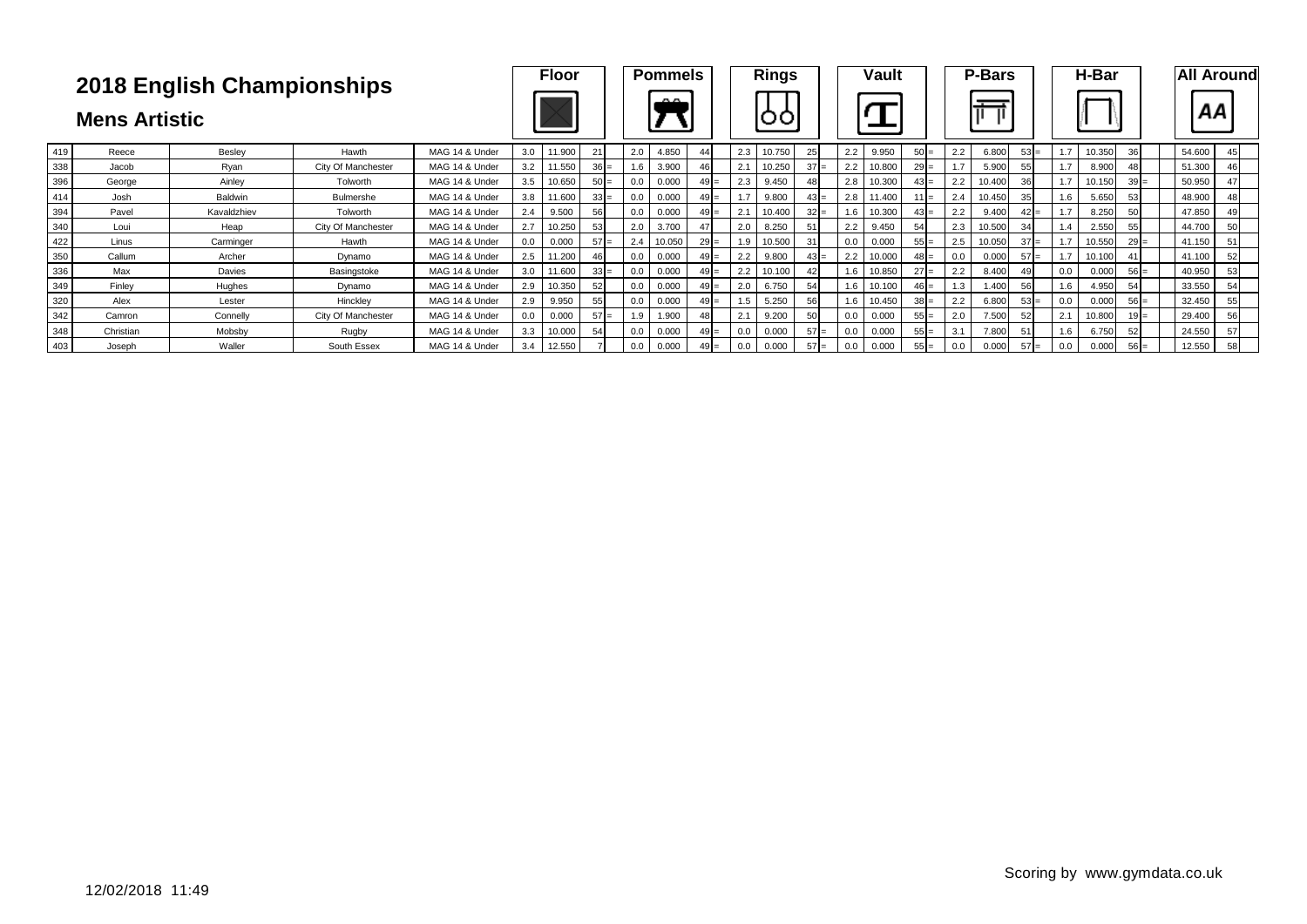# 2018 English Championships

## Mens Artistic

| | | | | | Floor | | | | Pommels | | | | Rings | | | | Vault | | | | P-Bars | | | | H-Bar | | | | All Around | |
|---|---|---|---|---|---|---|---|---|---|---|---|---|---|---|---|---|---|---|---|---|---|---|---|---|---|---|---|---|---|---|
| 419 | Reece | Besley | Hawth | MAG 14 & Under | 3.0 | 11.900 | 21 | | 2.0 | 4.850 | 44 | | 2.3 | 10.750 | 25 | | 2.2 | 9.950 | 50 | = | 2.2 | 6.800 | 53 | = | 1.7 | 10.350 | 36 | | 54.600 | 45 |
| 338 | Jacob | Ryan | City Of Manchester | MAG 14 & Under | 3.2 | 11.550 | 36 | = | 1.6 | 3.900 | 46 | | 2.1 | 10.250 | 37 | = | 2.2 | 10.800 | 29 | = | 1.7 | 5.900 | 55 | | 1.7 | 8.900 | 48 | | 51.300 | 46 |
| 396 | George | Ainley | Tolworth | MAG 14 & Under | 3.5 | 10.650 | 50 | = | 0.0 | 0.000 | 49 | = | 2.3 | 9.450 | 48 | | 2.8 | 10.300 | 43 | = | 2.2 | 10.400 | 36 | | 1.7 | 10.150 | 39 | = | 50.950 | 47 |
| 414 | Josh | Baldwin | Bulmershe | MAG 14 & Under | 3.8 | 11.600 | 33 | = | 0.0 | 0.000 | 49 | = | 1.7 | 9.800 | 43 | = | 2.8 | 11.400 | 11 | = | 2.4 | 10.450 | 35 | | 1.6 | 5.650 | 53 | | 48.900 | 48 |
| 394 | Pavel | Kavaldzhiev | Tolworth | MAG 14 & Under | 2.4 | 9.500 | 56 | | 0.0 | 0.000 | 49 | = | 2.1 | 10.400 | 32 | = | 1.6 | 10.300 | 43 | = | 2.2 | 9.400 | 42 | = | 1.7 | 8.250 | 50 | | 47.850 | 49 |
| 340 | Loui | Heap | City Of Manchester | MAG 14 & Under | 2.7 | 10.250 | 53 | | 2.0 | 3.700 | 47 | | 2.0 | 8.250 | 51 | | 2.2 | 9.450 | 54 | | 2.3 | 10.500 | 34 | | 1.4 | 2.550 | 55 | | 44.700 | 50 |
| 422 | Linus | Carminger | Hawth | MAG 14 & Under | 0.0 | 0.000 | 57 | = | 2.4 | 10.050 | 29 | = | 1.9 | 10.500 | 31 | | 0.0 | 0.000 | 55 | = | 2.5 | 10.050 | 37 | = | 1.7 | 10.550 | 29 | = | 41.150 | 51 |
| 350 | Callum | Archer | Dynamo | MAG 14 & Under | 2.5 | 11.200 | 46 | | 0.0 | 0.000 | 49 | = | 2.2 | 9.800 | 43 | = | 2.2 | 10.000 | 48 | = | 0.0 | 0.000 | 57 | = | 1.7 | 10.100 | 41 | | 41.100 | 52 |
| 336 | Max | Davies | Basingstoke | MAG 14 & Under | 3.0 | 11.600 | 33 | = | 0.0 | 0.000 | 49 | = | 2.2 | 10.100 | 42 | | 1.6 | 10.850 | 27 | = | 2.2 | 8.400 | 49 | | 0.0 | 0.000 | 56 | = | 40.950 | 53 |
| 349 | Finley | Hughes | Dynamo | MAG 14 & Under | 2.9 | 10.350 | 52 | | 0.0 | 0.000 | 49 | = | 2.0 | 6.750 | 54 | | 1.6 | 10.100 | 46 | = | 1.3 | 1.400 | 56 | | 1.6 | 4.950 | 54 | | 33.550 | 54 |
| 320 | Alex | Lester | Hinckley | MAG 14 & Under | 2.9 | 9.950 | 55 | | 0.0 | 0.000 | 49 | = | 1.5 | 5.250 | 56 | | 1.6 | 10.450 | 38 | = | 2.2 | 6.800 | 53 | = | 0.0 | 0.000 | 56 | = | 32.450 | 55 |
| 342 | Camron | Connelly | City Of Manchester | MAG 14 & Under | 0.0 | 0.000 | 57 | = | 1.9 | 1.900 | 48 | | 2.1 | 9.200 | 50 | | 0.0 | 0.000 | 55 | = | 2.0 | 7.500 | 52 | | 2.1 | 10.800 | 19 | = | 29.400 | 56 |
| 348 | Christian | Mobsby | Rugby | MAG 14 & Under | 3.3 | 10.000 | 54 | | 0.0 | 0.000 | 49 | = | 0.0 | 0.000 | 57 | = | 0.0 | 0.000 | 55 | = | 3.1 | 7.800 | 51 | | 1.6 | 6.750 | 52 | | 24.550 | 57 |
| 403 | Joseph | Waller | South Essex | MAG 14 & Under | 3.4 | 12.550 | 7 | | 0.0 | 0.000 | 49 | = | 0.0 | 0.000 | 57 | = | 0.0 | 0.000 | 55 | = | 0.0 | 0.000 | 57 | = | 0.0 | 0.000 | 56 | = | 12.550 | 58 |

12/02/2018 11:49

Scoring by www.gymdata.co.uk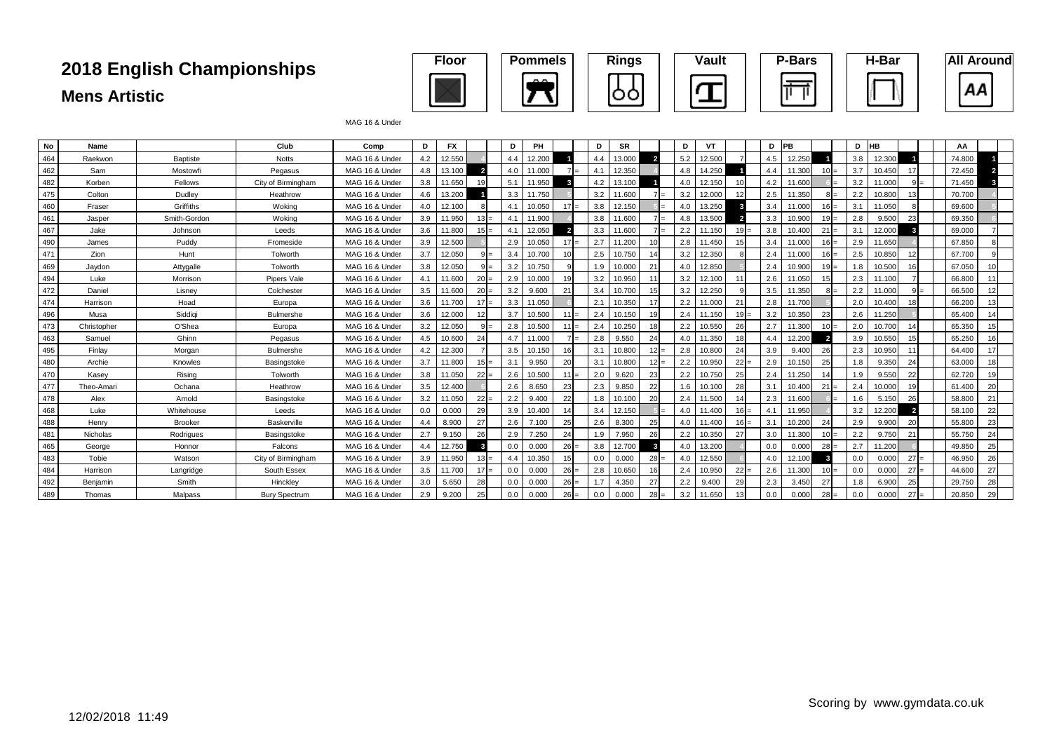# 2018 English Championships

## Mens Artistic

Floor | Pommels | Rings | Vault | P-Bars | H-Bar | All Around

MAG 16 & Under

| No | Name | | Club | Comp | D | FX | | D | PH | | D | SR | | D | VT | | D | PB | | D | HB | | AA | |
|---|---|---|---|---|---|---|---|---|---|---|---|---|---|---|---|---|---|---|---|---|---|---|---|---|
| 464 | Raekwon | Baptiste | Notts | MAG 16 & Under | 4.2 | 12.550 | 4 | 4.4 | 12.200 | 1 | 4.4 | 13.000 | 2 | 5.2 | 12.500 | 7 | 4.5 | 12.250 | 1 | 3.8 | 12.300 | 1 | 74.800 | 1 |
| 462 | Sam | Mostowfi | Pegasus | MAG 16 & Under | 4.8 | 13.100 | 2 | 4.0 | 11.000 | 7 = | 4.1 | 12.350 | 4 | 4.8 | 14.250 | 1 | 4.4 | 11.300 | 10 = | 3.7 | 10.450 | 17 | 72.450 | 2 |
| 482 | Korben | Fellows | City of Birmingham | MAG 16 & Under | 3.8 | 11.650 | 19 | 5.1 | 11.950 | 3 | 4.2 | 13.100 | 1 | 4.0 | 12.150 | 10 | 4.2 | 11.600 | 6 = | 3.2 | 11.000 | 9 = | 71.450 | 3 |
| 475 | Colton | Dudley | Heathrow | MAG 16 & Under | 4.6 | 13.200 | 1 | 3.3 | 11.750 | 5 | 3.2 | 11.600 | 7 = | 3.2 | 12.000 | 12 | 2.5 | 11.350 | 8 = | 2.2 | 10.800 | 13 | 70.700 | 4 |
| 460 | Fraser | Griffiths | Woking | MAG 16 & Under | 4.0 | 12.100 | 8 | 4.1 | 10.050 | 17 = | 3.8 | 12.150 | 5 = | 4.0 | 13.250 | 3 | 3.4 | 11.000 | 16 = | 3.1 | 11.050 | 8 | 69.600 | 5 |
| 461 | Jasper | Smith-Gordon | Woking | MAG 16 & Under | 3.9 | 11.950 | 13 = | 4.1 | 11.900 | 4 | 3.8 | 11.600 | 7 = | 4.8 | 13.500 | 2 | 3.3 | 10.900 | 19 = | 2.8 | 9.500 | 23 | 69.350 | 6 |
| 467 | Jake | Johnson | Leeds | MAG 16 & Under | 3.6 | 11.800 | 15 = | 4.1 | 12.050 | 2 | 3.3 | 11.600 | 7 = | 2.2 | 11.150 | 19 = | 3.8 | 10.400 | 21 = | 3.1 | 12.000 | 3 | 69.000 | 7 |
| 490 | James | Puddy | Fromeside | MAG 16 & Under | 3.9 | 12.500 | 5 | 2.9 | 10.050 | 17 = | 2.7 | 11.200 | 10 | 2.8 | 11.450 | 15 | 3.4 | 11.000 | 16 = | 2.9 | 11.650 | 4 | 67.850 | 8 |
| 471 | Zion | Hunt | Tolworth | MAG 16 & Under | 3.7 | 12.050 | 9 = | 3.4 | 10.700 | 10 | 2.5 | 10.750 | 14 | 3.2 | 12.350 | 8 | 2.4 | 11.000 | 16 = | 2.5 | 10.850 | 12 | 67.700 | 9 |
| 469 | Jaydon | Attygalle | Tolworth | MAG 16 & Under | 3.8 | 12.050 | 9 = | 3.2 | 10.750 | 9 | 1.9 | 10.000 | 21 | 4.0 | 12.850 | 5 | 2.4 | 10.900 | 19 = | 1.8 | 10.500 | 16 | 67.050 | 10 |
| 494 | Luke | Morrison | Pipers Vale | MAG 16 & Under | 4.1 | 11.600 | 20 = | 2.9 | 10.000 | 19 | 3.2 | 10.950 | 11 | 3.2 | 12.100 | 11 | 2.6 | 11.050 | 15 | 2.3 | 11.100 | 7 | 66.800 | 11 |
| 472 | Daniel | Lisney | Colchester | MAG 16 & Under | 3.5 | 11.600 | 20 = | 3.2 | 9.600 | 21 | 3.4 | 10.700 | 15 | 3.2 | 12.250 | 9 | 3.5 | 11.350 | 8 = | 2.2 | 11.000 | 9 = | 66.500 | 12 |
| 474 | Harrison | Hoad | Europa | MAG 16 & Under | 3.6 | 11.700 | 17 = | 3.3 | 11.050 | 6 | 2.1 | 10.350 | 17 | 2.2 | 11.000 | 21 | 2.8 | 11.700 | 5 | 2.0 | 10.400 | 18 | 66.200 | 13 |
| 496 | Musa | Siddiqi | Bulmershe | MAG 16 & Under | 3.6 | 12.000 | 12 | 3.7 | 10.500 | 11 = | 2.4 | 10.150 | 19 | 2.4 | 11.150 | 19 = | 3.2 | 10.350 | 23 | 2.6 | 11.250 | 5 | 65.400 | 14 |
| 473 | Christopher | O'Shea | Europa | MAG 16 & Under | 3.2 | 12.050 | 9 = | 2.8 | 10.500 | 11 = | 2.4 | 10.250 | 18 | 2.2 | 10.550 | 26 | 2.7 | 11.300 | 10 = | 2.0 | 10.700 | 14 | 65.350 | 15 |
| 463 | Samuel | Ghinn | Pegasus | MAG 16 & Under | 4.5 | 10.600 | 24 | 4.7 | 11.000 | 7 = | 2.8 | 9.550 | 24 | 4.0 | 11.350 | 18 | 4.4 | 12.200 | 2 | 3.9 | 10.550 | 15 | 65.250 | 16 |
| 495 | Finlay | Morgan | Bulmershe | MAG 16 & Under | 4.2 | 12.300 | 7 | 3.5 | 10.150 | 16 | 3.1 | 10.800 | 12 = | 2.8 | 10.800 | 24 | 3.9 | 9.400 | 26 | 2.3 | 10.950 | 11 | 64.400 | 17 |
| 480 | Archie | Knowles | Basingstoke | MAG 16 & Under | 3.7 | 11.800 | 15 = | 3.1 | 9.950 | 20 | 3.1 | 10.800 | 12 = | 2.2 | 10.950 | 22 = | 2.9 | 10.150 | 25 | 1.8 | 9.350 | 24 | 63.000 | 18 |
| 470 | Kasey | Rising | Tolworth | MAG 16 & Under | 3.8 | 11.050 | 22 = | 2.6 | 10.500 | 11 = | 2.0 | 9.620 | 23 | 2.2 | 10.750 | 25 | 2.4 | 11.250 | 14 | 1.9 | 9.550 | 22 | 62.720 | 19 |
| 477 | Theo-Amari | Ochana | Heathrow | MAG 16 & Under | 3.5 | 12.400 | 6 | 2.6 | 8.650 | 23 | 2.3 | 9.850 | 22 | 1.6 | 10.100 | 28 | 3.1 | 10.400 | 21 = | 2.4 | 10.000 | 19 | 61.400 | 20 |
| 478 | Alex | Arnold | Basingstoke | MAG 16 & Under | 3.2 | 11.050 | 22 = | 2.2 | 9.400 | 22 | 1.8 | 10.100 | 20 | 2.4 | 11.500 | 14 | 2.3 | 11.600 | 6 = | 1.6 | 5.150 | 26 | 58.800 | 21 |
| 468 | Luke | Whitehouse | Leeds | MAG 16 & Under | 0.0 | 0.000 | 29 | 3.9 | 10.400 | 14 | 3.4 | 12.150 | 5 = | 4.0 | 11.400 | 16 = | 4.1 | 11.950 | 4 | 3.2 | 12.200 | 2 | 58.100 | 22 |
| 488 | Henry | Brooker | Baskerville | MAG 16 & Under | 4.4 | 8.900 | 27 | 2.6 | 7.100 | 25 | 2.6 | 8.300 | 25 | 4.0 | 11.400 | 16 = | 3.1 | 10.200 | 24 | 2.9 | 9.900 | 20 | 55.800 | 23 |
| 481 | Nicholas | Rodrigues | Basingstoke | MAG 16 & Under | 2.7 | 9.150 | 26 | 2.9 | 7.250 | 24 | 1.9 | 7.950 | 26 | 2.2 | 10.350 | 27 | 3.0 | 11.300 | 10 = | 2.2 | 9.750 | 21 | 55.750 | 24 |
| 465 | George | Honnor | Falcons | MAG 16 & Under | 4.4 | 12.750 | 3 | 0.0 | 0.000 | 26 = | 3.8 | 12.700 | 3 | 4.0 | 13.200 | 4 | 0.0 | 0.000 | 28 = | 2.7 | 11.200 | 6 | 49.850 | 25 |
| 483 | Tobie | Watson | City of Birmingham | MAG 16 & Under | 3.9 | 11.950 | 13 = | 4.4 | 10.350 | 15 | 0.0 | 0.000 | 28 = | 4.0 | 12.550 | 6 | 4.0 | 12.100 | 3 | 0.0 | 0.000 | 27 = | 46.950 | 26 |
| 484 | Harrison | Langridge | South Essex | MAG 16 & Under | 3.5 | 11.700 | 17 = | 0.0 | 0.000 | 26 = | 2.8 | 10.650 | 16 | 2.4 | 10.950 | 22 = | 2.6 | 11.300 | 10 = | 0.0 | 0.000 | 27 = | 44.600 | 27 |
| 492 | Benjamin | Smith | Hinckley | MAG 16 & Under | 3.0 | 5.650 | 28 | 0.0 | 0.000 | 26 = | 1.7 | 4.350 | 27 | 2.2 | 9.400 | 29 | 2.3 | 3.450 | 27 | 1.8 | 6.900 | 25 | 29.750 | 28 |
| 489 | Thomas | Malpass | Bury Spectrum | MAG 16 & Under | 2.9 | 9.200 | 25 | 0.0 | 0.000 | 26 = | 0.0 | 0.000 | 28 = | 3.2 | 11.650 | 13 | 0.0 | 0.000 | 28 = | 0.0 | 0.000 | 27 = | 20.850 | 29 |

Scoring by www.gymdata.co.uk

12/02/2018 11:49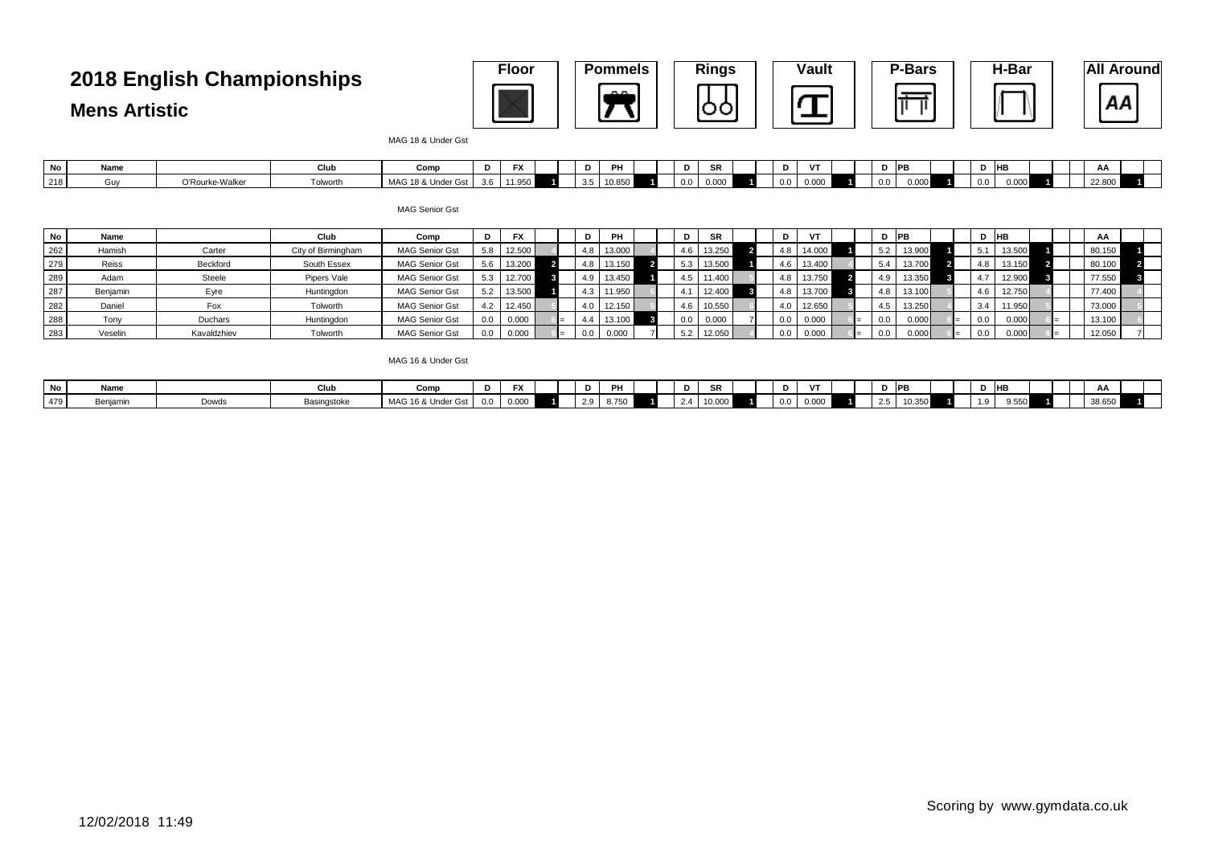# 2018 English Championships

## Mens Artistic

Floor | Pommels | Rings | Vault | P-Bars | H-Bar | All Around

MAG 18 & Under Gst

| No | Name | | Club | Comp | D | FX | | D | PH | | D | SR | | D | VT | | D | PB | | D | HB | | AA | |
|---|---|---|---|---|---|---|---|---|---|---|---|---|---|---|---|---|---|---|---|---|---|---|---|---|
| 218 | Guy | O'Rourke-Walker | Tolworth | MAG 18 & Under Gst | 3.6 | 11.950 | 1 | 3.5 | 10.850 | 1 | 0.0 | 0.000 | 1 | 0.0 | 0.000 | 1 | 0.0 | 0.000 | 1 | 0.0 | 0.000 | 1 | 22.800 | 1 |

MAG Senior Gst

| No | Name | | Club | Comp | D | FX | | D | PH | | D | SR | | D | VT | | D | PB | | D | HB | | AA | |
|---|---|---|---|---|---|---|---|---|---|---|---|---|---|---|---|---|---|---|---|---|---|---|---|---|
| 262 | Hamish | Carter | City of Birmingham | MAG Senior Gst | 5.8 | 12.500 | 4 | 4.8 | 13.000 | 4 | 4.6 | 13.250 | 2 | 4.8 | 14.000 | 1 | 5.2 | 13.900 | 1 | 5.1 | 13.500 | 1 | 80.150 | 1 |
| 279 | Reiss | Beckford | South Essex | MAG Senior Gst | 5.6 | 13.200 | 2 | 4.8 | 13.150 | 2 | 5.3 | 13.500 | 1 | 4.6 | 13.400 | 4 | 5.4 | 13.700 | 2 | 4.8 | 13.150 | 2 | 80.100 | 2 |
| 289 | Adam | Steele | Pipers Vale | MAG Senior Gst | 5.3 | 12.700 | 3 | 4.9 | 13.450 | 1 | 4.5 | 11.400 | 5 | 4.8 | 13.750 | 2 | 4.9 | 13.350 | 3 | 4.7 | 12.900 | 3 | 77.550 | 3 |
| 287 | Benjamin | Eyre | Huntingdon | MAG Senior Gst | 5.2 | 13.500 | 1 | 4.3 | 11.950 | 6 | 4.1 | 12.400 | 3 | 4.8 | 13.700 | 3 | 4.8 | 13.100 | 5 | 4.6 | 12.750 | 4 | 77.400 | 4 |
| 282 | Daniel | Fox | Tolworth | MAG Senior Gst | 4.2 | 12.450 | 5 | 4.0 | 12.150 | 5 | 4.6 | 10.550 | 6 | 4.0 | 12.650 | 5 | 4.5 | 13.250 | 4 | 3.4 | 11.950 | 5 | 73.000 | 5 |
| 288 | Tony | Duchars | Huntingdon | MAG Senior Gst | 0.0 | 0.000 | 6 = | 4.4 | 13.100 | 3 | 0.0 | 0.000 | 7 | 0.0 | 0.000 | 6 = | 0.0 | 0.000 | 6 = | 0.0 | 0.000 | 6 = | 13.100 | 6 |
| 283 | Veselin | Kavaldzhiev | Tolworth | MAG Senior Gst | 0.0 | 0.000 | 6 = | 0.0 | 0.000 | 7 | 5.2 | 12.050 | 4 | 0.0 | 0.000 | 6 = | 0.0 | 0.000 | 6 = | 0.0 | 0.000 | 6 = | 12.050 | 7 |

MAG 16 & Under Gst

| No | Name | | Club | Comp | D | FX | | D | PH | | D | SR | | D | VT | | D | PB | | D | HB | | AA | |
|---|---|---|---|---|---|---|---|---|---|---|---|---|---|---|---|---|---|---|---|---|---|---|---|---|
| 479 | Benjamin | Dowds | Basingstoke | MAG 16 & Under Gst | 0.0 | 0.000 | 1 | 2.9 | 8.750 | 1 | 2.4 | 10.000 | 1 | 0.0 | 0.000 | 1 | 2.5 | 10.350 | 1 | 1.9 | 9.550 | 1 | 38.650 | 1 |

12/02/2018 11:49

Scoring by www.gymdata.co.uk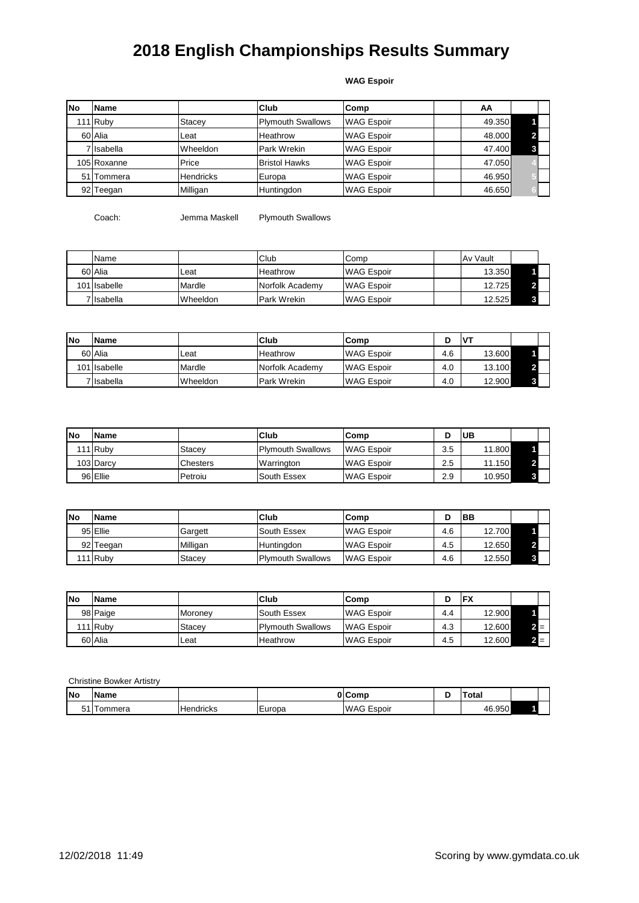# 2018 English Championships Results Summary

**WAG Espoir**

| No | Name | | Club | Comp | | AA | | |
|---|---|---|---|---|---|---|---|---|
| 111 | Ruby | Stacey | Plymouth Swallows | WAG Espoir | | 49.350 | 1 | |
| 60 | Alia | Leat | Heathrow | WAG Espoir | | 48.000 | 2 | |
| 7 | Isabella | Wheeldon | Park Wrekin | WAG Espoir | | 47.400 | 3 | |
| 105 | Roxanne | Price | Bristol Hawks | WAG Espoir | | 47.050 | 4 | |
| 51 | Tommera | Hendricks | Europa | WAG Espoir | | 46.950 | 5 | |
| 92 | Teegan | Milligan | Huntingdon | WAG Espoir | | 46.650 | 6 | |

Coach: Jemma Maskell Plymouth Swallows

| | Name | | Club | Comp | | Av Vault | | |
|---|---|---|---|---|---|---|---|---|
| 60 | Alia | Leat | Heathrow | WAG Espoir | | 13.350 | 1 | |
| 101 | Isabelle | Mardle | Norfolk Academy | WAG Espoir | | 12.725 | 2 | |
| 7 | Isabella | Wheeldon | Park Wrekin | WAG Espoir | | 12.525 | 3 | |

| No | Name | | Club | Comp | D | VT | | |
|---|---|---|---|---|---|---|---|---|
| 60 | Alia | Leat | Heathrow | WAG Espoir | 4.6 | 13.600 | 1 | |
| 101 | Isabelle | Mardle | Norfolk Academy | WAG Espoir | 4.0 | 13.100 | 2 | |
| 7 | Isabella | Wheeldon | Park Wrekin | WAG Espoir | 4.0 | 12.900 | 3 | |

| No | Name | | Club | Comp | D | UB | | |
|---|---|---|---|---|---|---|---|---|
| 111 | Ruby | Stacey | Plymouth Swallows | WAG Espoir | 3.5 | 11.800 | 1 | |
| 103 | Darcy | Chesters | Warrington | WAG Espoir | 2.5 | 11.150 | 2 | |
| 96 | Ellie | Petroiu | South Essex | WAG Espoir | 2.9 | 10.950 | 3 | |

| No | Name | | Club | Comp | D | BB | | |
|---|---|---|---|---|---|---|---|---|
| 95 | Ellie | Gargett | South Essex | WAG Espoir | 4.6 | 12.700 | 1 | |
| 92 | Teegan | Milligan | Huntingdon | WAG Espoir | 4.5 | 12.650 | 2 | |
| 111 | Ruby | Stacey | Plymouth Swallows | WAG Espoir | 4.6 | 12.550 | 3 | |

| No | Name | | Club | Comp | D | FX | | |
|---|---|---|---|---|---|---|---|---|
| 98 | Paige | Moroney | South Essex | WAG Espoir | 4.4 | 12.900 | 1 | |
| 111 | Ruby | Stacey | Plymouth Swallows | WAG Espoir | 4.3 | 12.600 | 2 | = |
| 60 | Alia | Leat | Heathrow | WAG Espoir | 4.5 | 12.600 | 2 | = |

Christine Bowker Artistry

| No | Name | | 0 | Comp | D | Total | | |
|---|---|---|---|---|---|---|---|---|
| 51 | Tommera | Hendricks | Europa | WAG Espoir | | 46.950 | 1 | |

12/02/2018 11:49 Scoring by www.gymdata.co.uk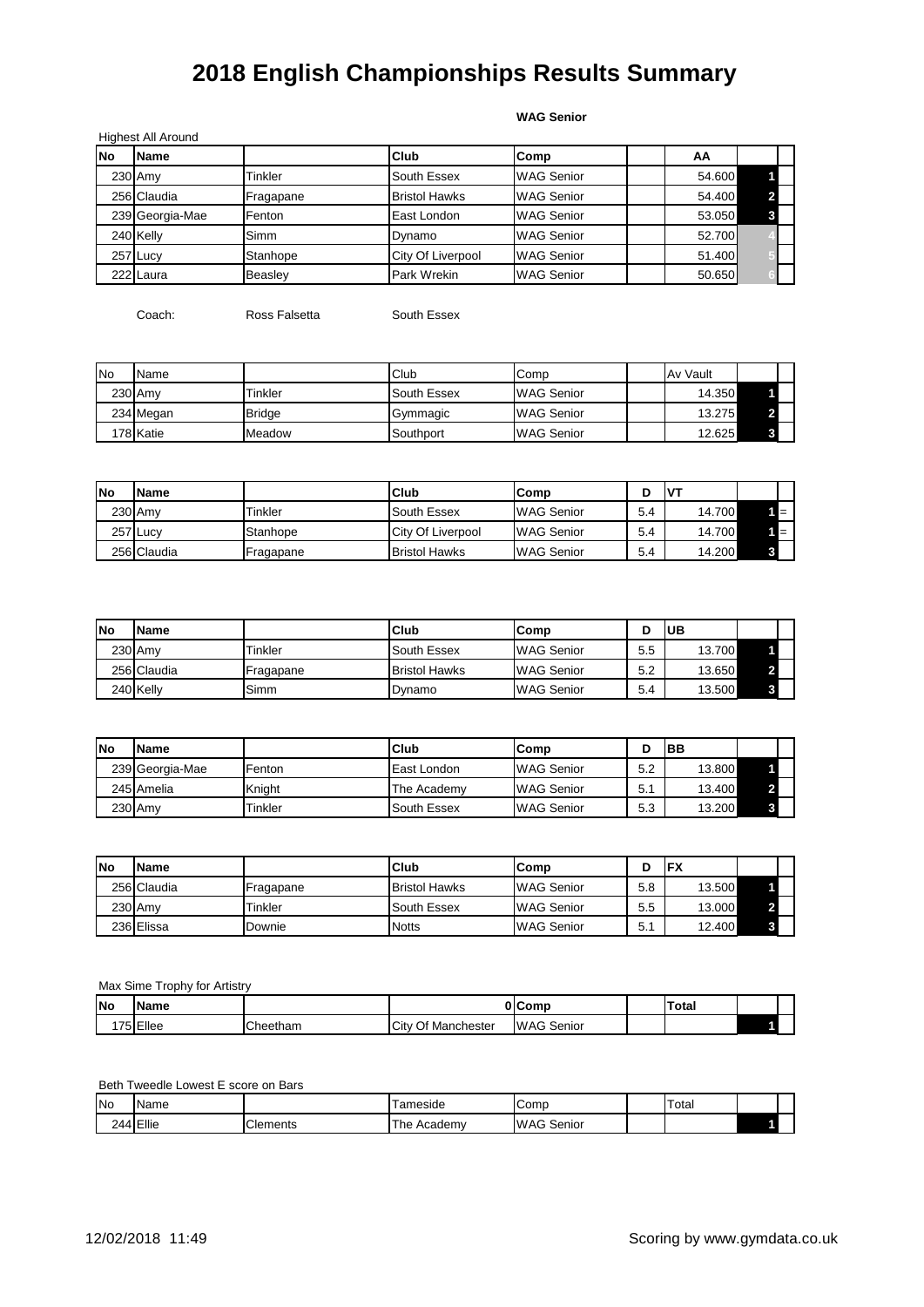# 2018 English Championships Results Summary

**WAG Senior**

Highest All Around

| No | Name | | Club | Comp | | AA | | |
|---|---|---|---|---|---|---|---|---|
| 230 | Amy | Tinkler | South Essex | WAG Senior | | 54.600 | 1 | |
| 256 | Claudia | Fragapane | Bristol Hawks | WAG Senior | | 54.400 | 2 | |
| 239 | Georgia-Mae | Fenton | East London | WAG Senior | | 53.050 | 3 | |
| 240 | Kelly | Simm | Dynamo | WAG Senior | | 52.700 | 4 | |
| 257 | Lucy | Stanhope | City Of Liverpool | WAG Senior | | 51.400 | 5 | |
| 222 | Laura | Beasley | Park Wrekin | WAG Senior | | 50.650 | 6 | |

Coach: Ross Falsetta South Essex

| No | Name | | Club | Comp | | Av Vault | | |
|---|---|---|---|---|---|---|---|---|
| 230 | Amy | Tinkler | South Essex | WAG Senior | | 14.350 | 1 | |
| 234 | Megan | Bridge | Gymmagic | WAG Senior | | 13.275 | 2 | |
| 178 | Katie | Meadow | Southport | WAG Senior | | 12.625 | 3 | |

| No | Name | | Club | Comp | D | VT | | |
|---|---|---|---|---|---|---|---|---|
| 230 | Amy | Tinkler | South Essex | WAG Senior | 5.4 | 14.700 | 1 | = |
| 257 | Lucy | Stanhope | City Of Liverpool | WAG Senior | 5.4 | 14.700 | 1 | = |
| 256 | Claudia | Fragapane | Bristol Hawks | WAG Senior | 5.4 | 14.200 | 3 | |

| No | Name | | Club | Comp | D | UB | | |
|---|---|---|---|---|---|---|---|---|
| 230 | Amy | Tinkler | South Essex | WAG Senior | 5.5 | 13.700 | 1 | |
| 256 | Claudia | Fragapane | Bristol Hawks | WAG Senior | 5.2 | 13.650 | 2 | |
| 240 | Kelly | Simm | Dynamo | WAG Senior | 5.4 | 13.500 | 3 | |

| No | Name | | Club | Comp | D | BB | | |
|---|---|---|---|---|---|---|---|---|
| 239 | Georgia-Mae | Fenton | East London | WAG Senior | 5.2 | 13.800 | 1 | |
| 245 | Amelia | Knight | The Academy | WAG Senior | 5.1 | 13.400 | 2 | |
| 230 | Amy | Tinkler | South Essex | WAG Senior | 5.3 | 13.200 | 3 | |

| No | Name | | Club | Comp | D | FX | | |
|---|---|---|---|---|---|---|---|---|
| 256 | Claudia | Fragapane | Bristol Hawks | WAG Senior | 5.8 | 13.500 | 1 | |
| 230 | Amy | Tinkler | South Essex | WAG Senior | 5.5 | 13.000 | 2 | |
| 236 | Elissa | Downie | Notts | WAG Senior | 5.1 | 12.400 | 3 | |

Max Sime Trophy for Artistry

| No | Name | | 0 | Comp | | Total | | |
|---|---|---|---|---|---|---|---|---|
| 175 | Ellee | Cheetham | City Of Manchester | WAG Senior | | | 1 | |

Beth Tweedle Lowest E score on Bars

| No | Name | | Tameside | Comp | | Total | | |
|---|---|---|---|---|---|---|---|---|
| 244 | Ellie | Clements | The Academy | WAG Senior | | | 1 | |

12/02/2018 11:49 Scoring by www.gymdata.co.uk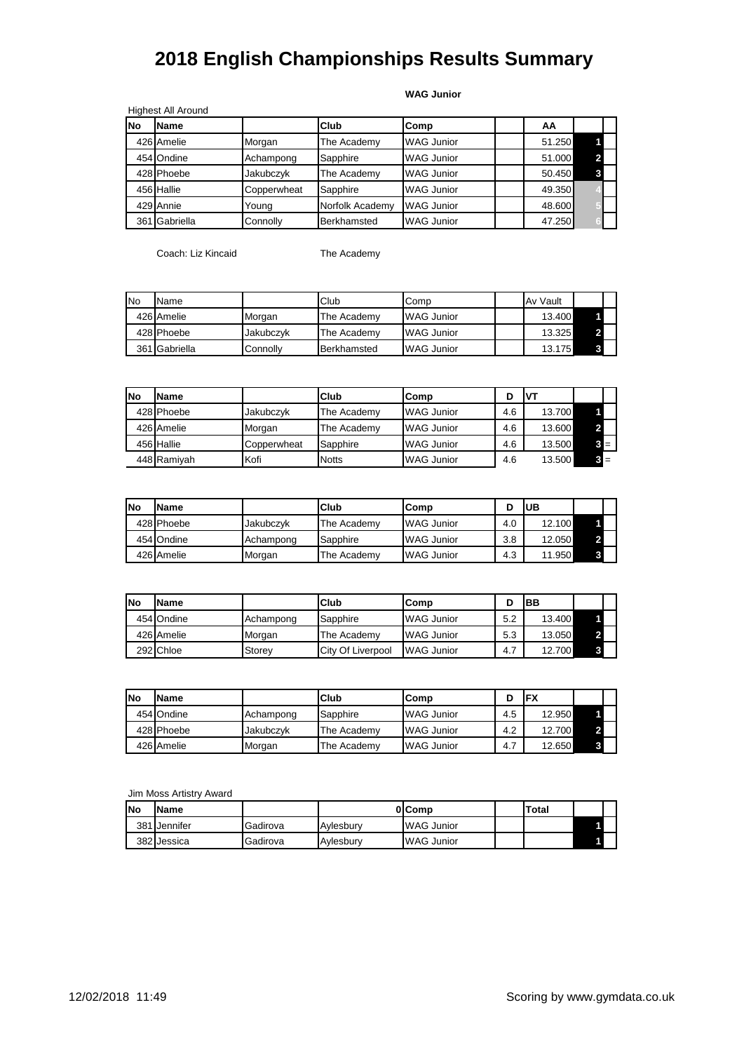# 2018 English Championships Results Summary

**WAG Junior**

Highest All Around

| No | Name | | Club | Comp | | AA | | |
|---|---|---|---|---|---|---|---|---|
| 426 | Amelie | Morgan | The Academy | WAG Junior | | 51.250 | 1 | |
| 454 | Ondine | Achampong | Sapphire | WAG Junior | | 51.000 | 2 | |
| 428 | Phoebe | Jakubczyk | The Academy | WAG Junior | | 50.450 | 3 | |
| 456 | Hallie | Copperwheat | Sapphire | WAG Junior | | 49.350 | 4 | |
| 429 | Annie | Young | Norfolk Academy | WAG Junior | | 48.600 | 5 | |
| 361 | Gabriella | Connolly | Berkhamsted | WAG Junior | | 47.250 | 6 | |

Coach: Liz Kincaid The Academy

| No | Name | | Club | Comp | | Av Vault | | |
|---|---|---|---|---|---|---|---|---|
| 426 | Amelie | Morgan | The Academy | WAG Junior | | 13.400 | 1 | |
| 428 | Phoebe | Jakubczyk | The Academy | WAG Junior | | 13.325 | 2 | |
| 361 | Gabriella | Connolly | Berkhamsted | WAG Junior | | 13.175 | 3 | |

| No | Name | | Club | Comp | D | VT | | |
|---|---|---|---|---|---|---|---|---|
| 428 | Phoebe | Jakubczyk | The Academy | WAG Junior | 4.6 | 13.700 | 1 | |
| 426 | Amelie | Morgan | The Academy | WAG Junior | 4.6 | 13.600 | 2 | |
| 456 | Hallie | Copperwheat | Sapphire | WAG Junior | 4.6 | 13.500 | 3 | = |
| 448 | Ramiyah | Kofi | Notts | WAG Junior | 4.6 | 13.500 | 3 | = |

| No | Name | | Club | Comp | D | UB | | |
|---|---|---|---|---|---|---|---|---|
| 428 | Phoebe | Jakubczyk | The Academy | WAG Junior | 4.0 | 12.100 | 1 | |
| 454 | Ondine | Achampong | Sapphire | WAG Junior | 3.8 | 12.050 | 2 | |
| 426 | Amelie | Morgan | The Academy | WAG Junior | 4.3 | 11.950 | 3 | |

| No | Name | | Club | Comp | D | BB | | |
|---|---|---|---|---|---|---|---|---|
| 454 | Ondine | Achampong | Sapphire | WAG Junior | 5.2 | 13.400 | 1 | |
| 426 | Amelie | Morgan | The Academy | WAG Junior | 5.3 | 13.050 | 2 | |
| 292 | Chloe | Storey | City Of Liverpool | WAG Junior | 4.7 | 12.700 | 3 | |

| No | Name | | Club | Comp | D | FX | | |
|---|---|---|---|---|---|---|---|---|
| 454 | Ondine | Achampong | Sapphire | WAG Junior | 4.5 | 12.950 | 1 | |
| 428 | Phoebe | Jakubczyk | The Academy | WAG Junior | 4.2 | 12.700 | 2 | |
| 426 | Amelie | Morgan | The Academy | WAG Junior | 4.7 | 12.650 | 3 | |

Jim Moss Artistry Award

| No | Name | | 0 | Comp | | Total | | |
|---|---|---|---|---|---|---|---|---|
| 381 | Jennifer | Gadirova | Aylesbury | WAG Junior | | | 1 | |
| 382 | Jessica | Gadirova | Aylesbury | WAG Junior | | | 1 | |

12/02/2018 11:49 Scoring by www.gymdata.co.uk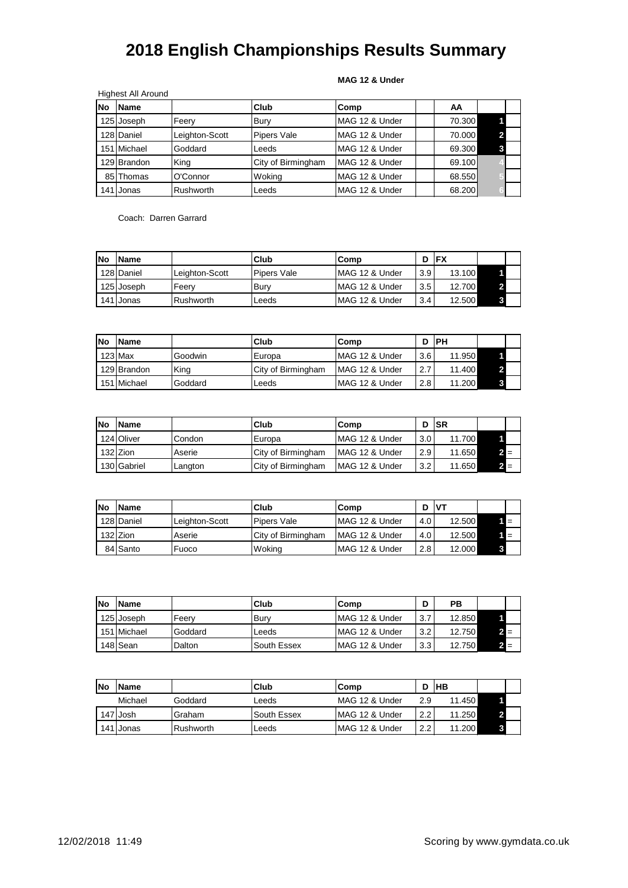# 2018 English Championships Results Summary

**MAG 12 & Under**

Highest All Around

| No | Name | | Club | Comp | | AA | | |
|---|---|---|---|---|---|---|---|---|
| 125 | Joseph | Feery | Bury | MAG 12 & Under | | 70.300 | 1 | |
| 128 | Daniel | Leighton-Scott | Pipers Vale | MAG 12 & Under | | 70.000 | 2 | |
| 151 | Michael | Goddard | Leeds | MAG 12 & Under | | 69.300 | 3 | |
| 129 | Brandon | King | City of Birmingham | MAG 12 & Under | | 69.100 | 4 | |
| 85 | Thomas | O'Connor | Woking | MAG 12 & Under | | 68.550 | 5 | |
| 141 | Jonas | Rushworth | Leeds | MAG 12 & Under | | 68.200 | 6 | |

Coach: Darren Garrard

| No | Name | | Club | Comp | D | FX | | |
|---|---|---|---|---|---|---|---|---|
| 128 | Daniel | Leighton-Scott | Pipers Vale | MAG 12 & Under | 3.9 | 13.100 | 1 | |
| 125 | Joseph | Feery | Bury | MAG 12 & Under | 3.5 | 12.700 | 2 | |
| 141 | Jonas | Rushworth | Leeds | MAG 12 & Under | 3.4 | 12.500 | 3 | |

| No | Name | | Club | Comp | D | PH | | |
|---|---|---|---|---|---|---|---|---|
| 123 | Max | Goodwin | Europa | MAG 12 & Under | 3.6 | 11.950 | 1 | |
| 129 | Brandon | King | City of Birmingham | MAG 12 & Under | 2.7 | 11.400 | 2 | |
| 151 | Michael | Goddard | Leeds | MAG 12 & Under | 2.8 | 11.200 | 3 | |

| No | Name | | Club | Comp | D | SR | | |
|---|---|---|---|---|---|---|---|---|
| 124 | Oliver | Condon | Europa | MAG 12 & Under | 3.0 | 11.700 | 1 | |
| 132 | Zion | Aserie | City of Birmingham | MAG 12 & Under | 2.9 | 11.650 | 2 | = |
| 130 | Gabriel | Langton | City of Birmingham | MAG 12 & Under | 3.2 | 11.650 | 2 | = |

| No | Name | | Club | Comp | D | VT | | |
|---|---|---|---|---|---|---|---|---|
| 128 | Daniel | Leighton-Scott | Pipers Vale | MAG 12 & Under | 4.0 | 12.500 | 1 | = |
| 132 | Zion | Aserie | City of Birmingham | MAG 12 & Under | 4.0 | 12.500 | 1 | = |
| 84 | Santo | Fuoco | Woking | MAG 12 & Under | 2.8 | 12.000 | 3 | |

| No | Name | | Club | Comp | D | PB | | |
|---|---|---|---|---|---|---|---|---|
| 125 | Joseph | Feery | Bury | MAG 12 & Under | 3.7 | 12.850 | 1 | |
| 151 | Michael | Goddard | Leeds | MAG 12 & Under | 3.2 | 12.750 | 2 | = |
| 148 | Sean | Dalton | South Essex | MAG 12 & Under | 3.3 | 12.750 | 2 | = |

| No | Name | | Club | Comp | D | HB | | |
|---|---|---|---|---|---|---|---|---|
| | Michael | Goddard | Leeds | MAG 12 & Under | 2.9 | 11.450 | 1 | |
| 147 | Josh | Graham | South Essex | MAG 12 & Under | 2.2 | 11.250 | 2 | |
| 141 | Jonas | Rushworth | Leeds | MAG 12 & Under | 2.2 | 11.200 | 3 | |

12/02/2018 11:49

Scoring by www.gymdata.co.uk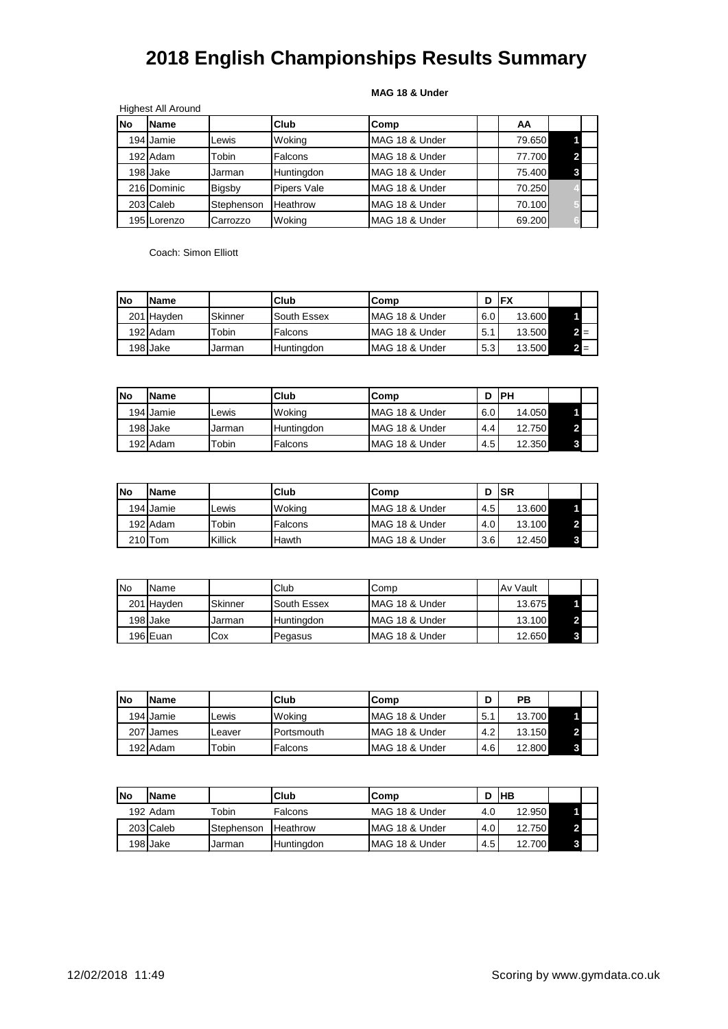# 2018 English Championships Results Summary

**MAG 18 & Under**

Highest All Around

| No | Name | | Club | Comp | | AA | | |
|---|---|---|---|---|---|---|---|---|
| 194 | Jamie | Lewis | Woking | MAG 18 & Under | | 79.650 | 1 | |
| 192 | Adam | Tobin | Falcons | MAG 18 & Under | | 77.700 | 2 | |
| 198 | Jake | Jarman | Huntingdon | MAG 18 & Under | | 75.400 | 3 | |
| 216 | Dominic | Bigsby | Pipers Vale | MAG 18 & Under | | 70.250 | 4 | |
| 203 | Caleb | Stephenson | Heathrow | MAG 18 & Under | | 70.100 | 5 | |
| 195 | Lorenzo | Carrozzo | Woking | MAG 18 & Under | | 69.200 | 6 | |

Coach: Simon Elliott

| No | Name | | Club | Comp | D | FX | | |
|---|---|---|---|---|---|---|---|---|
| 201 | Hayden | Skinner | South Essex | MAG 18 & Under | 6.0 | 13.600 | 1 | |
| 192 | Adam | Tobin | Falcons | MAG 18 & Under | 5.1 | 13.500 | 2 | = |
| 198 | Jake | Jarman | Huntingdon | MAG 18 & Under | 5.3 | 13.500 | 2 | = |

| No | Name | | Club | Comp | D | PH | | |
|---|---|---|---|---|---|---|---|---|
| 194 | Jamie | Lewis | Woking | MAG 18 & Under | 6.0 | 14.050 | 1 | |
| 198 | Jake | Jarman | Huntingdon | MAG 18 & Under | 4.4 | 12.750 | 2 | |
| 192 | Adam | Tobin | Falcons | MAG 18 & Under | 4.5 | 12.350 | 3 | |

| No | Name | | Club | Comp | D | SR | | |
|---|---|---|---|---|---|---|---|---|
| 194 | Jamie | Lewis | Woking | MAG 18 & Under | 4.5 | 13.600 | 1 | |
| 192 | Adam | Tobin | Falcons | MAG 18 & Under | 4.0 | 13.100 | 2 | |
| 210 | Tom | Killick | Hawth | MAG 18 & Under | 3.6 | 12.450 | 3 | |

| No | Name | | Club | Comp | | Av Vault | | |
|---|---|---|---|---|---|---|---|---|
| 201 | Hayden | Skinner | South Essex | MAG 18 & Under | | 13.675 | 1 | |
| 198 | Jake | Jarman | Huntingdon | MAG 18 & Under | | 13.100 | 2 | |
| 196 | Euan | Cox | Pegasus | MAG 18 & Under | | 12.650 | 3 | |

| No | Name | | Club | Comp | D | PB | | |
|---|---|---|---|---|---|---|---|---|
| 194 | Jamie | Lewis | Woking | MAG 18 & Under | 5.1 | 13.700 | 1 | |
| 207 | James | Leaver | Portsmouth | MAG 18 & Under | 4.2 | 13.150 | 2 | |
| 192 | Adam | Tobin | Falcons | MAG 18 & Under | 4.6 | 12.800 | 3 | |

| No | Name | | Club | Comp | D | HB | | |
|---|---|---|---|---|---|---|---|---|
| 192 | Adam | Tobin | Falcons | MAG 18 & Under | 4.0 | 12.950 | 1 | |
| 203 | Caleb | Stephenson | Heathrow | MAG 18 & Under | 4.0 | 12.750 | 2 | |
| 198 | Jake | Jarman | Huntingdon | MAG 18 & Under | 4.5 | 12.700 | 3 | |

12/02/2018 11:49

Scoring by www.gymdata.co.uk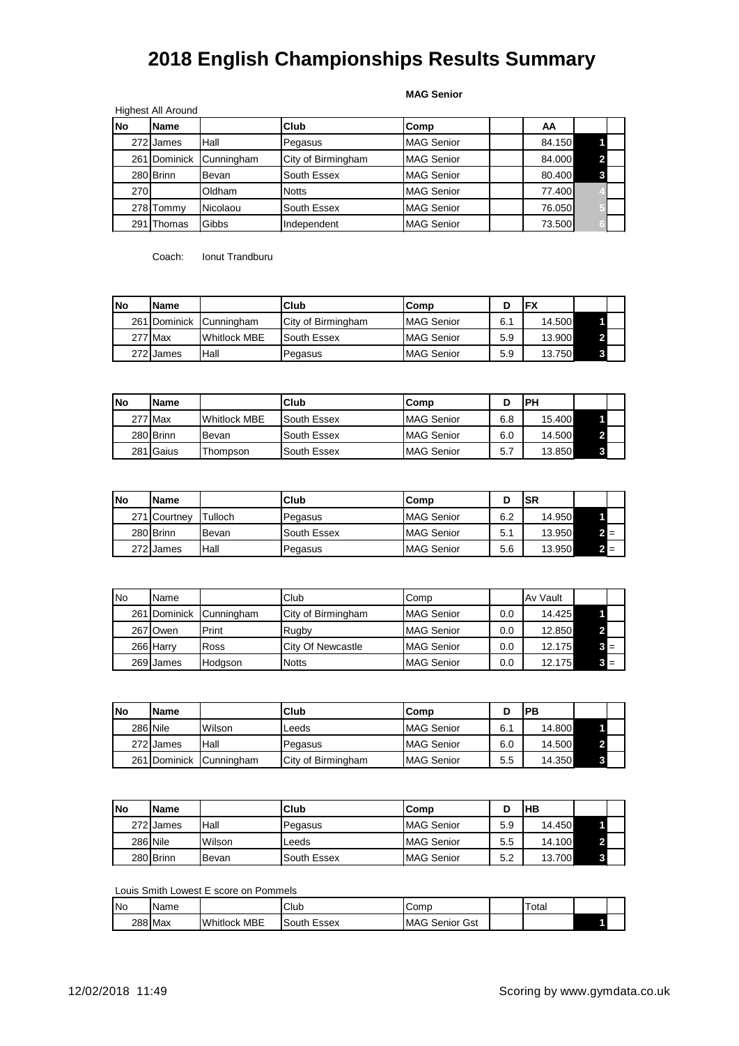# 2018 English Championships Results Summary

**MAG Senior**

Highest All Around

| No | Name | | Club | Comp | | AA | | |
|---|---|---|---|---|---|---|---|---|
| 272 | James | Hall | Pegasus | MAG Senior | | 84.150 | 1 | |
| 261 | Dominick | Cunningham | City of Birmingham | MAG Senior | | 84.000 | 2 | |
| 280 | Brinn | Bevan | South Essex | MAG Senior | | 80.400 | 3 | |
| 270 | | Oldham | Notts | MAG Senior | | 77.400 | 4 | |
| 278 | Tommy | Nicolaou | South Essex | MAG Senior | | 76.050 | 5 | |
| 291 | Thomas | Gibbs | Independent | MAG Senior | | 73.500 | 6 | |

Coach: Ionut Trandburu

| No | Name | | Club | Comp | D | FX | | |
|---|---|---|---|---|---|---|---|---|
| 261 | Dominick | Cunningham | City of Birmingham | MAG Senior | 6.1 | 14.500 | 1 | |
| 277 | Max | Whitlock MBE | South Essex | MAG Senior | 5.9 | 13.900 | 2 | |
| 272 | James | Hall | Pegasus | MAG Senior | 5.9 | 13.750 | 3 | |

| No | Name | | Club | Comp | D | PH | | |
|---|---|---|---|---|---|---|---|---|
| 277 | Max | Whitlock MBE | South Essex | MAG Senior | 6.8 | 15.400 | 1 | |
| 280 | Brinn | Bevan | South Essex | MAG Senior | 6.0 | 14.500 | 2 | |
| 281 | Gaius | Thompson | South Essex | MAG Senior | 5.7 | 13.850 | 3 | |

| No | Name | | Club | Comp | D | SR | | |
|---|---|---|---|---|---|---|---|---|
| 271 | Courtney | Tulloch | Pegasus | MAG Senior | 6.2 | 14.950 | 1 | |
| 280 | Brinn | Bevan | South Essex | MAG Senior | 5.1 | 13.950 | 2 | = |
| 272 | James | Hall | Pegasus | MAG Senior | 5.6 | 13.950 | 2 | = |

| No | Name | | Club | Comp | | Av Vault | | |
|---|---|---|---|---|---|---|---|---|
| 261 | Dominick | Cunningham | City of Birmingham | MAG Senior | 0.0 | 14.425 | 1 | |
| 267 | Owen | Print | Rugby | MAG Senior | 0.0 | 12.850 | 2 | |
| 266 | Harry | Ross | City Of Newcastle | MAG Senior | 0.0 | 12.175 | 3 | = |
| 269 | James | Hodgson | Notts | MAG Senior | 0.0 | 12.175 | 3 | = |

| No | Name | | Club | Comp | D | PB | | |
|---|---|---|---|---|---|---|---|---|
| 286 | Nile | Wilson | Leeds | MAG Senior | 6.1 | 14.800 | 1 | |
| 272 | James | Hall | Pegasus | MAG Senior | 6.0 | 14.500 | 2 | |
| 261 | Dominick | Cunningham | City of Birmingham | MAG Senior | 5.5 | 14.350 | 3 | |

| No | Name | | Club | Comp | D | HB | | |
|---|---|---|---|---|---|---|---|---|
| 272 | James | Hall | Pegasus | MAG Senior | 5.9 | 14.450 | 1 | |
| 286 | Nile | Wilson | Leeds | MAG Senior | 5.5 | 14.100 | 2 | |
| 280 | Brinn | Bevan | South Essex | MAG Senior | 5.2 | 13.700 | 3 | |

Louis Smith Lowest E score on Pommels

| No | Name | | Club | Comp | | Total | | |
|---|---|---|---|---|---|---|---|---|
| 288 | Max | Whitlock MBE | South Essex | MAG Senior Gst | | | 1 | |

12/02/2018 11:49

Scoring by www.gymdata.co.uk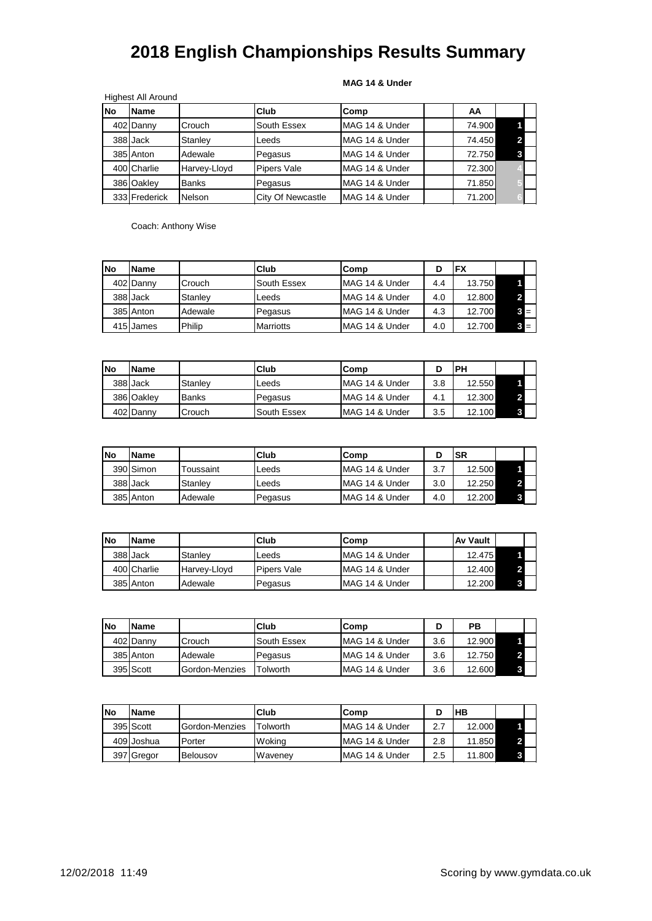# 2018 English Championships Results Summary

**MAG 14 & Under**

Highest All Around

| No | Name | | Club | Comp | | AA | |
|---|---|---|---|---|---|---|---|
| 402 | Danny | Crouch | South Essex | MAG 14 & Under | | 74.900 | 1 |
| 388 | Jack | Stanley | Leeds | MAG 14 & Under | | 74.450 | 2 |
| 385 | Anton | Adewale | Pegasus | MAG 14 & Under | | 72.750 | 3 |
| 400 | Charlie | Harvey-Lloyd | Pipers Vale | MAG 14 & Under | | 72.300 | 4 |
| 386 | Oakley | Banks | Pegasus | MAG 14 & Under | | 71.850 | 5 |
| 333 | Frederick | Nelson | City Of Newcastle | MAG 14 & Under | | 71.200 | 6 |

Coach: Anthony Wise

| No | Name | | Club | Comp | D | FX | |
|---|---|---|---|---|---|---|---|
| 402 | Danny | Crouch | South Essex | MAG 14 & Under | 4.4 | 13.750 | 1 |
| 388 | Jack | Stanley | Leeds | MAG 14 & Under | 4.0 | 12.800 | 2 |
| 385 | Anton | Adewale | Pegasus | MAG 14 & Under | 4.3 | 12.700 | 3 = |
| 415 | James | Philip | Marriotts | MAG 14 & Under | 4.0 | 12.700 | 3 = |

| No | Name | | Club | Comp | D | PH | |
|---|---|---|---|---|---|---|---|
| 388 | Jack | Stanley | Leeds | MAG 14 & Under | 3.8 | 12.550 | 1 |
| 386 | Oakley | Banks | Pegasus | MAG 14 & Under | 4.1 | 12.300 | 2 |
| 402 | Danny | Crouch | South Essex | MAG 14 & Under | 3.5 | 12.100 | 3 |

| No | Name | | Club | Comp | D | SR | |
|---|---|---|---|---|---|---|---|
| 390 | Simon | Toussaint | Leeds | MAG 14 & Under | 3.7 | 12.500 | 1 |
| 388 | Jack | Stanley | Leeds | MAG 14 & Under | 3.0 | 12.250 | 2 |
| 385 | Anton | Adewale | Pegasus | MAG 14 & Under | 4.0 | 12.200 | 3 |

| No | Name | | Club | Comp | | Av Vault | |
|---|---|---|---|---|---|---|---|
| 388 | Jack | Stanley | Leeds | MAG 14 & Under | | 12.475 | 1 |
| 400 | Charlie | Harvey-Lloyd | Pipers Vale | MAG 14 & Under | | 12.400 | 2 |
| 385 | Anton | Adewale | Pegasus | MAG 14 & Under | | 12.200 | 3 |

| No | Name | | Club | Comp | D | PB | |
|---|---|---|---|---|---|---|---|
| 402 | Danny | Crouch | South Essex | MAG 14 & Under | 3.6 | 12.900 | 1 |
| 385 | Anton | Adewale | Pegasus | MAG 14 & Under | 3.6 | 12.750 | 2 |
| 395 | Scott | Gordon-Menzies | Tolworth | MAG 14 & Under | 3.6 | 12.600 | 3 |

| No | Name | | Club | Comp | D | HB | |
|---|---|---|---|---|---|---|---|
| 395 | Scott | Gordon-Menzies | Tolworth | MAG 14 & Under | 2.7 | 12.000 | 1 |
| 409 | Joshua | Porter | Woking | MAG 14 & Under | 2.8 | 11.850 | 2 |
| 397 | Gregor | Belousov | Waveney | MAG 14 & Under | 2.5 | 11.800 | 3 |

12/02/2018 11:49 Scoring by www.gymdata.co.uk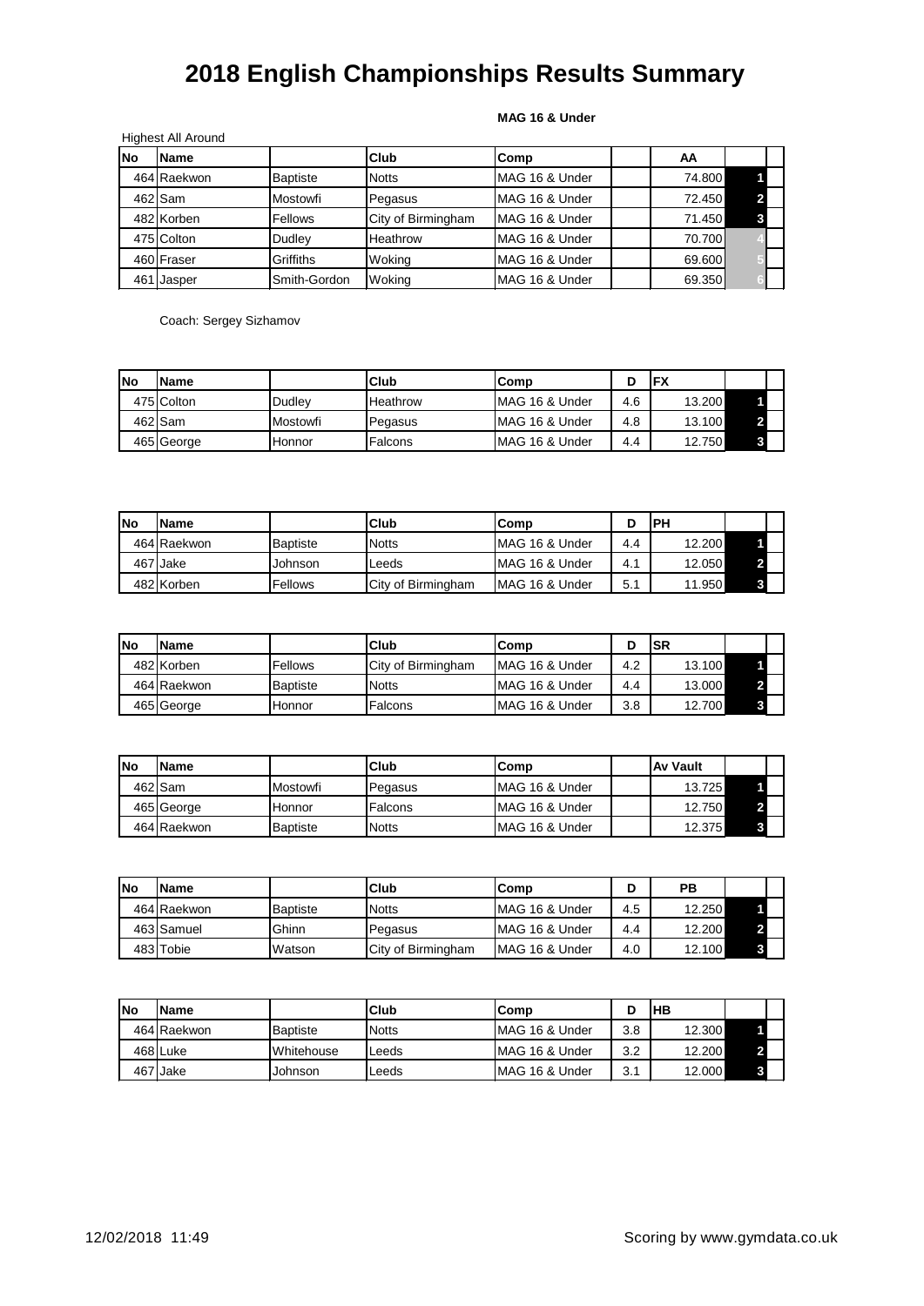# 2018 English Championships Results Summary

**MAG 16 & Under**

Highest All Around

| No | Name | | Club | Comp | | AA | |
|---|---|---|---|---|---|---|---|
| 464 | Raekwon | Baptiste | Notts | MAG 16 & Under | | 74.800 | 1 |
| 462 | Sam | Mostowfi | Pegasus | MAG 16 & Under | | 72.450 | 2 |
| 482 | Korben | Fellows | City of Birmingham | MAG 16 & Under | | 71.450 | 3 |
| 475 | Colton | Dudley | Heathrow | MAG 16 & Under | | 70.700 | 4 |
| 460 | Fraser | Griffiths | Woking | MAG 16 & Under | | 69.600 | 5 |
| 461 | Jasper | Smith-Gordon | Woking | MAG 16 & Under | | 69.350 | 6 |

Coach: Sergey Sizhamov

| No | Name | | Club | Comp | D | FX | |
|---|---|---|---|---|---|---|---|
| 475 | Colton | Dudley | Heathrow | MAG 16 & Under | 4.6 | 13.200 | 1 |
| 462 | Sam | Mostowfi | Pegasus | MAG 16 & Under | 4.8 | 13.100 | 2 |
| 465 | George | Honnor | Falcons | MAG 16 & Under | 4.4 | 12.750 | 3 |

| No | Name | | Club | Comp | D | PH | |
|---|---|---|---|---|---|---|---|
| 464 | Raekwon | Baptiste | Notts | MAG 16 & Under | 4.4 | 12.200 | 1 |
| 467 | Jake | Johnson | Leeds | MAG 16 & Under | 4.1 | 12.050 | 2 |
| 482 | Korben | Fellows | City of Birmingham | MAG 16 & Under | 5.1 | 11.950 | 3 |

| No | Name | | Club | Comp | D | SR | |
|---|---|---|---|---|---|---|---|
| 482 | Korben | Fellows | City of Birmingham | MAG 16 & Under | 4.2 | 13.100 | 1 |
| 464 | Raekwon | Baptiste | Notts | MAG 16 & Under | 4.4 | 13.000 | 2 |
| 465 | George | Honnor | Falcons | MAG 16 & Under | 3.8 | 12.700 | 3 |

| No | Name | | Club | Comp | | Av Vault | |
|---|---|---|---|---|---|---|---|
| 462 | Sam | Mostowfi | Pegasus | MAG 16 & Under | | 13.725 | 1 |
| 465 | George | Honnor | Falcons | MAG 16 & Under | | 12.750 | 2 |
| 464 | Raekwon | Baptiste | Notts | MAG 16 & Under | | 12.375 | 3 |

| No | Name | | Club | Comp | D | PB | |
|---|---|---|---|---|---|---|---|
| 464 | Raekwon | Baptiste | Notts | MAG 16 & Under | 4.5 | 12.250 | 1 |
| 463 | Samuel | Ghinn | Pegasus | MAG 16 & Under | 4.4 | 12.200 | 2 |
| 483 | Tobie | Watson | City of Birmingham | MAG 16 & Under | 4.0 | 12.100 | 3 |

| No | Name | | Club | Comp | D | HB | |
|---|---|---|---|---|---|---|---|
| 464 | Raekwon | Baptiste | Notts | MAG 16 & Under | 3.8 | 12.300 | 1 |
| 468 | Luke | Whitehouse | Leeds | MAG 16 & Under | 3.2 | 12.200 | 2 |
| 467 | Jake | Johnson | Leeds | MAG 16 & Under | 3.1 | 12.000 | 3 |

12/02/2018 11:49

Scoring by www.gymdata.co.uk